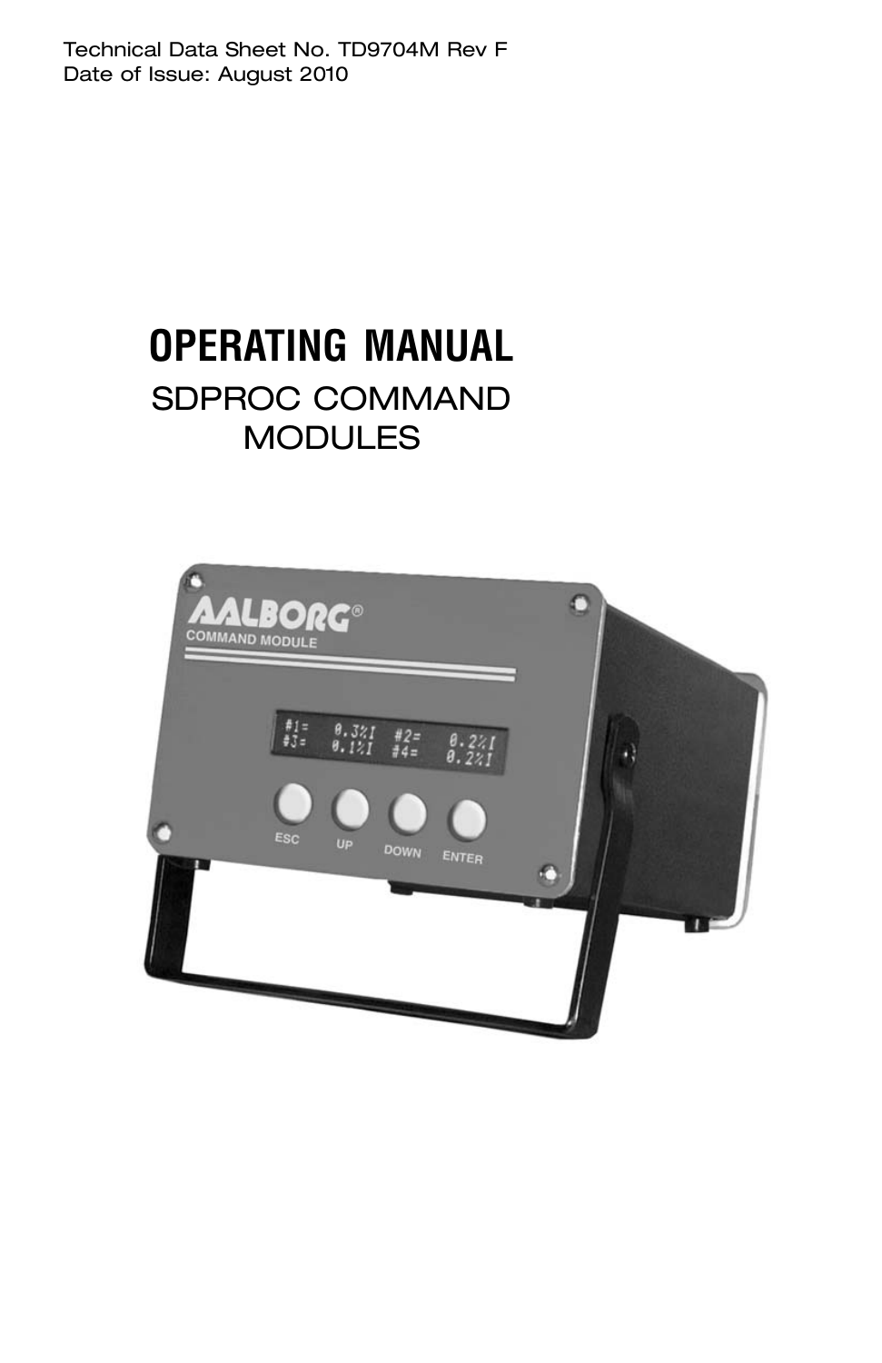Technical Data Sheet No. TD9704M Rev F
Date of Issue: August 2010

# OPERATING MANUAL

## SDPROC COMMAND MODULES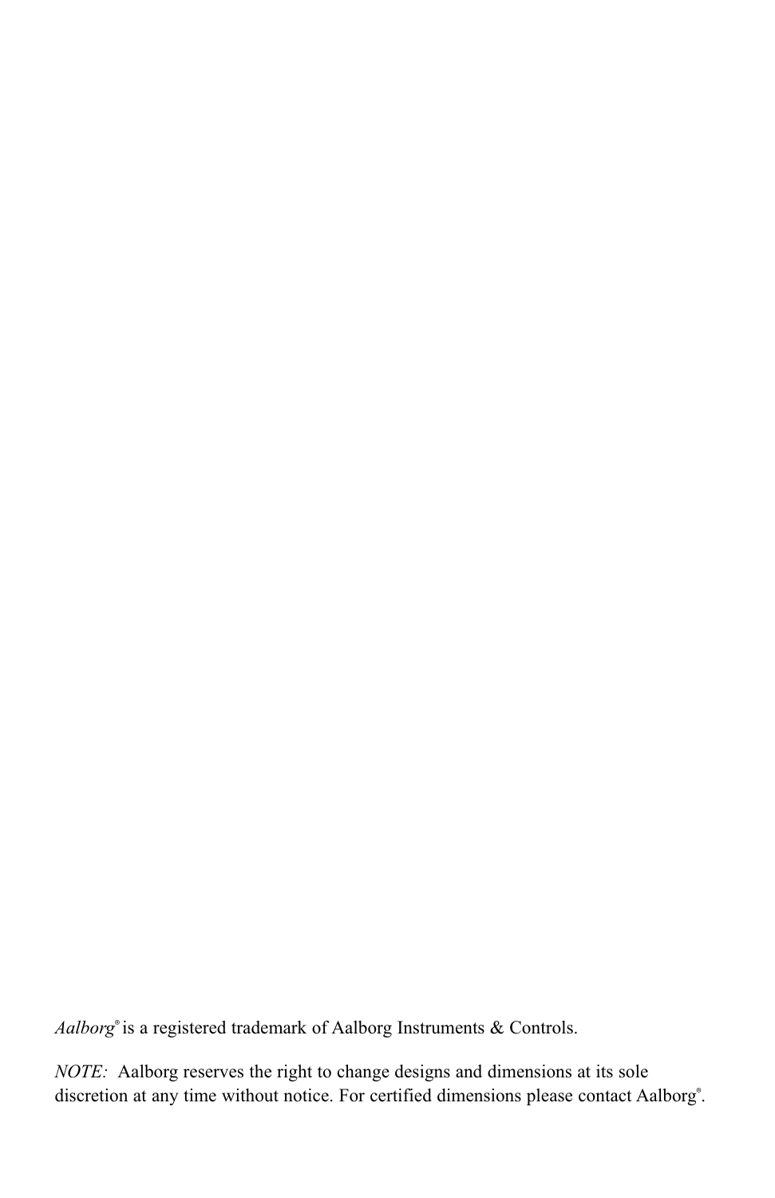*Aalborg*® is a registered trademark of Aalborg Instruments & Controls.

*NOTE:* Aalborg reserves the right to change designs and dimensions at its sole discretion at any time without notice. For certified dimensions please contact Aalborg®.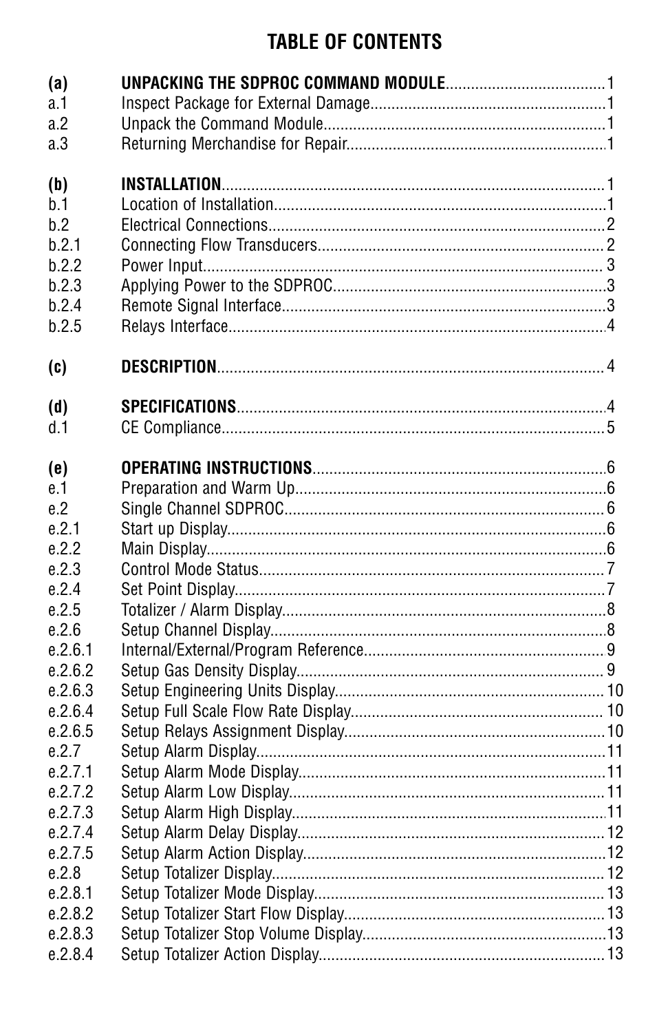# TABLE OF CONTENTS

| | | |
|---|---|---|
| **(a)** | **UNPACKING THE SDPROC COMMAND MODULE** | 1 |
| a.1 | Inspect Package for External Damage | 1 |
| a.2 | Unpack the Command Module | 1 |
| a.3 | Returning Merchandise for Repair | 1 |
| | | |
| **(b)** | **INSTALLATION** | 1 |
| b.1 | Location of Installation | 1 |
| b.2 | Electrical Connections | 2 |
| b.2.1 | Connecting Flow Transducers | 2 |
| b.2.2 | Power Input | 3 |
| b.2.3 | Applying Power to the SDPROC | 3 |
| b.2.4 | Remote Signal Interface | 3 |
| b.2.5 | Relays Interface | 4 |
| | | |
| **(c)** | **DESCRIPTION** | 4 |
| | | |
| **(d)** | **SPECIFICATIONS** | 4 |
| d.1 | CE Compliance | 5 |
| | | |
| **(e)** | **OPERATING INSTRUCTIONS** | 6 |
| e.1 | Preparation and Warm Up | 6 |
| e.2 | Single Channel SDPROC | 6 |
| e.2.1 | Start up Display | 6 |
| e.2.2 | Main Display | 6 |
| e.2.3 | Control Mode Status | 7 |
| e.2.4 | Set Point Display | 7 |
| e.2.5 | Totalizer / Alarm Display | 8 |
| e.2.6 | Setup Channel Display | 8 |
| e.2.6.1 | Internal/External/Program Reference | 9 |
| e.2.6.2 | Setup Gas Density Display | 9 |
| e.2.6.3 | Setup Engineering Units Display | 10 |
| e.2.6.4 | Setup Full Scale Flow Rate Display | 10 |
| e.2.6.5 | Setup Relays Assignment Display | 10 |
| e.2.7 | Setup Alarm Display | 11 |
| e.2.7.1 | Setup Alarm Mode Display | 11 |
| e.2.7.2 | Setup Alarm Low Display | 11 |
| e.2.7.3 | Setup Alarm High Display | 11 |
| e.2.7.4 | Setup Alarm Delay Display | 12 |
| e.2.7.5 | Setup Alarm Action Display | 12 |
| e.2.8 | Setup Totalizer Display | 12 |
| e.2.8.1 | Setup Totalizer Mode Display | 13 |
| e.2.8.2 | Setup Totalizer Start Flow Display | 13 |
| e.2.8.3 | Setup Totalizer Stop Volume Display | 13 |
| e.2.8.4 | Setup Totalizer Action Display | 13 |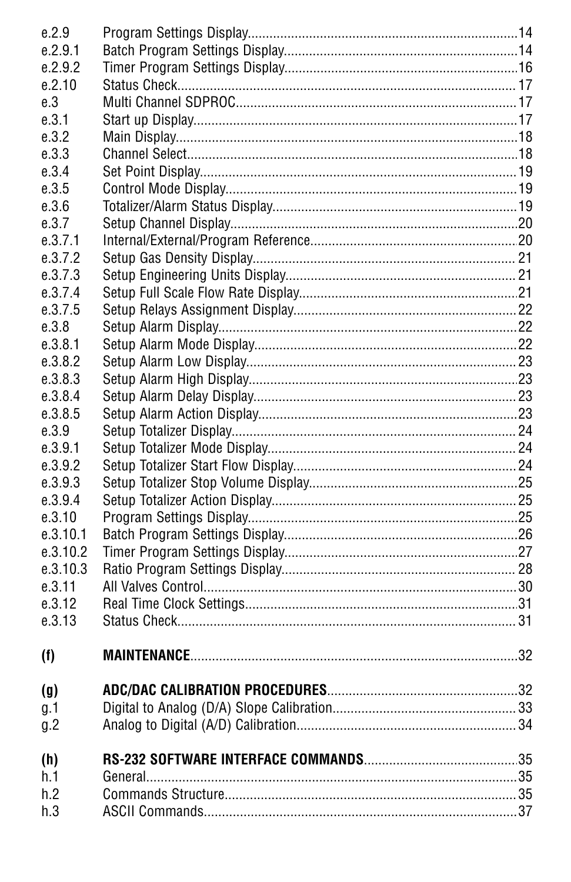| | | |
|---|---|---|
| e.2.9 | Program Settings Display | 14 |
| e.2.9.1 | Batch Program Settings Display | 14 |
| e.2.9.2 | Timer Program Settings Display | 16 |
| e.2.10 | Status Check | 17 |
| e.3 | Multi Channel SDPROC | 17 |
| e.3.1 | Start up Display | 17 |
| e.3.2 | Main Display | 18 |
| e.3.3 | Channel Select | 18 |
| e.3.4 | Set Point Display | 19 |
| e.3.5 | Control Mode Display | 19 |
| e.3.6 | Totalizer/Alarm Status Display | 19 |
| e.3.7 | Setup Channel Display | 20 |
| e.3.7.1 | Internal/External/Program Reference | 20 |
| e.3.7.2 | Setup Gas Density Display | 21 |
| e.3.7.3 | Setup Engineering Units Display | 21 |
| e.3.7.4 | Setup Full Scale Flow Rate Display | 21 |
| e.3.7.5 | Setup Relays Assignment Display | 22 |
| e.3.8 | Setup Alarm Display | 22 |
| e.3.8.1 | Setup Alarm Mode Display | 22 |
| e.3.8.2 | Setup Alarm Low Display | 23 |
| e.3.8.3 | Setup Alarm High Display | 23 |
| e.3.8.4 | Setup Alarm Delay Display | 23 |
| e.3.8.5 | Setup Alarm Action Display | 23 |
| e.3.9 | Setup Totalizer Display | 24 |
| e.3.9.1 | Setup Totalizer Mode Display | 24 |
| e.3.9.2 | Setup Totalizer Start Flow Display | 24 |
| e.3.9.3 | Setup Totalizer Stop Volume Display | 25 |
| e.3.9.4 | Setup Totalizer Action Display | 25 |
| e.3.10 | Program Settings Display | 25 |
| e.3.10.1 | Batch Program Settings Display | 26 |
| e.3.10.2 | Timer Program Settings Display | 27 |
| e.3.10.3 | Ratio Program Settings Display | 28 |
| e.3.11 | All Valves Control | 30 |
| e.3.12 | Real Time Clock Settings | 31 |
| e.3.13 | Status Check | 31 |
| **(f)** | **MAINTENANCE** | 32 |
| **(g)** | **ADC/DAC CALIBRATION PROCEDURES** | 32 |
| g.1 | Digital to Analog (D/A) Slope Calibration | 33 |
| g.2 | Analog to Digital (A/D) Calibration | 34 |
| **(h)** | **RS-232 SOFTWARE INTERFACE COMMANDS** | 35 |
| h.1 | General | 35 |
| h.2 | Commands Structure | 35 |
| h.3 | ASCII Commands | 37 |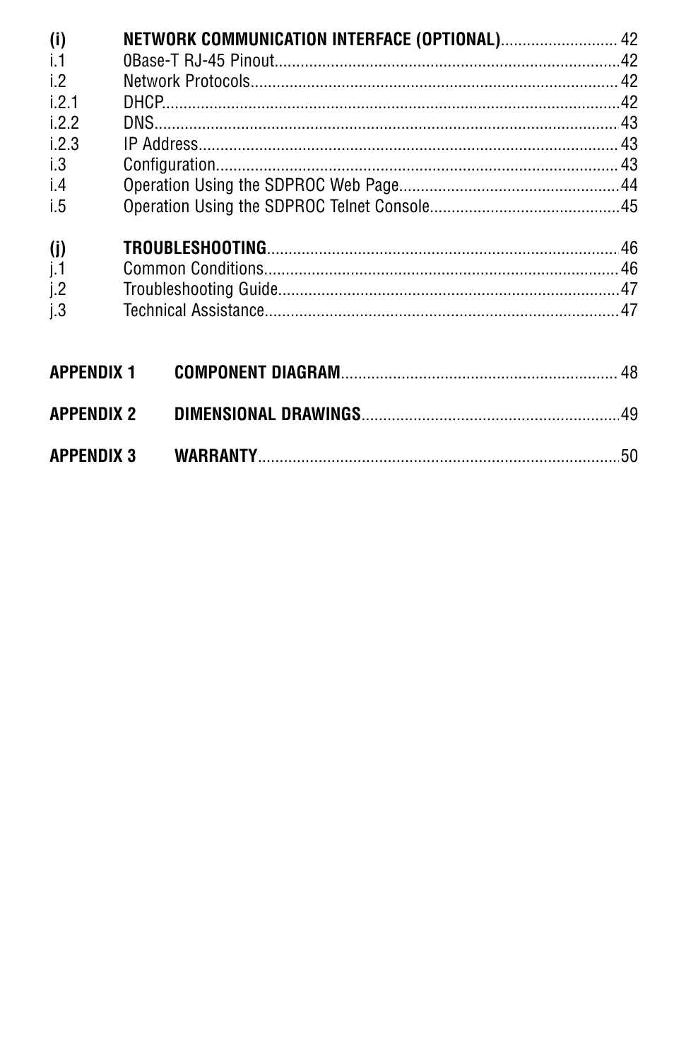| | | |
|---|---|---|
| **(i)** | **NETWORK COMMUNICATION INTERFACE (OPTIONAL)** | 42 |
| i.1 | 0Base-T RJ-45 Pinout | 42 |
| i.2 | Network Protocols | 42 |
| i.2.1 | DHCP | 42 |
| i.2.2 | DNS | 43 |
| i.2.3 | IP Address | 43 |
| i.3 | Configuration | 43 |
| i.4 | Operation Using the SDPROC Web Page | 44 |
| i.5 | Operation Using the SDPROC Telnet Console | 45 |
| **(j)** | **TROUBLESHOOTING** | 46 |
| j.1 | Common Conditions | 46 |
| j.2 | Troubleshooting Guide | 47 |
| j.3 | Technical Assistance | 47 |
| **APPENDIX 1** | **COMPONENT DIAGRAM** | 48 |
| **APPENDIX 2** | **DIMENSIONAL DRAWINGS** | 49 |
| **APPENDIX 3** | **WARRANTY** | 50 |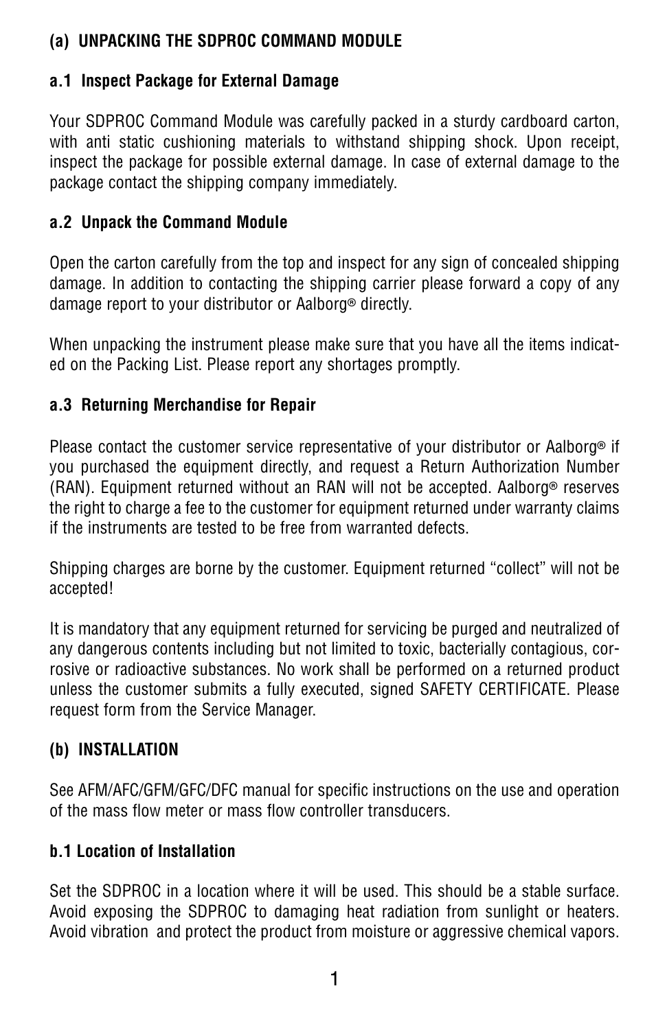## (a) UNPACKING THE SDPROC COMMAND MODULE

### a.1 Inspect Package for External Damage

Your SDPROC Command Module was carefully packed in a sturdy cardboard carton, with anti static cushioning materials to withstand shipping shock. Upon receipt, inspect the package for possible external damage. In case of external damage to the package contact the shipping company immediately.

### a.2 Unpack the Command Module

Open the carton carefully from the top and inspect for any sign of concealed shipping damage. In addition to contacting the shipping carrier please forward a copy of any damage report to your distributor or Aalborg® directly.

When unpacking the instrument please make sure that you have all the items indicated on the Packing List. Please report any shortages promptly.

### a.3 Returning Merchandise for Repair

Please contact the customer service representative of your distributor or Aalborg® if you purchased the equipment directly, and request a Return Authorization Number (RAN). Equipment returned without an RAN will not be accepted. Aalborg® reserves the right to charge a fee to the customer for equipment returned under warranty claims if the instruments are tested to be free from warranted defects.

Shipping charges are borne by the customer. Equipment returned “collect” will not be accepted!

It is mandatory that any equipment returned for servicing be purged and neutralized of any dangerous contents including but not limited to toxic, bacterially contagious, corrosive or radioactive substances. No work shall be performed on a returned product unless the customer submits a fully executed, signed SAFETY CERTIFICATE. Please request form from the Service Manager.

## (b) INSTALLATION

See AFM/AFC/GFM/GFC/DFC manual for specific instructions on the use and operation of the mass flow meter or mass flow controller transducers.

### b.1 Location of Installation

Set the SDPROC in a location where it will be used. This should be a stable surface. Avoid exposing the SDPROC to damaging heat radiation from sunlight or heaters. Avoid vibration and protect the product from moisture or aggressive chemical vapors.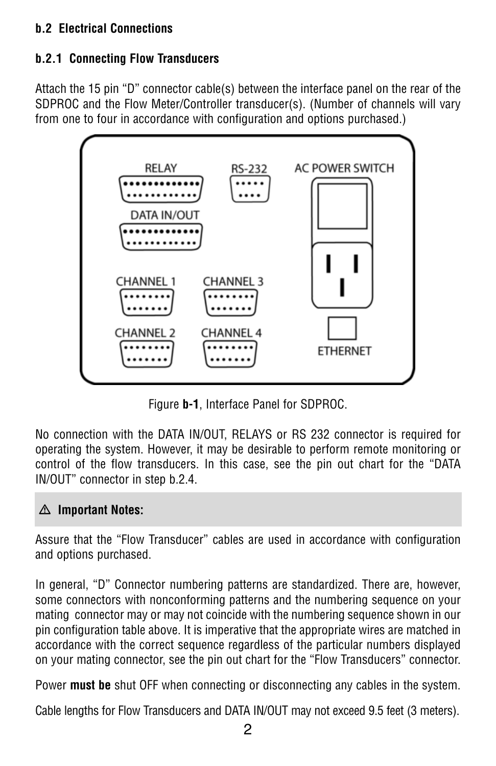**b.2 Electrical Connections**

**b.2.1 Connecting Flow Transducers**

Attach the 15 pin "D" connector cable(s) between the interface panel on the rear of the SDPROC and the Flow Meter/Controller transducer(s). (Number of channels will vary from one to four in accordance with configuration and options purchased.)

Figure **b-1**, Interface Panel for SDPROC.

No connection with the DATA IN/OUT, RELAYS or RS 232 connector is required for operating the system. However, it may be desirable to perform remote monitoring or control of the flow transducers. In this case, see the pin out chart for the "DATA IN/OUT" connector in step b.2.4.

⚠ **Important Notes:**

Assure that the "Flow Transducer" cables are used in accordance with configuration and options purchased.

In general, "D" Connector numbering patterns are standardized. There are, however, some connectors with nonconforming patterns and the numbering sequence on your mating connector may or may not coincide with the numbering sequence shown in our pin configuration table above. It is imperative that the appropriate wires are matched in accordance with the correct sequence regardless of the particular numbers displayed on your mating connector, see the pin out chart for the "Flow Transducers" connector.

Power **must be** shut OFF when connecting or disconnecting any cables in the system.

Cable lengths for Flow Transducers and DATA IN/OUT may not exceed 9.5 feet (3 meters).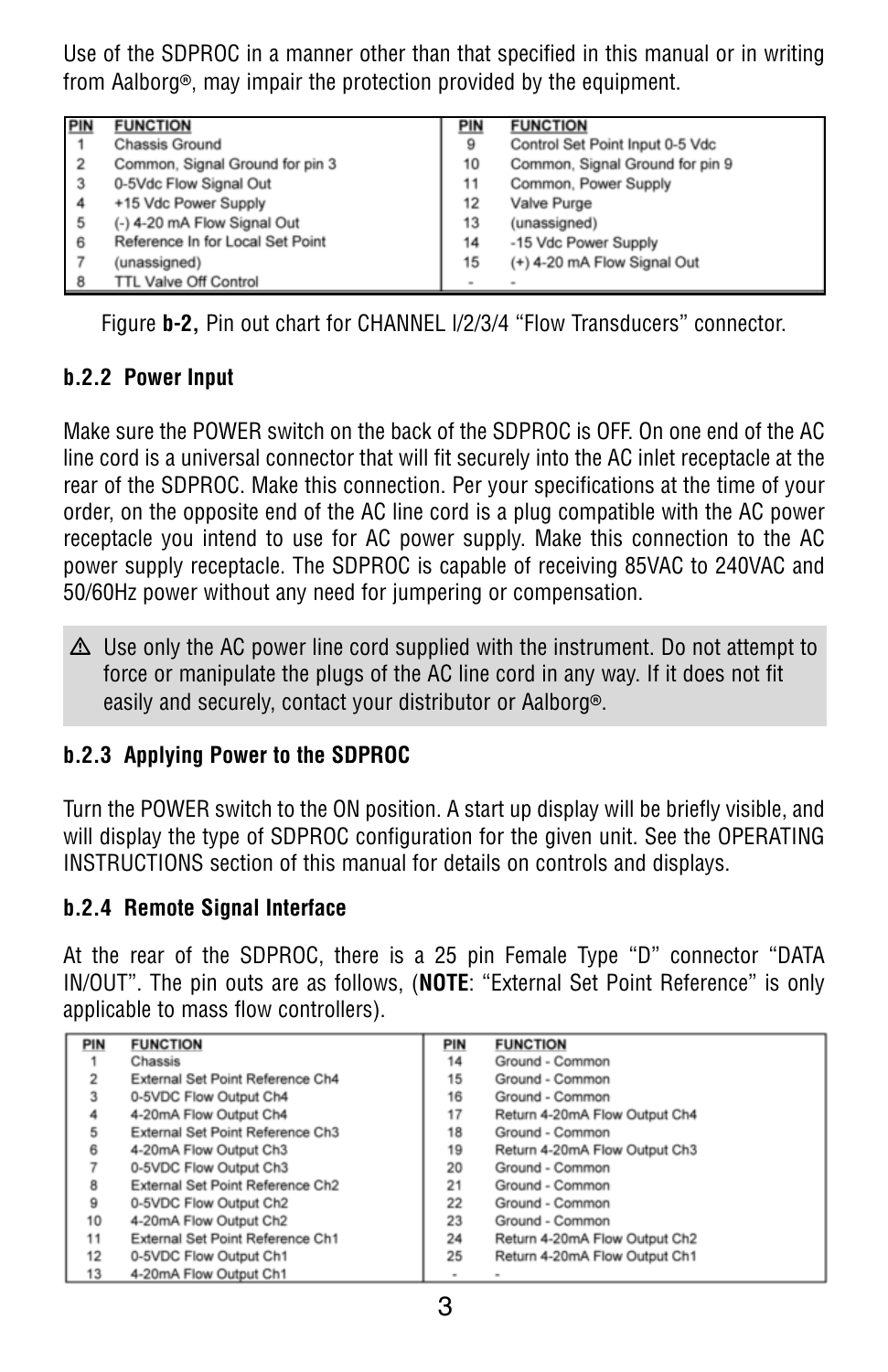Use of the SDPROC in a manner other than that specified in this manual or in writing from Aalborg®, may impair the protection provided by the equipment.

| PIN | FUNCTION | PIN | FUNCTION |
|---|---|---|---|
| 1 | Chassis Ground | 9 | Control Set Point Input 0-5 Vdc |
| 2 | Common, Signal Ground for pin 3 | 10 | Common, Signal Ground for pin 9 |
| 3 | 0-5Vdc Flow Signal Out | 11 | Common, Power Supply |
| 4 | +15 Vdc Power Supply | 12 | Valve Purge |
| 5 | (-) 4-20 mA Flow Signal Out | 13 | (unassigned) |
| 6 | Reference In for Local Set Point | 14 | -15 Vdc Power Supply |
| 7 | (unassigned) | 15 | (+) 4-20 mA Flow Signal Out |
| 8 | TTL Valve Off Control | - | - |

Figure **b-2,** Pin out chart for CHANNEL I/2/3/4 “Flow Transducers” connector.

### b.2.2 Power Input

Make sure the POWER switch on the back of the SDPROC is OFF. On one end of the AC line cord is a universal connector that will fit securely into the AC inlet receptacle at the rear of the SDPROC. Make this connection. Per your specifications at the time of your order, on the opposite end of the AC line cord is a plug compatible with the AC power receptacle you intend to use for AC power supply. Make this connection to the AC power supply receptacle. The SDPROC is capable of receiving 85VAC to 240VAC and 50/60Hz power without any need for jumpering or compensation.

⚠ Use only the AC power line cord supplied with the instrument. Do not attempt to force or manipulate the plugs of the AC line cord in any way. If it does not fit easily and securely, contact your distributor or Aalborg®.

### b.2.3 Applying Power to the SDPROC

Turn the POWER switch to the ON position. A start up display will be briefly visible, and will display the type of SDPROC configuration for the given unit. See the OPERATING INSTRUCTIONS section of this manual for details on controls and displays.

### b.2.4 Remote Signal Interface

At the rear of the SDPROC, there is a 25 pin Female Type “D” connector “DATA IN/OUT”. The pin outs are as follows, (**NOTE**: “External Set Point Reference” is only applicable to mass flow controllers).

| PIN | FUNCTION | PIN | FUNCTION |
|---|---|---|---|
| 1 | Chassis | 14 | Ground - Common |
| 2 | External Set Point Reference Ch4 | 15 | Ground - Common |
| 3 | 0-5VDC Flow Output Ch4 | 16 | Ground - Common |
| 4 | 4-20mA Flow Output Ch4 | 17 | Return 4-20mA Flow Output Ch4 |
| 5 | External Set Point Reference Ch3 | 18 | Ground - Common |
| 6 | 4-20mA Flow Output Ch3 | 19 | Return 4-20mA Flow Output Ch3 |
| 7 | 0-5VDC Flow Output Ch3 | 20 | Ground - Common |
| 8 | External Set Point Reference Ch2 | 21 | Ground - Common |
| 9 | 0-5VDC Flow Output Ch2 | 22 | Ground - Common |
| 10 | 4-20mA Flow Output Ch2 | 23 | Ground - Common |
| 11 | External Set Point Reference Ch1 | 24 | Return 4-20mA Flow Output Ch2 |
| 12 | 0-5VDC Flow Output Ch1 | 25 | Return 4-20mA Flow Output Ch1 |
| 13 | 4-20mA Flow Output Ch1 | - | - |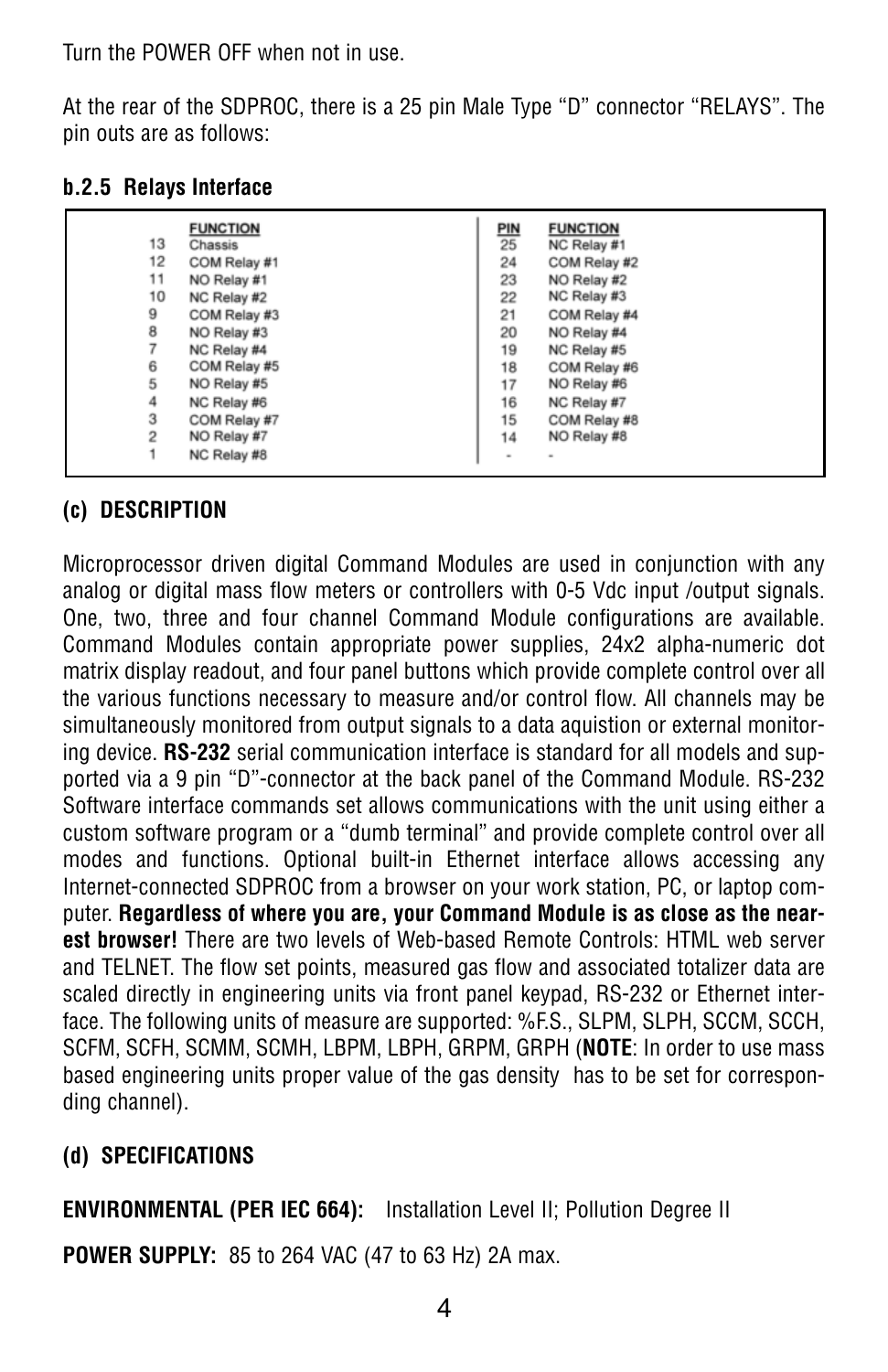Turn the POWER OFF when not in use.

At the rear of the SDPROC, there is a 25 pin Male Type "D" connector "RELAYS". The pin outs are as follows:

**b.2.5 Relays Interface**

| PIN | FUNCTION | PIN | FUNCTION |
|---|---|---|---|
| 13 | Chassis | 25 | NC Relay #1 |
| 12 | COM Relay #1 | 24 | COM Relay #2 |
| 11 | NO Relay #1 | 23 | NO Relay #2 |
| 10 | NC Relay #2 | 22 | NC Relay #3 |
| 9 | COM Relay #3 | 21 | COM Relay #4 |
| 8 | NO Relay #3 | 20 | NO Relay #4 |
| 7 | NC Relay #4 | 19 | NC Relay #5 |
| 6 | COM Relay #5 | 18 | COM Relay #6 |
| 5 | NO Relay #5 | 17 | NO Relay #6 |
| 4 | NC Relay #6 | 16 | NC Relay #7 |
| 3 | COM Relay #7 | 15 | COM Relay #8 |
| 2 | NO Relay #7 | 14 | NO Relay #8 |
| 1 | NC Relay #8 | - | - |

**(c) DESCRIPTION**

Microprocessor driven digital Command Modules are used in conjunction with any analog or digital mass flow meters or controllers with 0-5 Vdc input /output signals. One, two, three and four channel Command Module configurations are available. Command Modules contain appropriate power supplies, 24x2 alpha-numeric dot matrix display readout, and four panel buttons which provide complete control over all the various functions necessary to measure and/or control flow. All channels may be simultaneously monitored from output signals to a data aquistion or external monitoring device. **RS-232** serial communication interface is standard for all models and supported via a 9 pin "D"-connector at the back panel of the Command Module. RS-232 Software interface commands set allows communications with the unit using either a custom software program or a "dumb terminal" and provide complete control over all modes and functions. Optional built-in Ethernet interface allows accessing any Internet-connected SDPROC from a browser on your work station, PC, or laptop computer. **Regardless of where you are, your Command Module is as close as the nearest browser!** There are two levels of Web-based Remote Controls: HTML web server and TELNET. The flow set points, measured gas flow and associated totalizer data are scaled directly in engineering units via front panel keypad, RS-232 or Ethernet interface. The following units of measure are supported: %F.S., SLPM, SLPH, SCCM, SCCH, SCFM, SCFH, SCMM, SCMH, LBPM, LBPH, GRPM, GRPH (**NOTE**: In order to use mass based engineering units proper value of the gas density has to be set for corresponding channel).

**(d) SPECIFICATIONS**

**ENVIRONMENTAL (PER IEC 664):** Installation Level II; Pollution Degree II

**POWER SUPPLY:** 85 to 264 VAC (47 to 63 Hz) 2A max.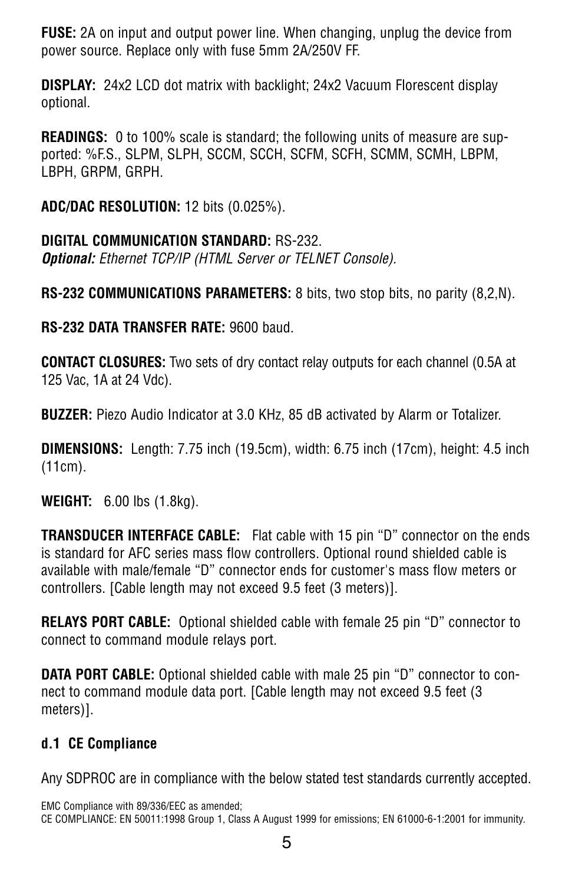**FUSE:** 2A on input and output power line. When changing, unplug the device from power source. Replace only with fuse 5mm 2A/250V FF.

**DISPLAY:** 24x2 LCD dot matrix with backlight; 24x2 Vacuum Florescent display optional.

**READINGS:** 0 to 100% scale is standard; the following units of measure are supported: %F.S., SLPM, SLPH, SCCM, SCCH, SCFM, SCFH, SCMM, SCMH, LBPM, LBPH, GRPM, GRPH.

**ADC/DAC RESOLUTION:** 12 bits (0.025%).

**DIGITAL COMMUNICATION STANDARD:** RS-232.
***Optional:*** *Ethernet TCP/IP (HTML Server or TELNET Console).*

**RS-232 COMMUNICATIONS PARAMETERS:** 8 bits, two stop bits, no parity (8,2,N).

**RS-232 DATA TRANSFER RATE:** 9600 baud.

**CONTACT CLOSURES:** Two sets of dry contact relay outputs for each channel (0.5A at 125 Vac, 1A at 24 Vdc).

**BUZZER:** Piezo Audio Indicator at 3.0 KHz, 85 dB activated by Alarm or Totalizer.

**DIMENSIONS:** Length: 7.75 inch (19.5cm), width: 6.75 inch (17cm), height: 4.5 inch (11cm).

**WEIGHT:** 6.00 lbs (1.8kg).

**TRANSDUCER INTERFACE CABLE:** Flat cable with 15 pin "D" connector on the ends is standard for AFC series mass flow controllers. Optional round shielded cable is available with male/female "D" connector ends for customer's mass flow meters or controllers. [Cable length may not exceed 9.5 feet (3 meters)].

**RELAYS PORT CABLE:** Optional shielded cable with female 25 pin "D" connector to connect to command module relays port.

**DATA PORT CABLE:** Optional shielded cable with male 25 pin "D" connector to connect to command module data port. [Cable length may not exceed 9.5 feet (3 meters)].

### d.1 CE Compliance

Any SDPROC are in compliance with the below stated test standards currently accepted.

EMC Compliance with 89/336/EEC as amended;
CE COMPLIANCE: EN 50011:1998 Group 1, Class A August 1999 for emissions; EN 61000-6-1:2001 for immunity.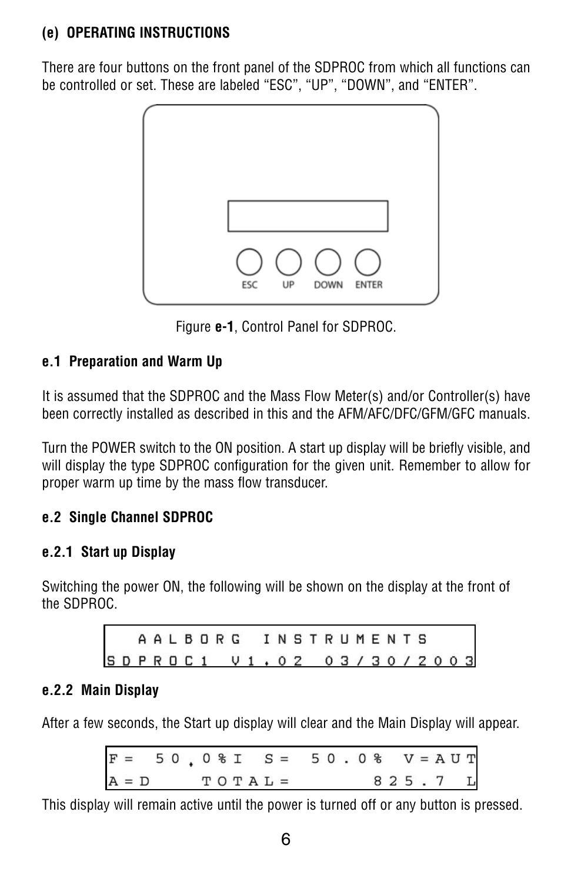### (e) OPERATING INSTRUCTIONS

There are four buttons on the front panel of the SDPROC from which all functions can be controlled or set. These are labeled “ESC”, “UP”, “DOWN”, and “ENTER”.

ESC UP DOWN ENTER

Figure **e-1**, Control Panel for SDPROC.

#### e.1 Preparation and Warm Up

It is assumed that the SDPROC and the Mass Flow Meter(s) and/or Controller(s) have been correctly installed as described in this and the AFM/AFC/DFC/GFM/GFC manuals.

Turn the POWER switch to the ON position. A start up display will be briefly visible, and will display the type SDPROC configuration for the given unit. Remember to allow for proper warm up time by the mass flow transducer.

#### e.2 Single Channel SDPROC

##### e.2.1 Start up Display

Switching the power ON, the following will be shown on the display at the front of the SDPROC.

```
  AALBORG INSTRUMENTS
SDPROC1 V1.02 03/30/2003
```

##### e.2.2 Main Display

After a few seconds, the Start up display will clear and the Main Display will appear.

```
F= 50.0%I S= 50.0% V=AUT
A=D    TOTAL=      825.7 L
```

This display will remain active until the power is turned off or any button is pressed.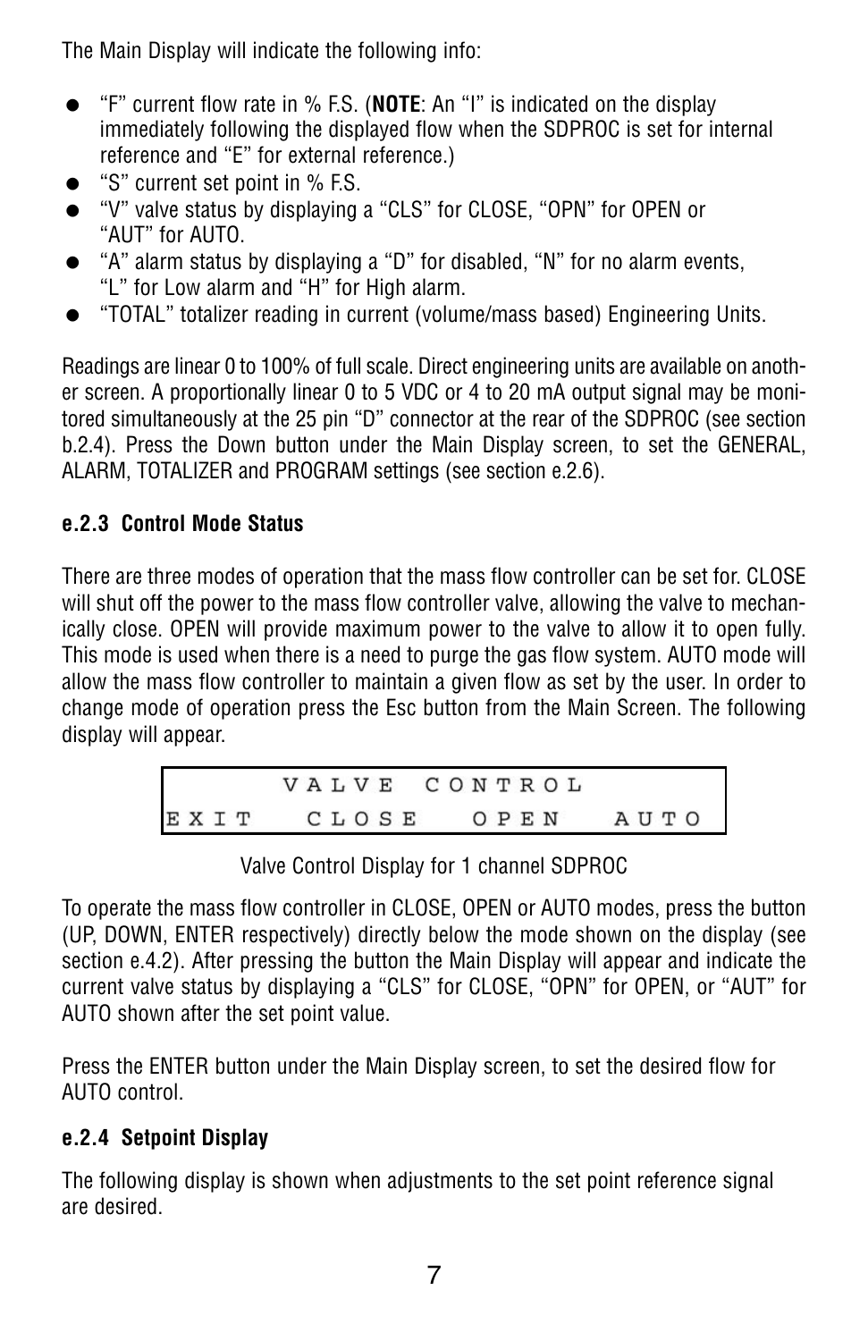The Main Display will indicate the following info:

- "F" current flow rate in % F.S. (**NOTE**: An "I" is indicated on the display immediately following the displayed flow when the SDPROC is set for internal reference and "E" for external reference.)
- "S" current set point in % F.S.
- "V" valve status by displaying a "CLS" for CLOSE, "OPN" for OPEN or "AUT" for AUTO.
- "A" alarm status by displaying a "D" for disabled, "N" for no alarm events, "L" for Low alarm and "H" for High alarm.
- "TOTAL" totalizer reading in current (volume/mass based) Engineering Units.

Readings are linear 0 to 100% of full scale. Direct engineering units are available on another screen. A proportionally linear 0 to 5 VDC or 4 to 20 mA output signal may be monitored simultaneously at the 25 pin "D" connector at the rear of the SDPROC (see section b.2.4). Press the Down button under the Main Display screen, to set the GENERAL, ALARM, TOTALIZER and PROGRAM settings (see section e.2.6).

### e.2.3 Control Mode Status

There are three modes of operation that the mass flow controller can be set for. CLOSE will shut off the power to the mass flow controller valve, allowing the valve to mechanically close. OPEN will provide maximum power to the valve to allow it to open fully. This mode is used when there is a need to purge the gas flow system. AUTO mode will allow the mass flow controller to maintain a given flow as set by the user. In order to change mode of operation press the Esc button from the Main Screen. The following display will appear.

```
      VALVE CONTROL
EXIT   CLOSE   OPEN   AUTO
```

Valve Control Display for 1 channel SDPROC

To operate the mass flow controller in CLOSE, OPEN or AUTO modes, press the button (UP, DOWN, ENTER respectively) directly below the mode shown on the display (see section e.4.2). After pressing the button the Main Display will appear and indicate the current valve status by displaying a "CLS" for CLOSE, "OPN" for OPEN, or "AUT" for AUTO shown after the set point value.

Press the ENTER button under the Main Display screen, to set the desired flow for AUTO control.

### e.2.4 Setpoint Display

The following display is shown when adjustments to the set point reference signal are desired.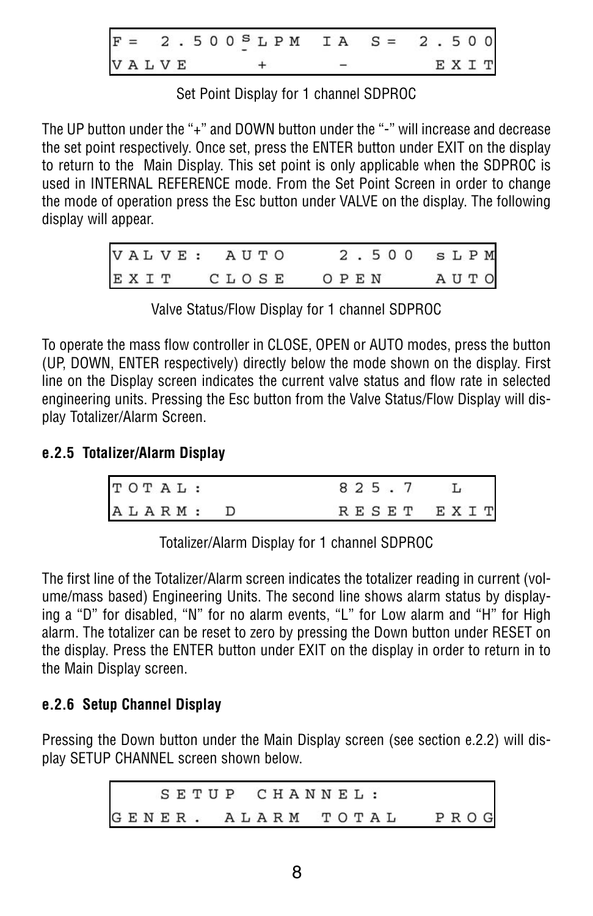```
F=  2.500 S LPM  IA  S=  2.500
VALVE     +      -        EXIT
```

Set Point Display for 1 channel SDPROC

The UP button under the "+" and DOWN button under the "-" will increase and decrease the set point respectively. Once set, press the ENTER button under EXIT on the display to return to the Main Display. This set point is only applicable when the SDPROC is used in INTERNAL REFERENCE mode. From the Set Point Screen in order to change the mode of operation press the Esc button under VALVE on the display. The following display will appear.

```
VALVE:  AUTO     2.500  sLPM
EXIT   CLOSE    OPEN    AUTO
```

Valve Status/Flow Display for 1 channel SDPROC

To operate the mass flow controller in CLOSE, OPEN or AUTO modes, press the button (UP, DOWN, ENTER respectively) directly below the mode shown on the display. First line on the Display screen indicates the current valve status and flow rate in selected engineering units. Pressing the Esc button from the Valve Status/Flow Display will display Totalizer/Alarm Screen.

### e.2.5 Totalizer/Alarm Display

```
TOTAL:              825.7   L
ALARM:  D           RESET EXIT
```

Totalizer/Alarm Display for 1 channel SDPROC

The first line of the Totalizer/Alarm screen indicates the totalizer reading in current (volume/mass based) Engineering Units. The second line shows alarm status by displaying a "D" for disabled, "N" for no alarm events, "L" for Low alarm and "H" for High alarm. The totalizer can be reset to zero by pressing the Down button under RESET on the display. Press the ENTER button under EXIT on the display in order to return in to the Main Display screen.

### e.2.6 Setup Channel Display

Pressing the Down button under the Main Display screen (see section e.2.2) will display SETUP CHANNEL screen shown below.

```
    SETUP CHANNEL:
GENER.  ALARM  TOTAL   PROG
```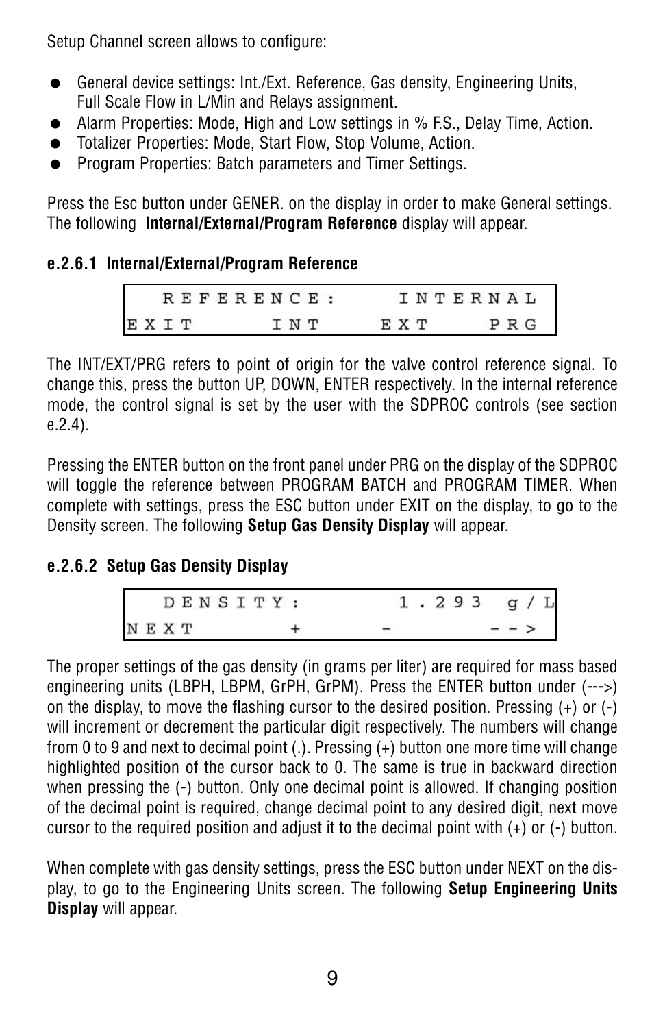Setup Channel screen allows to configure:

- General device settings: Int./Ext. Reference, Gas density, Engineering Units, Full Scale Flow in L/Min and Relays assignment.
- Alarm Properties: Mode, High and Low settings in % F.S., Delay Time, Action.
- Totalizer Properties: Mode, Start Flow, Stop Volume, Action.
- Program Properties: Batch parameters and Timer Settings.

Press the Esc button under GENER. on the display in order to make General settings. The following **Internal/External/Program Reference** display will appear.

### e.2.6.1 Internal/External/Program Reference

```
   REFERENCE:     INTERNAL
EXIT      INT     EXT     PRG
```

The INT/EXT/PRG refers to point of origin for the valve control reference signal. To change this, press the button UP, DOWN, ENTER respectively. In the internal reference mode, the control signal is set by the user with the SDPROC controls (see section e.2.4).

Pressing the ENTER button on the front panel under PRG on the display of the SDPROC will toggle the reference between PROGRAM BATCH and PROGRAM TIMER. When complete with settings, press the ESC button under EXIT on the display, to go to the Density screen. The following **Setup Gas Density Display** will appear.

### e.2.6.2 Setup Gas Density Display

```
   DENSITY:          1.293  g/L
NEXT       +        -       -->
```

The proper settings of the gas density (in grams per liter) are required for mass based engineering units (LBPH, LBPM, GrPH, GrPM). Press the ENTER button under (--->) on the display, to move the flashing cursor to the desired position. Pressing (+) or (-) will increment or decrement the particular digit respectively. The numbers will change from 0 to 9 and next to decimal point (.). Pressing (+) button one more time will change highlighted position of the cursor back to 0. The same is true in backward direction when pressing the (-) button. Only one decimal point is allowed. If changing position of the decimal point is required, change decimal point to any desired digit, next move cursor to the required position and adjust it to the decimal point with (+) or (-) button.

When complete with gas density settings, press the ESC button under NEXT on the display, to go to the Engineering Units screen. The following **Setup Engineering Units Display** will appear.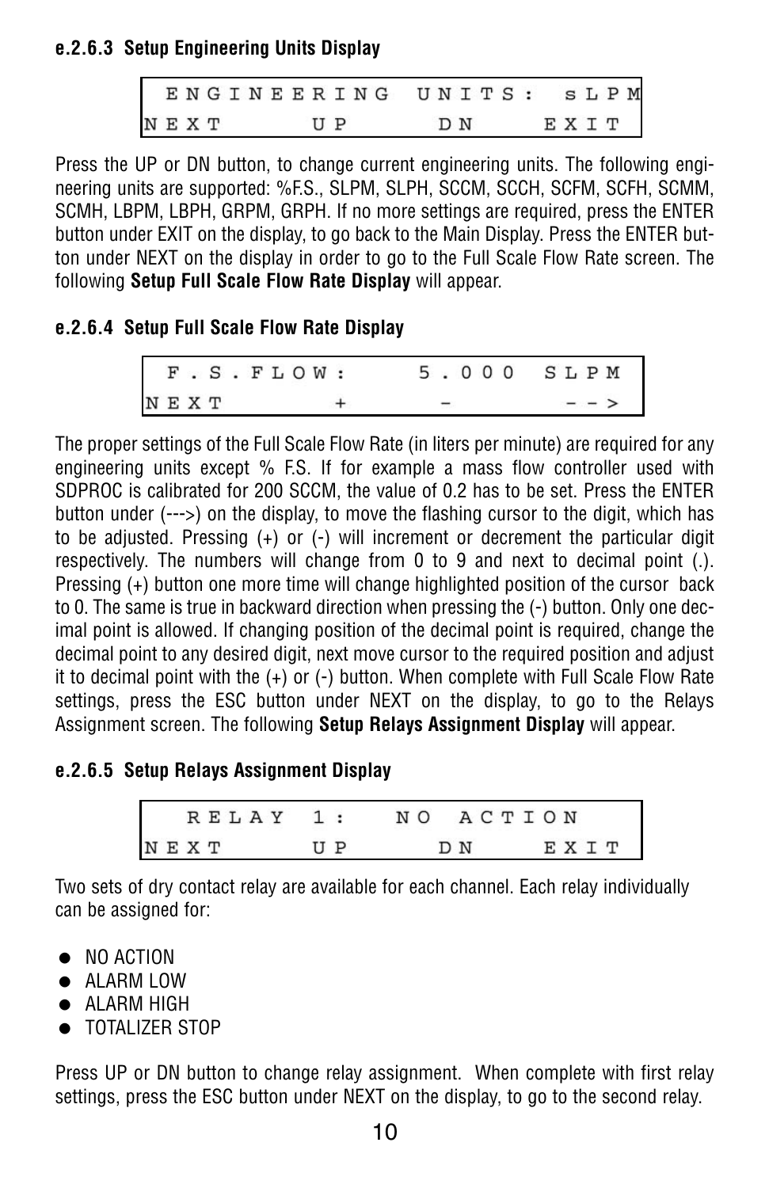#### e.2.6.3 Setup Engineering Units Display

```
 ENGINEERING UNITS: sLPM
NEXT      UP      DN    EXIT
```

Press the UP or DN button, to change current engineering units. The following engineering units are supported: %F.S., SLPM, SLPH, SCCM, SCCH, SCFM, SCFH, SCMM, SCMH, LBPM, LBPH, GRPM, GRPH. If no more settings are required, press the ENTER button under EXIT on the display, to go back to the Main Display. Press the ENTER button under NEXT on the display in order to go to the Full Scale Flow Rate screen. The following **Setup Full Scale Flow Rate Display** will appear.

#### e.2.6.4 Setup Full Scale Flow Rate Display

```
 F.S.FLOW:      5.000 SLPM
NEXT       +       -      -->
```

The proper settings of the Full Scale Flow Rate (in liters per minute) are required for any engineering units except % F.S. If for example a mass flow controller used with SDPROC is calibrated for 200 SCCM, the value of 0.2 has to be set. Press the ENTER button under (--->) on the display, to move the flashing cursor to the digit, which has to be adjusted. Pressing (+) or (-) will increment or decrement the particular digit respectively. The numbers will change from 0 to 9 and next to decimal point (.). Pressing (+) button one more time will change highlighted position of the cursor back to 0. The same is true in backward direction when pressing the (-) button. Only one decimal point is allowed. If changing position of the decimal point is required, change the decimal point to any desired digit, next move cursor to the required position and adjust it to decimal point with the (+) or (-) button. When complete with Full Scale Flow Rate settings, press the ESC button under NEXT on the display, to go to the Relays Assignment screen. The following **Setup Relays Assignment Display** will appear.

#### e.2.6.5 Setup Relays Assignment Display

```
  RELAY 1:   NO ACTION
NEXT      UP      DN    EXIT
```

Two sets of dry contact relay are available for each channel. Each relay individually can be assigned for:

- NO ACTION
- ALARM LOW
- ALARM HIGH
- TOTALIZER STOP

Press UP or DN button to change relay assignment. When complete with first relay settings, press the ESC button under NEXT on the display, to go to the second relay.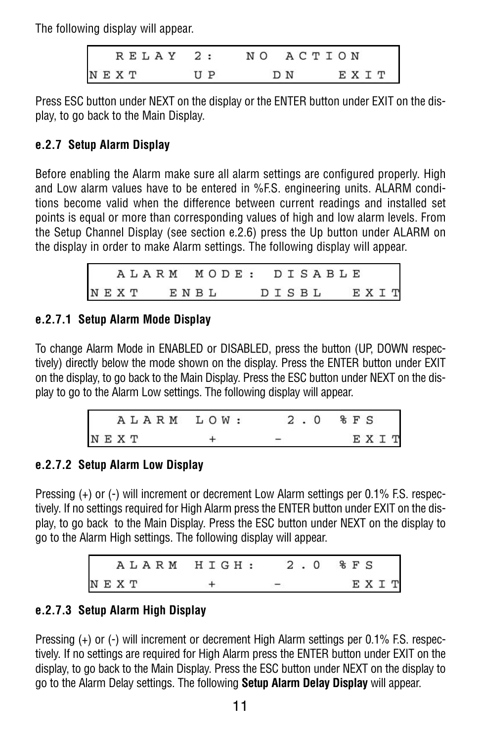The following display will appear.

```
  RELAY 2:  NO ACTION
NEXT      UP      DN     EXIT
```

Press ESC button under NEXT on the display or the ENTER button under EXIT on the display, to go back to the Main Display.

**e.2.7 Setup Alarm Display**

Before enabling the Alarm make sure all alarm settings are configured properly. High and Low alarm values have to be entered in %F.S. engineering units. ALARM conditions become valid when the difference between current readings and installed set points is equal or more than corresponding values of high and low alarm levels. From the Setup Channel Display (see section e.2.6) press the Up button under ALARM on the display in order to make Alarm settings. The following display will appear.

```
  ALARM MODE: DISABLE
NEXT   ENBL    DISBL   EXIT
```

**e.2.7.1 Setup Alarm Mode Display**

To change Alarm Mode in ENABLED or DISABLED, press the button (UP, DOWN respectively) directly below the mode shown on the display. Press the ENTER button under EXIT on the display, to go back to the Main Display. Press the ESC button under NEXT on the display to go to the Alarm Low settings. The following display will appear.

```
  ALARM LOW:     2.0 %FS
NEXT      +      -       EXIT
```

**e.2.7.2 Setup Alarm Low Display**

Pressing (+) or (-) will increment or decrement Low Alarm settings per 0.1% F.S. respectively. If no settings required for High Alarm press the ENTER button under EXIT on the display, to go back to the Main Display. Press the ESC button under NEXT on the display to go to the Alarm High settings. The following display will appear.

```
  ALARM HIGH:    2.0 %FS
NEXT      +      -       EXIT
```

**e.2.7.3 Setup Alarm High Display**

Pressing (+) or (-) will increment or decrement High Alarm settings per 0.1% F.S. respectively. If no settings are required for High Alarm press the ENTER button under EXIT on the display, to go back to the Main Display. Press the ESC button under NEXT on the display to go to the Alarm Delay settings. The following **Setup Alarm Delay Display** will appear.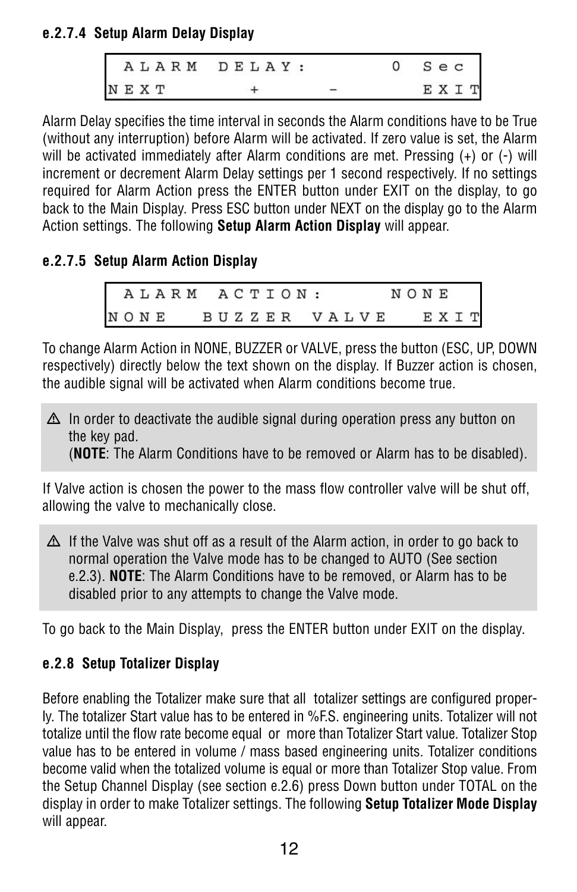#### e.2.7.4 Setup Alarm Delay Display

```
 ALARM DELAY:        0 Sec
NEXT     +       -    EXIT
```

Alarm Delay specifies the time interval in seconds the Alarm conditions have to be True (without any interruption) before Alarm will be activated. If zero value is set, the Alarm will be activated immediately after Alarm conditions are met. Pressing (+) or (-) will increment or decrement Alarm Delay settings per 1 second respectively. If no settings required for Alarm Action press the ENTER button under EXIT on the display, to go back to the Main Display. Press ESC button under NEXT on the display go to the Alarm Action settings. The following **Setup Alarm Action Display** will appear.

#### e.2.7.5 Setup Alarm Action Display

```
 ALARM ACTION:      NONE
NONE  BUZZER VALVE   EXIT
```

To change Alarm Action in NONE, BUZZER or VALVE, press the button (ESC, UP, DOWN respectively) directly below the text shown on the display. If Buzzer action is chosen, the audible signal will be activated when Alarm conditions become true.

> ⚠ In order to deactivate the audible signal during operation press any button on the key pad.
> (**NOTE**: The Alarm Conditions have to be removed or Alarm has to be disabled).

If Valve action is chosen the power to the mass flow controller valve will be shut off, allowing the valve to mechanically close.

> ⚠ If the Valve was shut off as a result of the Alarm action, in order to go back to normal operation the Valve mode has to be changed to AUTO (See section e.2.3). **NOTE**: The Alarm Conditions have to be removed, or Alarm has to be disabled prior to any attempts to change the Valve mode.

To go back to the Main Display, press the ENTER button under EXIT on the display.

#### e.2.8 Setup Totalizer Display

Before enabling the Totalizer make sure that all totalizer settings are configured properly. The totalizer Start value has to be entered in %F.S. engineering units. Totalizer will not totalize until the flow rate become equal or more than Totalizer Start value. Totalizer Stop value has to be entered in volume / mass based engineering units. Totalizer conditions become valid when the totalized volume is equal or more than Totalizer Stop value. From the Setup Channel Display (see section e.2.6) press Down button under TOTAL on the display in order to make Totalizer settings. The following **Setup Totalizer Mode Display** will appear.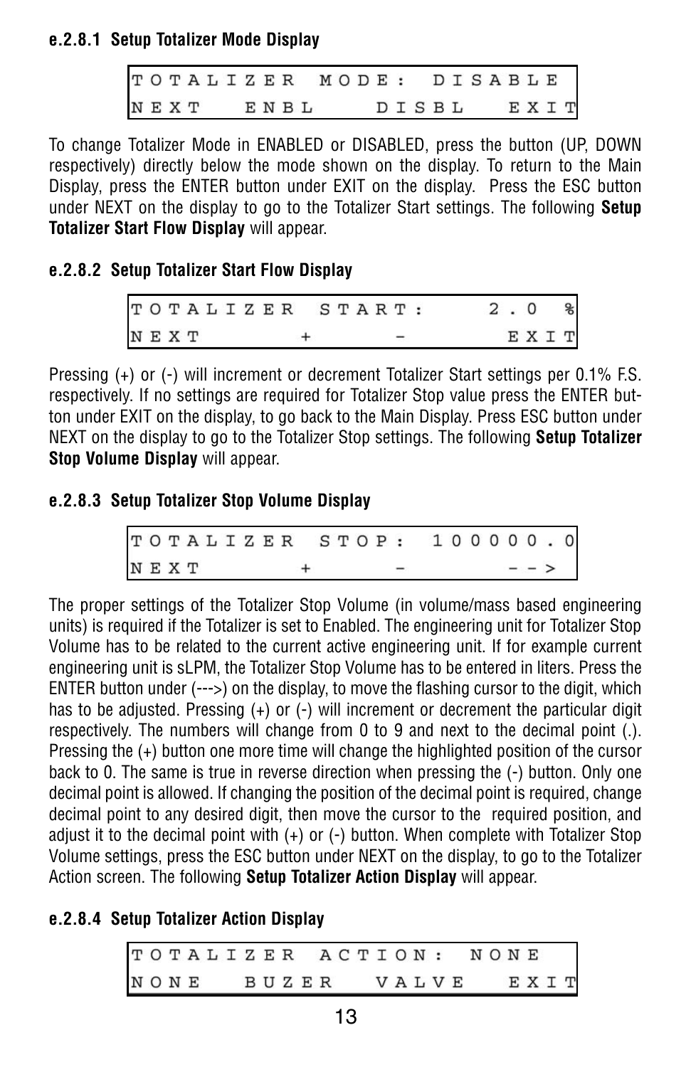#### e.2.8.1 Setup Totalizer Mode Display

```
TOTALIZER MODE: DISABLE
NEXT   ENBL    DISBL   EXIT
```

To change Totalizer Mode in ENABLED or DISABLED, press the button (UP, DOWN respectively) directly below the mode shown on the display. To return to the Main Display, press the ENTER button under EXIT on the display. Press the ESC button under NEXT on the display to go to the Totalizer Start settings. The following **Setup Totalizer Start Flow Display** will appear.

#### e.2.8.2 Setup Totalizer Start Flow Display

```
TOTALIZER START:      2.0 %
NEXT      +      -     EXIT
```

Pressing (+) or (-) will increment or decrement Totalizer Start settings per 0.1% F.S. respectively. If no settings are required for Totalizer Stop value press the ENTER button under EXIT on the display, to go back to the Main Display. Press ESC button under NEXT on the display to go to the Totalizer Stop settings. The following **Setup Totalizer Stop Volume Display** will appear.

#### e.2.8.3 Setup Totalizer Stop Volume Display

```
TOTALIZER STOP: 100000.0
NEXT      +      -      -->
```

The proper settings of the Totalizer Stop Volume (in volume/mass based engineering units) is required if the Totalizer is set to Enabled. The engineering unit for Totalizer Stop Volume has to be related to the current active engineering unit. If for example current engineering unit is sLPM, the Totalizer Stop Volume has to be entered in liters. Press the ENTER button under (--->) on the display, to move the flashing cursor to the digit, which has to be adjusted. Pressing (+) or (-) will increment or decrement the particular digit respectively. The numbers will change from 0 to 9 and next to the decimal point (.). Pressing the (+) button one more time will change the highlighted position of the cursor back to 0. The same is true in reverse direction when pressing the (-) button. Only one decimal point is allowed. If changing the position of the decimal point is required, change decimal point to any desired digit, then move the cursor to the required position, and adjust it to the decimal point with (+) or (-) button. When complete with Totalizer Stop Volume settings, press the ESC button under NEXT on the display, to go to the Totalizer Action screen. The following **Setup Totalizer Action Display** will appear.

#### e.2.8.4 Setup Totalizer Action Display

```
TOTALIZER ACTION: NONE
NONE   BUZER   VALVE   EXIT
```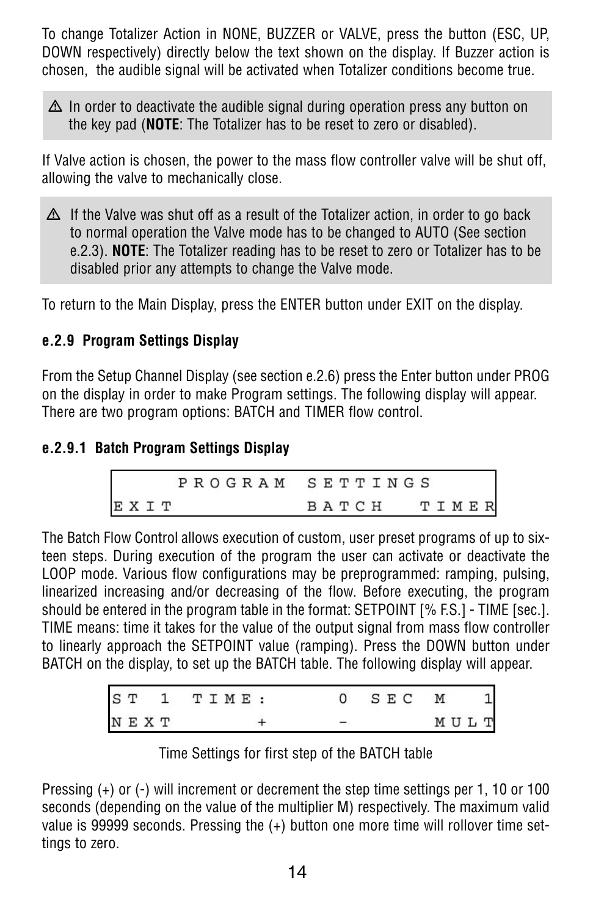To change Totalizer Action in NONE, BUZZER or VALVE, press the button (ESC, UP, DOWN respectively) directly below the text shown on the display. If Buzzer action is chosen, the audible signal will be activated when Totalizer conditions become true.

> ⚠ In order to deactivate the audible signal during operation press any button on the key pad (**NOTE**: The Totalizer has to be reset to zero or disabled).

If Valve action is chosen, the power to the mass flow controller valve will be shut off, allowing the valve to mechanically close.

> ⚠ If the Valve was shut off as a result of the Totalizer action, in order to go back to normal operation the Valve mode has to be changed to AUTO (See section e.2.3). **NOTE**: The Totalizer reading has to be reset to zero or Totalizer has to be disabled prior any attempts to change the Valve mode.

To return to the Main Display, press the ENTER button under EXIT on the display.

### e.2.9 Program Settings Display

From the Setup Channel Display (see section e.2.6) press the Enter button under PROG on the display in order to make Program settings. The following display will appear. There are two program options: BATCH and TIMER flow control.

#### e.2.9.1 Batch Program Settings Display

```
    PROGRAM  SETTINGS
EXIT         BATCH  TIMER
```

The Batch Flow Control allows execution of custom, user preset programs of up to sixteen steps. During execution of the program the user can activate or deactivate the LOOP mode. Various flow configurations may be preprogrammed: ramping, pulsing, linearized increasing and/or decreasing of the flow. Before executing, the program should be entered in the program table in the format: SETPOINT [% F.S.] - TIME [sec.]. TIME means: time it takes for the value of the output signal from mass flow controller to linearly approach the SETPOINT value (ramping). Press the DOWN button under BATCH on the display, to set up the BATCH table. The following display will appear.

```
ST 1 TIME:       0 SEC  M  1
NEXT      +      -      MULT
```

Time Settings for first step of the BATCH table

Pressing (+) or (-) will increment or decrement the step time settings per 1, 10 or 100 seconds (depending on the value of the multiplier M) respectively. The maximum valid value is 99999 seconds. Pressing the (+) button one more time will rollover time settings to zero.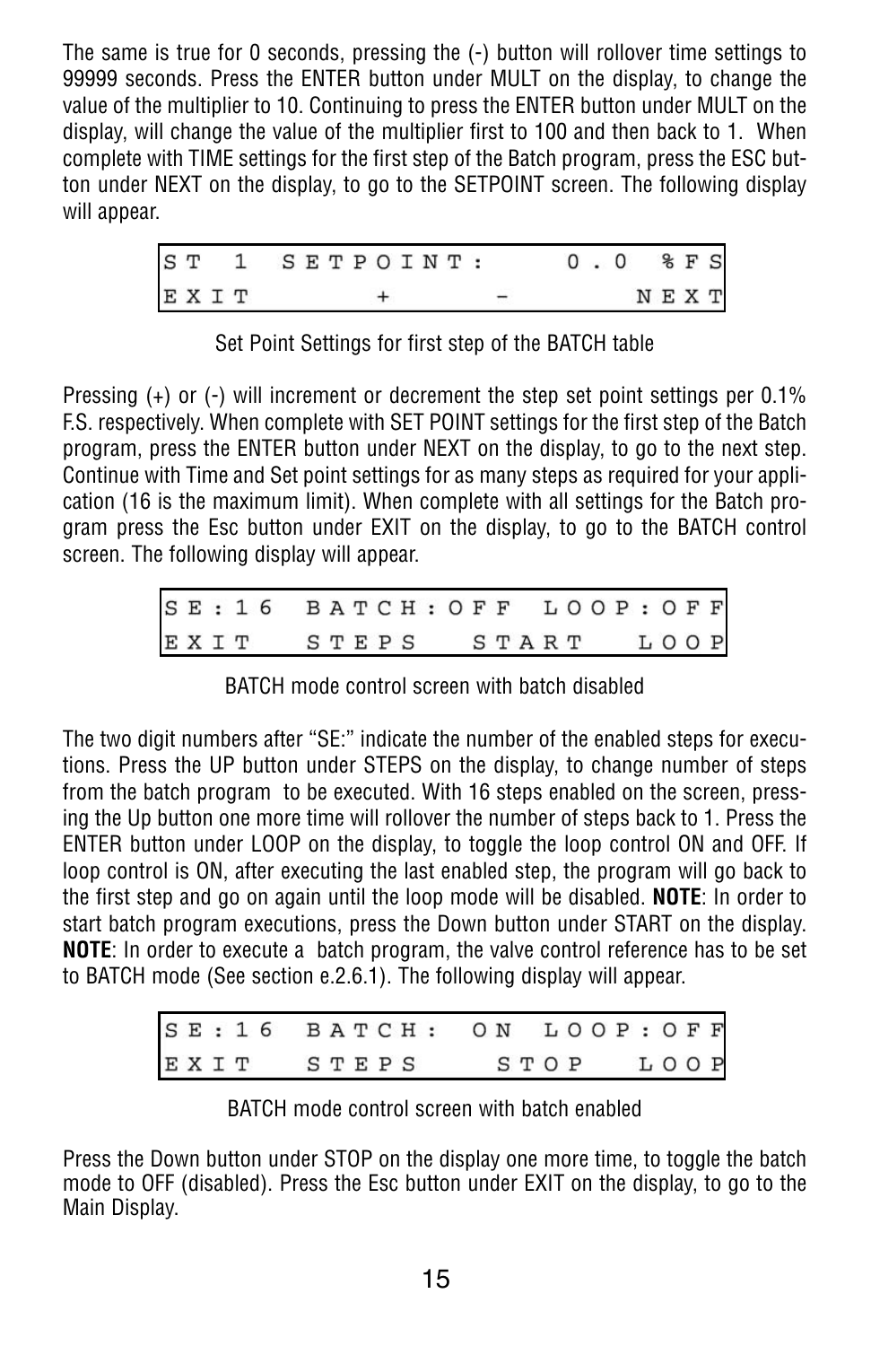The same is true for 0 seconds, pressing the (-) button will rollover time settings to 99999 seconds. Press the ENTER button under MULT on the display, to change the value of the multiplier to 10. Continuing to press the ENTER button under MULT on the display, will change the value of the multiplier first to 100 and then back to 1. When complete with TIME settings for the first step of the Batch program, press the ESC button under NEXT on the display, to go to the SETPOINT screen. The following display will appear.

```
ST 1  SETPOINT:     0.0  %FS
EXIT       +      -     NEXT
```

Set Point Settings for first step of the BATCH table

Pressing (+) or (-) will increment or decrement the step set point settings per 0.1% F.S. respectively. When complete with SET POINT settings for the first step of the Batch program, press the ENTER button under NEXT on the display, to go to the next step. Continue with Time and Set point settings for as many steps as required for your application (16 is the maximum limit). When complete with all settings for the Batch program press the Esc button under EXIT on the display, to go to the BATCH control screen. The following display will appear.

```
SE:16  BATCH:OFF  LOOP:OFF
EXIT   STEPS   START   LOOP
```

BATCH mode control screen with batch disabled

The two digit numbers after "SE:" indicate the number of the enabled steps for executions. Press the UP button under STEPS on the display, to change number of steps from the batch program to be executed. With 16 steps enabled on the screen, pressing the Up button one more time will rollover the number of steps back to 1. Press the ENTER button under LOOP on the display, to toggle the loop control ON and OFF. If loop control is ON, after executing the last enabled step, the program will go back to the first step and go on again until the loop mode will be disabled. **NOTE**: In order to start batch program executions, press the Down button under START on the display. **NOTE**: In order to execute a batch program, the valve control reference has to be set to BATCH mode (See section e.2.6.1). The following display will appear.

```
SE:16  BATCH: ON  LOOP:OFF
EXIT   STEPS    STOP   LOOP
```

BATCH mode control screen with batch enabled

Press the Down button under STOP on the display one more time, to toggle the batch mode to OFF (disabled). Press the Esc button under EXIT on the display, to go to the Main Display.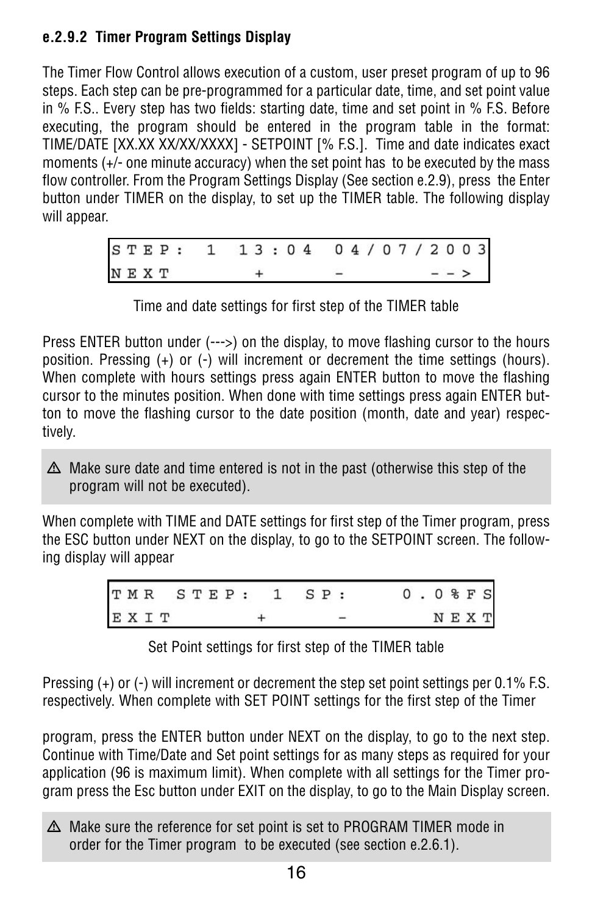#### e.2.9.2 Timer Program Settings Display

The Timer Flow Control allows execution of a custom, user preset program of up to 96 steps. Each step can be pre-programmed for a particular date, time, and set point value in % F.S.. Every step has two fields: starting date, time and set point in % F.S. Before executing, the program should be entered in the program table in the format: TIME/DATE [XX.XX XX/XX/XXXX] - SETPOINT [% F.S.]. Time and date indicates exact moments (+/- one minute accuracy) when the set point has to be executed by the mass flow controller. From the Program Settings Display (See section e.2.9), press the Enter button under TIMER on the display, to set up the TIMER table. The following display will appear.

```
STEP:  1  13:04   04/07/2003
NEXT       +      -       -->
```

Time and date settings for first step of the TIMER table

Press ENTER button under (--->) on the display, to move flashing cursor to the hours position. Pressing (+) or (-) will increment or decrement the time settings (hours). When complete with hours settings press again ENTER button to move the flashing cursor to the minutes position. When done with time settings press again ENTER button to move the flashing cursor to the date position (month, date and year) respectively.

> ⚠ Make sure date and time entered is not in the past (otherwise this step of the program will not be executed).

When complete with TIME and DATE settings for first step of the Timer program, press the ESC button under NEXT on the display, to go to the SETPOINT screen. The following display will appear

```
TMR STEP:  1  SP:     0.0%FS
EXIT       +      -      NEXT
```

Set Point settings for first step of the TIMER table

Pressing (+) or (-) will increment or decrement the step set point settings per 0.1% F.S. respectively. When complete with SET POINT settings for the first step of the Timer

program, press the ENTER button under NEXT on the display, to go to the next step. Continue with Time/Date and Set point settings for as many steps as required for your application (96 is maximum limit). When complete with all settings for the Timer program press the Esc button under EXIT on the display, to go to the Main Display screen.

> ⚠ Make sure the reference for set point is set to PROGRAM TIMER mode in order for the Timer program to be executed (see section e.2.6.1).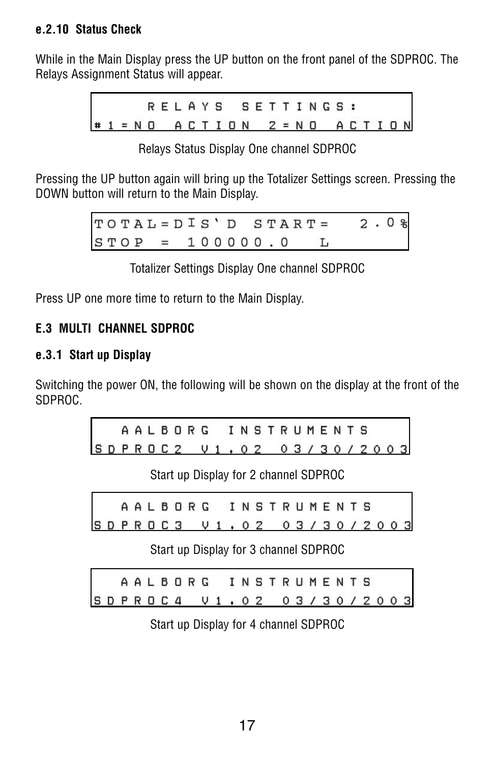#### e.2.10 Status Check

While in the Main Display press the UP button on the front panel of the SDPROC. The Relays Assignment Status will appear.

```
     RELAYS SETTINGS:
#1=NO ACTION 2=NO ACTION
```

Relays Status Display One channel SDPROC

Pressing the UP button again will bring up the Totalizer Settings screen. Pressing the DOWN button will return to the Main Display.

```
TOTAL=DIS'D START=  2.0%
STOP = 100000.0   L
```

Totalizer Settings Display One channel SDPROC

Press UP one more time to return to the Main Display.

### E.3 MULTI CHANNEL SDPROC

#### e.3.1 Start up Display

Switching the power ON, the following will be shown on the display at the front of the SDPROC.

```
   AALBORG INSTRUMENTS
SDPROC2  V1.02  03/30/2003
```

Start up Display for 2 channel SDPROC

```
   AALBORG INSTRUMENTS
SDPROC3  V1.02  03/30/2003
```

Start up Display for 3 channel SDPROC

```
   AALBORG INSTRUMENTS
SDPROC4  V1.02  03/30/2003
```

Start up Display for 4 channel SDPROC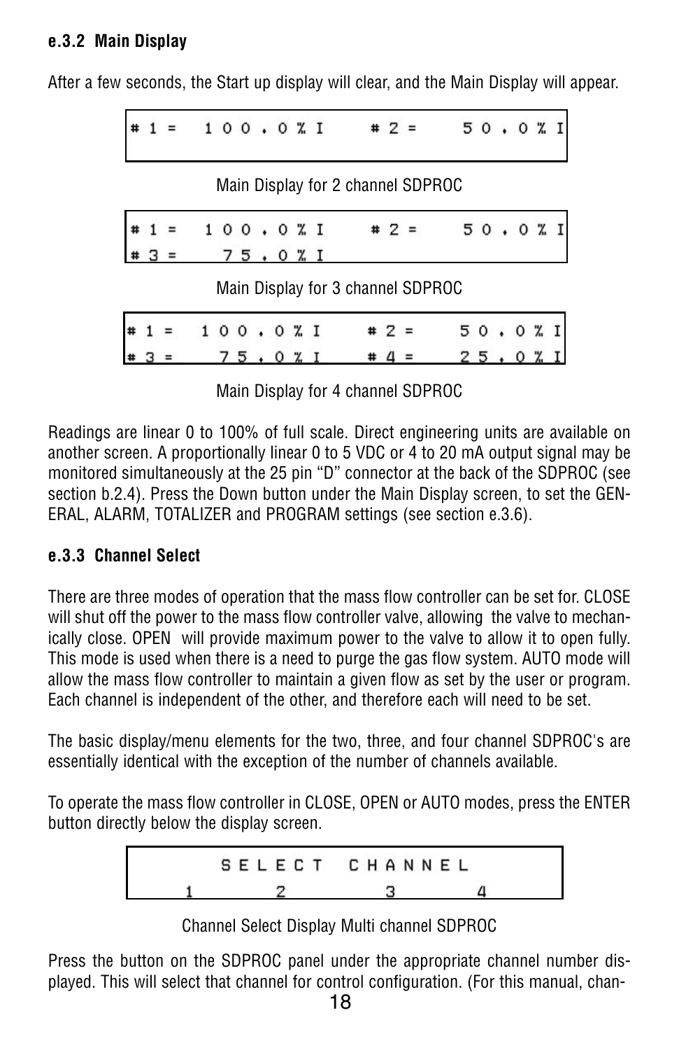### e.3.2 Main Display

After a few seconds, the Start up display will clear, and the Main Display will appear.

```
#1=  100.0%I    #2=   50.0%I
```

Main Display for 2 channel SDPROC

```
#1=  100.0%I    #2=   50.0%I
#3=   75.0%I
```

Main Display for 3 channel SDPROC

```
#1=  100.0%I    #2=   50.0%I
#3=   75.0%I    #4=   25.0%I
```

Main Display for 4 channel SDPROC

Readings are linear 0 to 100% of full scale. Direct engineering units are available on another screen. A proportionally linear 0 to 5 VDC or 4 to 20 mA output signal may be monitored simultaneously at the 25 pin "D" connector at the back of the SDPROC (see section b.2.4). Press the Down button under the Main Display screen, to set the GENERAL, ALARM, TOTALIZER and PROGRAM settings (see section e.3.6).

### e.3.3 Channel Select

There are three modes of operation that the mass flow controller can be set for. CLOSE will shut off the power to the mass flow controller valve, allowing the valve to mechanically close. OPEN will provide maximum power to the valve to allow it to open fully. This mode is used when there is a need to purge the gas flow system. AUTO mode will allow the mass flow controller to maintain a given flow as set by the user or program. Each channel is independent of the other, and therefore each will need to be set.

The basic display/menu elements for the two, three, and four channel SDPROC's are essentially identical with the exception of the number of channels available.

To operate the mass flow controller in CLOSE, OPEN or AUTO modes, press the ENTER button directly below the display screen.

```
      SELECT CHANNEL
  1       2       3       4
```

Channel Select Display Multi channel SDPROC

Press the button on the SDPROC panel under the appropriate channel number displayed. This will select that channel for control configuration. (For this manual, chan-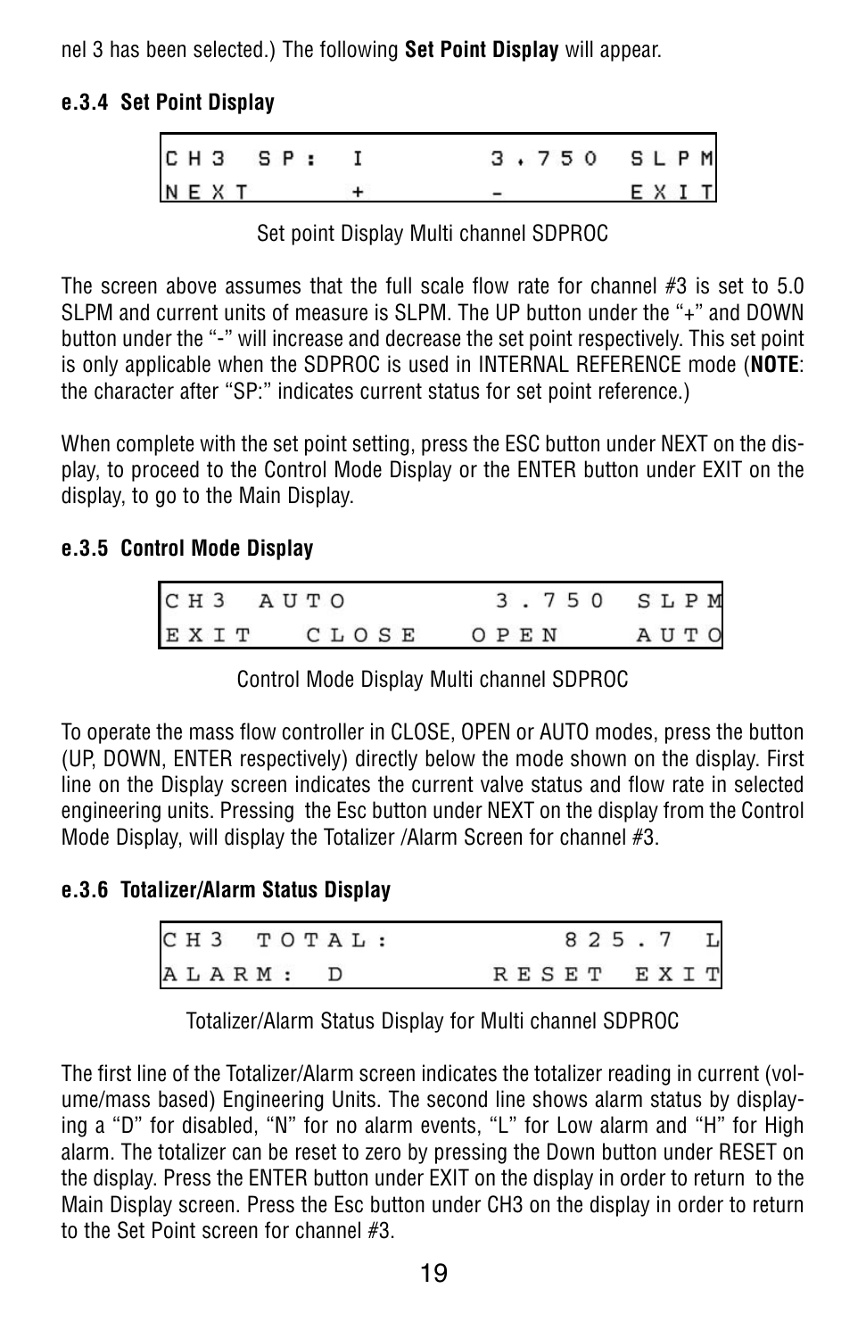nel 3 has been selected.) The following **Set Point Display** will appear.

### e.3.4 Set Point Display

```
CH3  SP:  I        3.750  SLPM
NEXT       +       -      EXIT
```

Set point Display Multi channel SDPROC

The screen above assumes that the full scale flow rate for channel #3 is set to 5.0 SLPM and current units of measure is SLPM. The UP button under the "+" and DOWN button under the "-" will increase and decrease the set point respectively. This set point is only applicable when the SDPROC is used in INTERNAL REFERENCE mode (**NOTE**: the character after "SP:" indicates current status for set point reference.)

When complete with the set point setting, press the ESC button under NEXT on the display, to proceed to the Control Mode Display or the ENTER button under EXIT on the display, to go to the Main Display.

### e.3.5 Control Mode Display

```
CH3  AUTO          3.750  SLPM
EXIT   CLOSE    OPEN      AUTO
```

Control Mode Display Multi channel SDPROC

To operate the mass flow controller in CLOSE, OPEN or AUTO modes, press the button (UP, DOWN, ENTER respectively) directly below the mode shown on the display. First line on the Display screen indicates the current valve status and flow rate in selected engineering units. Pressing the Esc button under NEXT on the display from the Control Mode Display, will display the Totalizer /Alarm Screen for channel #3.

### e.3.6 Totalizer/Alarm Status Display

```
CH3  TOTAL:             825.7  L
ALARM:  D          RESET  EXIT
```

Totalizer/Alarm Status Display for Multi channel SDPROC

The first line of the Totalizer/Alarm screen indicates the totalizer reading in current (volume/mass based) Engineering Units. The second line shows alarm status by displaying a "D" for disabled, "N" for no alarm events, "L" for Low alarm and "H" for High alarm. The totalizer can be reset to zero by pressing the Down button under RESET on the display. Press the ENTER button under EXIT on the display in order to return to the Main Display screen. Press the Esc button under CH3 on the display in order to return to the Set Point screen for channel #3.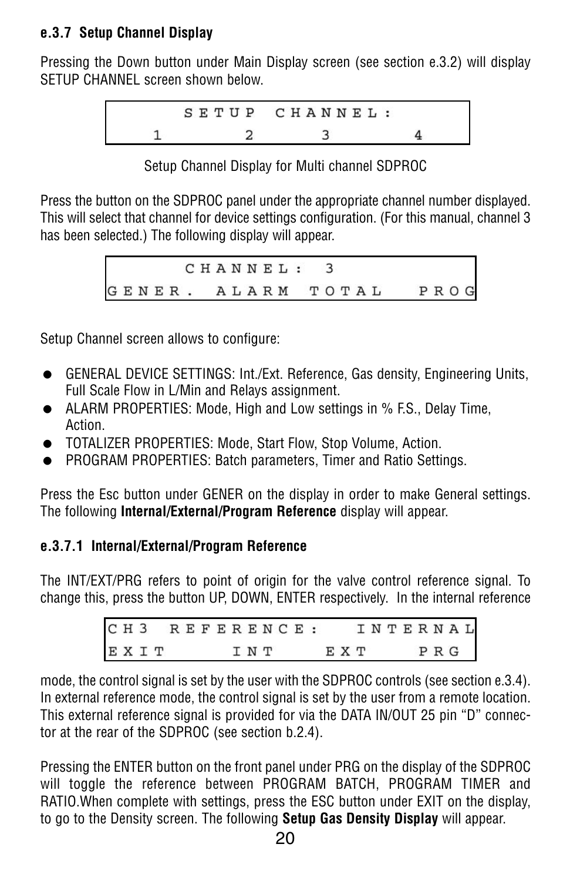#### e.3.7 Setup Channel Display

Pressing the Down button under Main Display screen (see section e.3.2) will display SETUP CHANNEL screen shown below.

```
        SETUP CHANNEL:
   1        2       3        4
```

Setup Channel Display for Multi channel SDPROC

Press the button on the SDPROC panel under the appropriate channel number displayed. This will select that channel for device settings configuration. (For this manual, channel 3 has been selected.) The following display will appear.

```
        CHANNEL: 3
GENER. ALARM TOTAL  PROG
```

Setup Channel screen allows to configure:

- GENERAL DEVICE SETTINGS: Int./Ext. Reference, Gas density, Engineering Units, Full Scale Flow in L/Min and Relays assignment.
- ALARM PROPERTIES: Mode, High and Low settings in % F.S., Delay Time, Action.
- TOTALIZER PROPERTIES: Mode, Start Flow, Stop Volume, Action.
- PROGRAM PROPERTIES: Batch parameters, Timer and Ratio Settings.

Press the Esc button under GENER on the display in order to make General settings. The following **Internal/External/Program Reference** display will appear.

##### e.3.7.1 Internal/External/Program Reference

The INT/EXT/PRG refers to point of origin for the valve control reference signal. To change this, press the button UP, DOWN, ENTER respectively. In the internal reference mode, the control signal is set by the user with the SDPROC controls (see section e.3.4). In external reference mode, the control signal is set by the user from a remote location. This external reference signal is provided for via the DATA IN/OUT 25 pin "D" connector at the rear of the SDPROC (see section b.2.4).

```
CH3 REFERENCE:   INTERNAL
EXIT     INT     EXT    PRG
```

Pressing the ENTER button on the front panel under PRG on the display of the SDPROC will toggle the reference between PROGRAM BATCH, PROGRAM TIMER and RATIO.When complete with settings, press the ESC button under EXIT on the display, to go to the Density screen. The following **Setup Gas Density Display** will appear.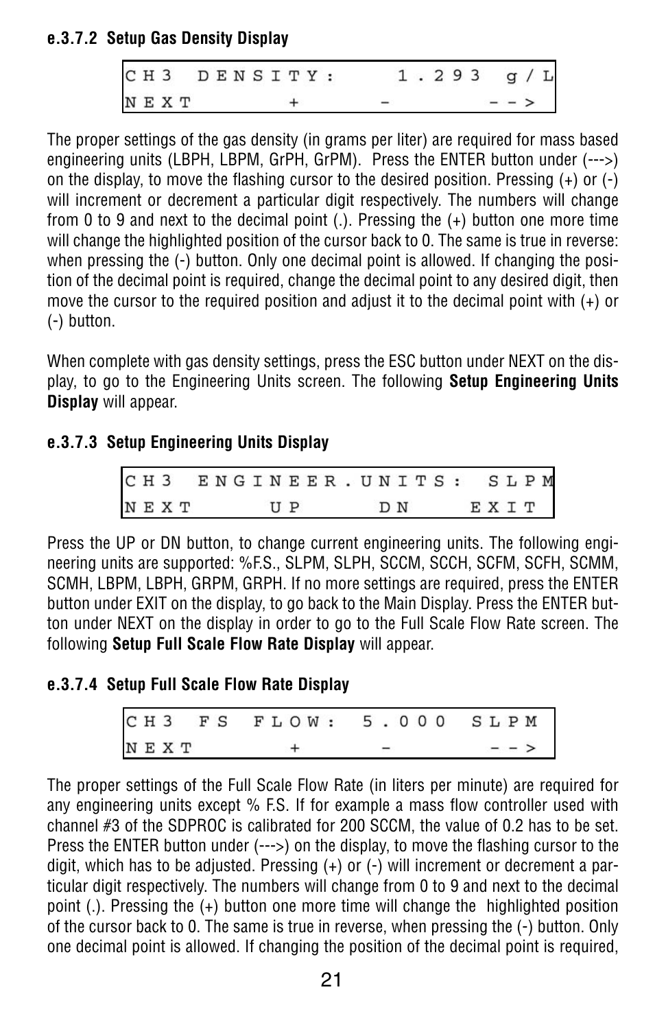#### e.3.7.2 Setup Gas Density Display

```
CH3 DENSITY:        1.293 g/L
NEXT      +      -        -->
```

The proper settings of the gas density (in grams per liter) are required for mass based engineering units (LBPH, LBPM, GrPH, GrPM). Press the ENTER button under (--->) on the display, to move the flashing cursor to the desired position. Pressing (+) or (-) will increment or decrement a particular digit respectively. The numbers will change from 0 to 9 and next to the decimal point (.). Pressing the (+) button one more time will change the highlighted position of the cursor back to 0. The same is true in reverse: when pressing the (-) button. Only one decimal point is allowed. If changing the position of the decimal point is required, change the decimal point to any desired digit, then move the cursor to the required position and adjust it to the decimal point with (+) or (-) button.

When complete with gas density settings, press the ESC button under NEXT on the display, to go to the Engineering Units screen. The following **Setup Engineering Units Display** will appear.

#### e.3.7.3 Setup Engineering Units Display

```
CH3 ENGINEER.UNITS: SLPM
NEXT     UP     DN     EXIT
```

Press the UP or DN button, to change current engineering units. The following engineering units are supported: %F.S., SLPM, SLPH, SCCM, SCCH, SCFM, SCFH, SCMM, SCMH, LBPM, LBPH, GRPM, GRPH. If no more settings are required, press the ENTER button under EXIT on the display, to go back to the Main Display. Press the ENTER button under NEXT on the display in order to go to the Full Scale Flow Rate screen. The following **Setup Full Scale Flow Rate Display** will appear.

#### e.3.7.4 Setup Full Scale Flow Rate Display

```
CH3 FS FLOW: 5.000 SLPM
NEXT      +      -      -->
```

The proper settings of the Full Scale Flow Rate (in liters per minute) are required for any engineering units except % F.S. If for example a mass flow controller used with channel #3 of the SDPROC is calibrated for 200 SCCM, the value of 0.2 has to be set. Press the ENTER button under (--->) on the display, to move the flashing cursor to the digit, which has to be adjusted. Pressing (+) or (-) will increment or decrement a particular digit respectively. The numbers will change from 0 to 9 and next to the decimal point (.). Pressing the (+) button one more time will change the highlighted position of the cursor back to 0. The same is true in reverse, when pressing the (-) button. Only one decimal point is allowed. If changing the position of the decimal point is required,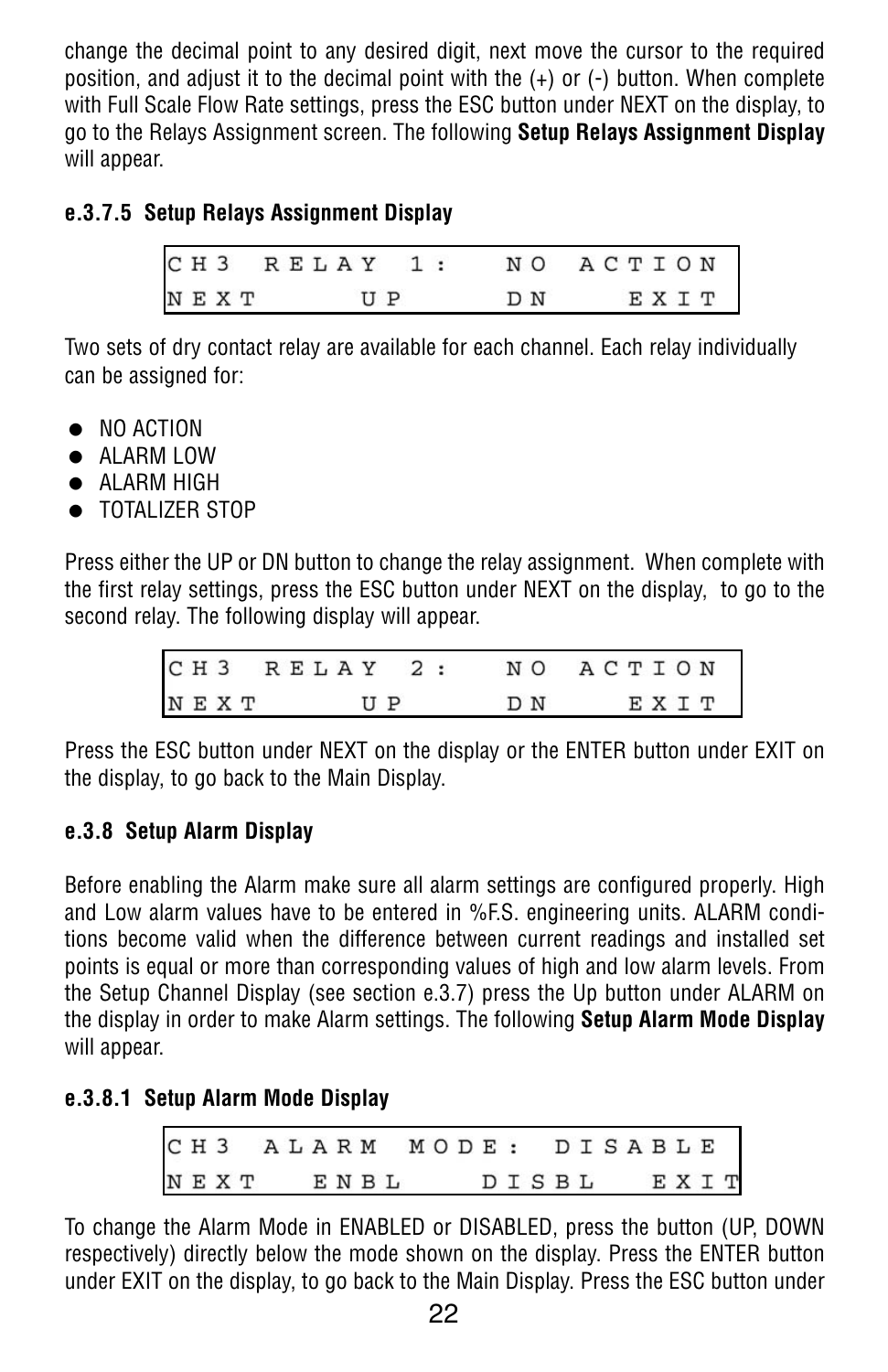change the decimal point to any desired digit, next move the cursor to the required position, and adjust it to the decimal point with the (+) or (-) button. When complete with Full Scale Flow Rate settings, press the ESC button under NEXT on the display, to go to the Relays Assignment screen. The following **Setup Relays Assignment Display** will appear.

#### e.3.7.5 Setup Relays Assignment Display

```
CH3  RELAY 1:   NO ACTION
NEXT     UP     DN    EXIT
```

Two sets of dry contact relay are available for each channel. Each relay individually can be assigned for:

- NO ACTION
- ALARM LOW
- ALARM HIGH
- TOTALIZER STOP

Press either the UP or DN button to change the relay assignment. When complete with the first relay settings, press the ESC button under NEXT on the display, to go to the second relay. The following display will appear.

```
CH3  RELAY 2:   NO ACTION
NEXT     UP     DN    EXIT
```

Press the ESC button under NEXT on the display or the ENTER button under EXIT on the display, to go back to the Main Display.

### e.3.8 Setup Alarm Display

Before enabling the Alarm make sure all alarm settings are configured properly. High and Low alarm values have to be entered in %F.S. engineering units. ALARM conditions become valid when the difference between current readings and installed set points is equal or more than corresponding values of high and low alarm levels. From the Setup Channel Display (see section e.3.7) press the Up button under ALARM on the display in order to make Alarm settings. The following **Setup Alarm Mode Display** will appear.

#### e.3.8.1 Setup Alarm Mode Display

```
CH3  ALARM  MODE: DISABLE
NEXT   ENBL    DISBL   EXIT
```

To change the Alarm Mode in ENABLED or DISABLED, press the button (UP, DOWN respectively) directly below the mode shown on the display. Press the ENTER button under EXIT on the display, to go back to the Main Display. Press the ESC button under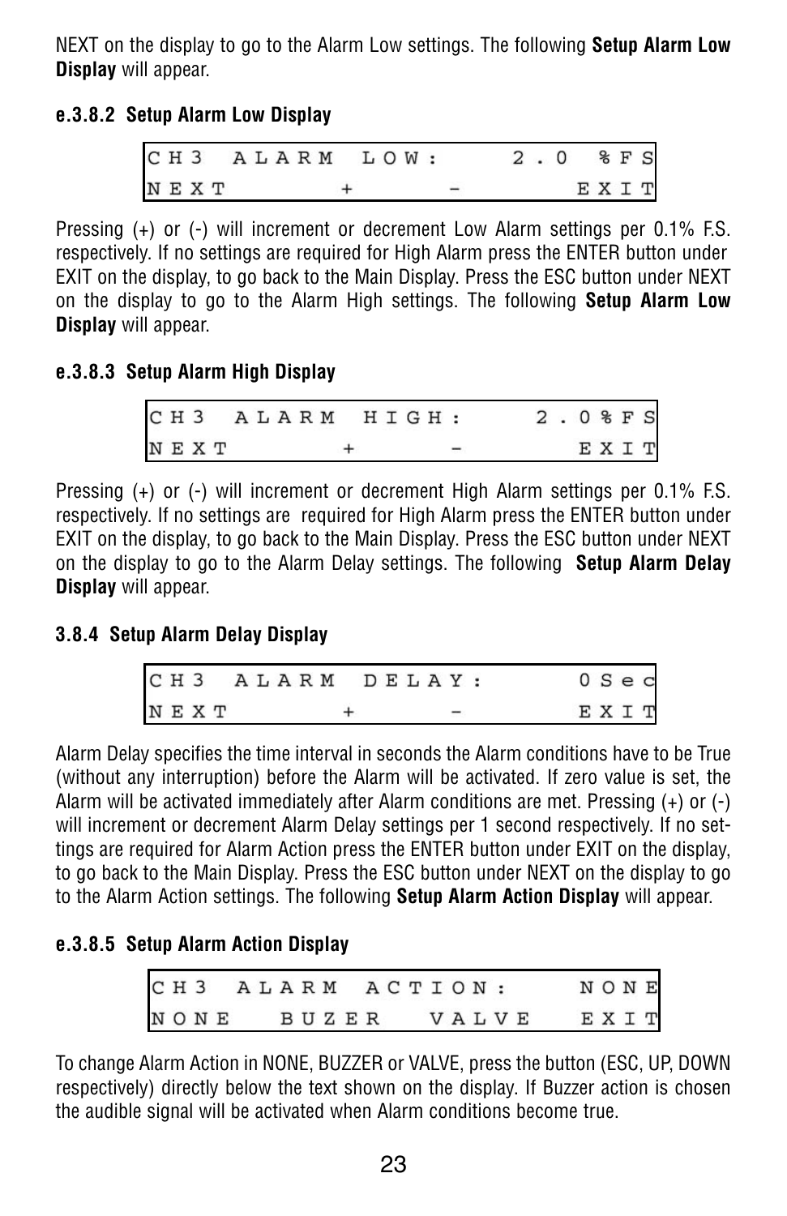NEXT on the display to go to the Alarm Low settings. The following **Setup Alarm Low Display** will appear.

#### e.3.8.2 Setup Alarm Low Display

```
CH3 ALARM LOW:     2.0 %FS
NEXT     +     -     EXIT
```

Pressing (+) or (-) will increment or decrement Low Alarm settings per 0.1% F.S. respectively. If no settings are required for High Alarm press the ENTER button under EXIT on the display, to go back to the Main Display. Press the ESC button under NEXT on the display to go to the Alarm High settings. The following **Setup Alarm Low Display** will appear.

#### e.3.8.3 Setup Alarm High Display

```
CH3 ALARM HIGH:     2.0%FS
NEXT     +     -     EXIT
```

Pressing (+) or (-) will increment or decrement High Alarm settings per 0.1% F.S. respectively. If no settings are required for High Alarm press the ENTER button under EXIT on the display, to go back to the Main Display. Press the ESC button under NEXT on the display to go to the Alarm Delay settings. The following **Setup Alarm Delay Display** will appear.

#### 3.8.4 Setup Alarm Delay Display

```
CH3 ALARM DELAY:     0Sec
NEXT     +     -     EXIT
```

Alarm Delay specifies the time interval in seconds the Alarm conditions have to be True (without any interruption) before the Alarm will be activated. If zero value is set, the Alarm will be activated immediately after Alarm conditions are met. Pressing (+) or (-) will increment or decrement Alarm Delay settings per 1 second respectively. If no settings are required for Alarm Action press the ENTER button under EXIT on the display, to go back to the Main Display. Press the ESC button under NEXT on the display to go to the Alarm Action settings. The following **Setup Alarm Action Display** will appear.

#### e.3.8.5 Setup Alarm Action Display

```
CH3 ALARM ACTION:     NONE
NONE   BUZER   VALVE   EXIT
```

To change Alarm Action in NONE, BUZZER or VALVE, press the button (ESC, UP, DOWN respectively) directly below the text shown on the display. If Buzzer action is chosen the audible signal will be activated when Alarm conditions become true.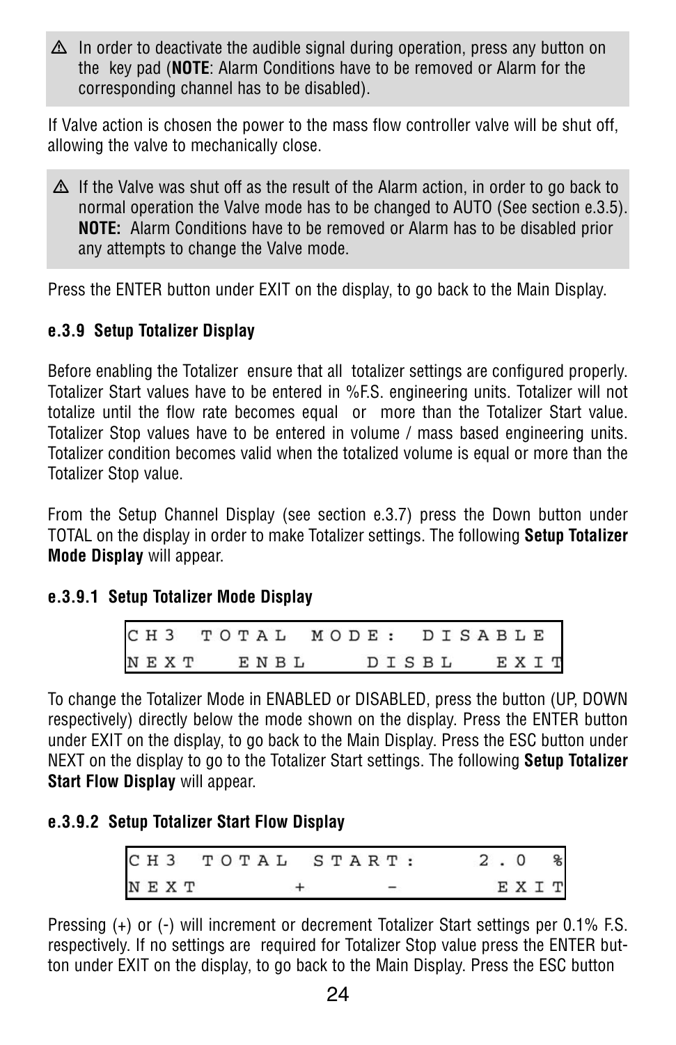> ⚠ In order to deactivate the audible signal during operation, press any button on the key pad (**NOTE**: Alarm Conditions have to be removed or Alarm for the corresponding channel has to be disabled).

If Valve action is chosen the power to the mass flow controller valve will be shut off, allowing the valve to mechanically close.

> ⚠ If the Valve was shut off as the result of the Alarm action, in order to go back to normal operation the Valve mode has to be changed to AUTO (See section e.3.5). **NOTE:** Alarm Conditions have to be removed or Alarm has to be disabled prior any attempts to change the Valve mode.

Press the ENTER button under EXIT on the display, to go back to the Main Display.

### e.3.9 Setup Totalizer Display

Before enabling the Totalizer ensure that all totalizer settings are configured properly. Totalizer Start values have to be entered in %F.S. engineering units. Totalizer will not totalize until the flow rate becomes equal or more than the Totalizer Start value. Totalizer Stop values have to be entered in volume / mass based engineering units. Totalizer condition becomes valid when the totalized volume is equal or more than the Totalizer Stop value.

From the Setup Channel Display (see section e.3.7) press the Down button under TOTAL on the display in order to make Totalizer settings. The following **Setup Totalizer Mode Display** will appear.

#### e.3.9.1 Setup Totalizer Mode Display

```
CH3 TOTAL MODE: DISABLE
NEXT   ENBL    DISBL   EXIT
```

To change the Totalizer Mode in ENABLED or DISABLED, press the button (UP, DOWN respectively) directly below the mode shown on the display. Press the ENTER button under EXIT on the display, to go back to the Main Display. Press the ESC button under NEXT on the display to go to the Totalizer Start settings. The following **Setup Totalizer Start Flow Display** will appear.

#### e.3.9.2 Setup Totalizer Start Flow Display

```
CH3 TOTAL START:     2.0 %
NEXT      +      -    EXIT
```

Pressing (+) or (-) will increment or decrement Totalizer Start settings per 0.1% F.S. respectively. If no settings are required for Totalizer Stop value press the ENTER button under EXIT on the display, to go back to the Main Display. Press the ESC button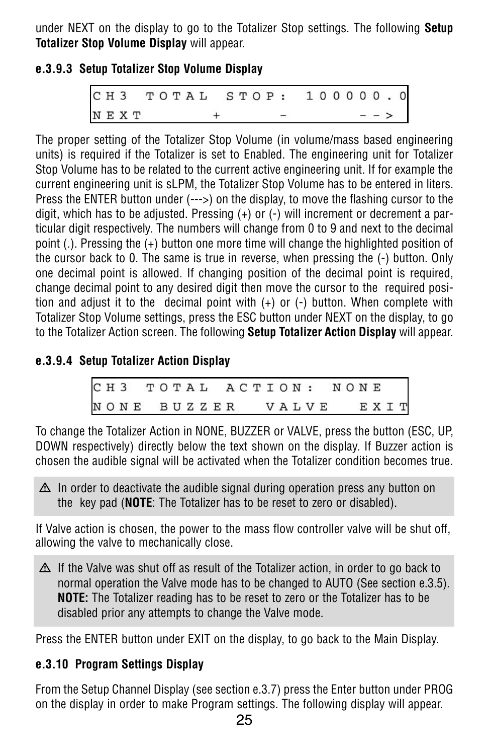under NEXT on the display to go to the Totalizer Stop settings. The following **Setup Totalizer Stop Volume Display** will appear.

#### e.3.9.3 Setup Totalizer Stop Volume Display

```
CH3  TOTAL  STOP:  100000.0
NEXT        +      -       -->
```

The proper setting of the Totalizer Stop Volume (in volume/mass based engineering units) is required if the Totalizer is set to Enabled. The engineering unit for Totalizer Stop Volume has to be related to the current active engineering unit. If for example the current engineering unit is sLPM, the Totalizer Stop Volume has to be entered in liters. Press the ENTER button under (--->) on the display, to move the flashing cursor to the digit, which has to be adjusted. Pressing (+) or (-) will increment or decrement a particular digit respectively. The numbers will change from 0 to 9 and next to the decimal point (.). Pressing the (+) button one more time will change the highlighted position of the cursor back to 0. The same is true in reverse, when pressing the (-) button. Only one decimal point is allowed. If changing position of the decimal point is required, change decimal point to any desired digit then move the cursor to the required position and adjust it to the decimal point with (+) or (-) button. When complete with Totalizer Stop Volume settings, press the ESC button under NEXT on the display, to go to the Totalizer Action screen. The following **Setup Totalizer Action Display** will appear.

#### e.3.9.4 Setup Totalizer Action Display

```
CH3  TOTAL  ACTION:  NONE
NONE  BUZZER   VALVE   EXIT
```

To change the Totalizer Action in NONE, BUZZER or VALVE, press the button (ESC, UP, DOWN respectively) directly below the text shown on the display. If Buzzer action is chosen the audible signal will be activated when the Totalizer condition becomes true.

> ⚠ In order to deactivate the audible signal during operation press any button on the key pad (**NOTE**: The Totalizer has to be reset to zero or disabled).

If Valve action is chosen, the power to the mass flow controller valve will be shut off, allowing the valve to mechanically close.

> ⚠ If the Valve was shut off as result of the Totalizer action, in order to go back to normal operation the Valve mode has to be changed to AUTO (See section e.3.5). **NOTE:** The Totalizer reading has to be reset to zero or the Totalizer has to be disabled prior any attempts to change the Valve mode.

Press the ENTER button under EXIT on the display, to go back to the Main Display.

### e.3.10 Program Settings Display

From the Setup Channel Display (see section e.3.7) press the Enter button under PROG on the display in order to make Program settings. The following display will appear.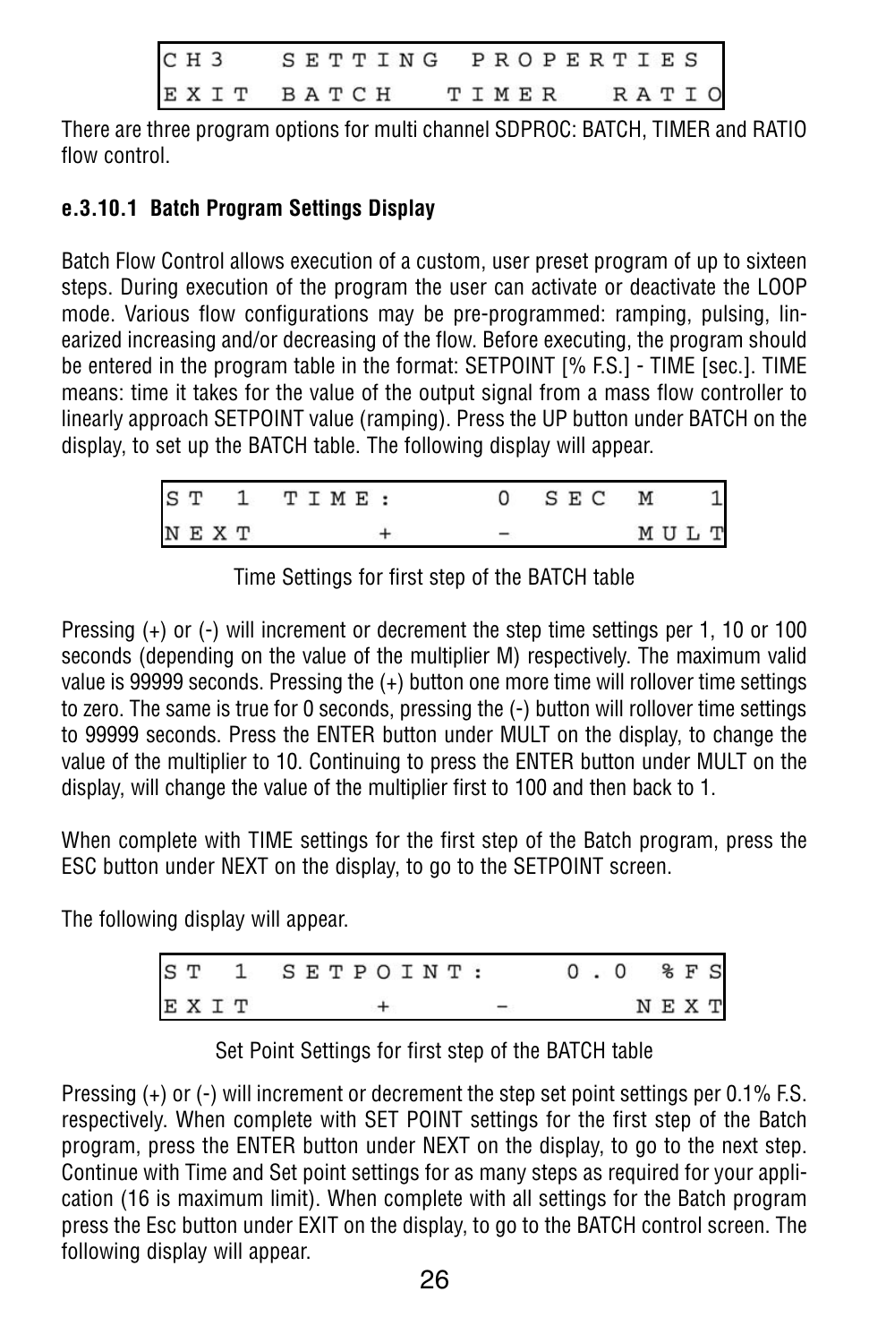```
CH3   SETTING PROPERTIES
EXIT  BATCH   TIMER   RATIO
```

There are three program options for multi channel SDPROC: BATCH, TIMER and RATIO flow control.

**e.3.10.1 Batch Program Settings Display**

Batch Flow Control allows execution of a custom, user preset program of up to sixteen steps. During execution of the program the user can activate or deactivate the LOOP mode. Various flow configurations may be pre-programmed: ramping, pulsing, linearized increasing and/or decreasing of the flow. Before executing, the program should be entered in the program table in the format: SETPOINT [% F.S.] - TIME [sec.]. TIME means: time it takes for the value of the output signal from a mass flow controller to linearly approach SETPOINT value (ramping). Press the UP button under BATCH on the display, to set up the BATCH table. The following display will appear.

```
ST 1 TIME:        0 SEC M   1
NEXT       +      -      MULT
```

Time Settings for first step of the BATCH table

Pressing (+) or (-) will increment or decrement the step time settings per 1, 10 or 100 seconds (depending on the value of the multiplier M) respectively. The maximum valid value is 99999 seconds. Pressing the (+) button one more time will rollover time settings to zero. The same is true for 0 seconds, pressing the (-) button will rollover time settings to 99999 seconds. Press the ENTER button under MULT on the display, to change the value of the multiplier to 10. Continuing to press the ENTER button under MULT on the display, will change the value of the multiplier first to 100 and then back to 1.

When complete with TIME settings for the first step of the Batch program, press the ESC button under NEXT on the display, to go to the SETPOINT screen.

The following display will appear.

```
ST 1 SETPOINT:      0.0 %FS
EXIT       +      -      NEXT
```

Set Point Settings for first step of the BATCH table

Pressing (+) or (-) will increment or decrement the step set point settings per 0.1% F.S. respectively. When complete with SET POINT settings for the first step of the Batch program, press the ENTER button under NEXT on the display, to go to the next step. Continue with Time and Set point settings for as many steps as required for your application (16 is maximum limit). When complete with all settings for the Batch program press the Esc button under EXIT on the display, to go to the BATCH control screen. The following display will appear.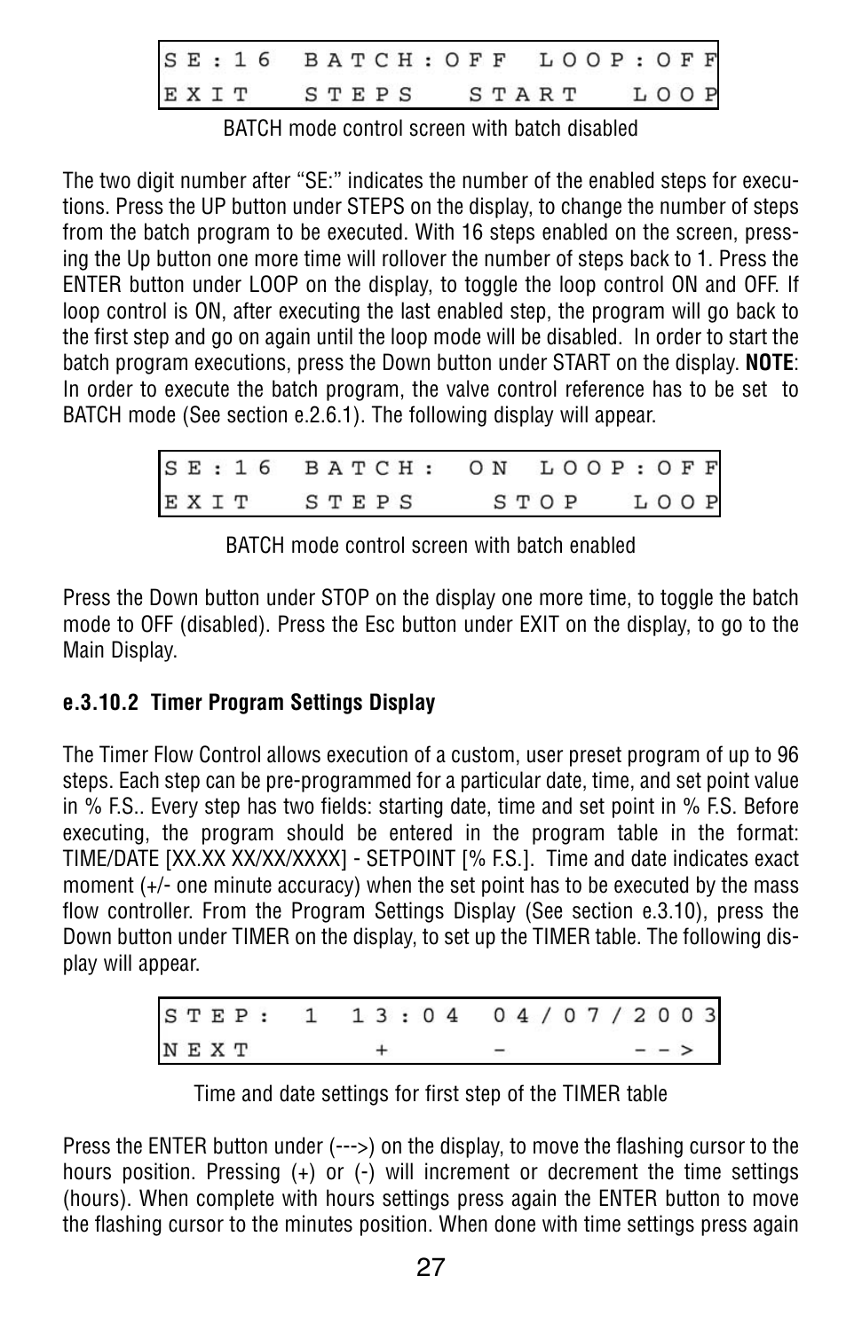```
SE:16  BATCH:OFF  LOOP:OFF
EXIT   STEPS   START   LOOP
```

BATCH mode control screen with batch disabled

The two digit number after "SE:" indicates the number of the enabled steps for executions. Press the UP button under STEPS on the display, to change the number of steps from the batch program to be executed. With 16 steps enabled on the screen, pressing the Up button one more time will rollover the number of steps back to 1. Press the ENTER button under LOOP on the display, to toggle the loop control ON and OFF. If loop control is ON, after executing the last enabled step, the program will go back to the first step and go on again until the loop mode will be disabled. In order to start the batch program executions, press the Down button under START on the display. **NOTE**: In order to execute the batch program, the valve control reference has to be set to BATCH mode (See section e.2.6.1). The following display will appear.

```
SE:16  BATCH: ON  LOOP:OFF
EXIT   STEPS   STOP   LOOP
```

BATCH mode control screen with batch enabled

Press the Down button under STOP on the display one more time, to toggle the batch mode to OFF (disabled). Press the Esc button under EXIT on the display, to go to the Main Display.

#### e.3.10.2 Timer Program Settings Display

The Timer Flow Control allows execution of a custom, user preset program of up to 96 steps. Each step can be pre-programmed for a particular date, time, and set point value in % F.S.. Every step has two fields: starting date, time and set point in % F.S. Before executing, the program should be entered in the program table in the format: TIME/DATE [XX.XX XX/XX/XXXX] - SETPOINT [% F.S.]. Time and date indicates exact moment (+/- one minute accuracy) when the set point has to be executed by the mass flow controller. From the Program Settings Display (See section e.3.10), press the Down button under TIMER on the display, to set up the TIMER table. The following display will appear.

```
STEP: 1  13:04  04/07/2003
NEXT      +      -      -->
```

Time and date settings for first step of the TIMER table

Press the ENTER button under (--->) on the display, to move the flashing cursor to the hours position. Pressing (+) or (-) will increment or decrement the time settings (hours). When complete with hours settings press again the ENTER button to move the flashing cursor to the minutes position. When done with time settings press again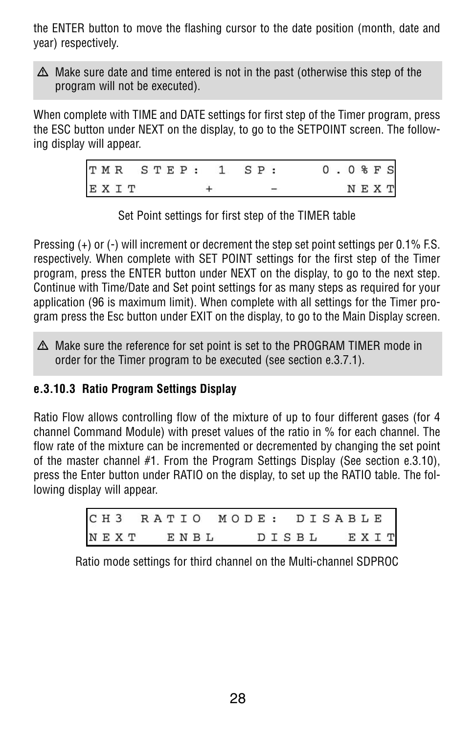the ENTER button to move the flashing cursor to the date position (month, date and year) respectively.

> ⚠ Make sure date and time entered is not in the past (otherwise this step of the program will not be executed).

When complete with TIME and DATE settings for first step of the Timer program, press the ESC button under NEXT on the display, to go to the SETPOINT screen. The following display will appear.

```
TMR STEP: 1 SP:     0.0%FS
EXIT      +     -     NEXT
```

Set Point settings for first step of the TIMER table

Pressing (+) or (-) will increment or decrement the step set point settings per 0.1% F.S. respectively. When complete with SET POINT settings for the first step of the Timer program, press the ENTER button under NEXT on the display, to go to the next step. Continue with Time/Date and Set point settings for as many steps as required for your application (96 is maximum limit). When complete with all settings for the Timer program press the Esc button under EXIT on the display, to go to the Main Display screen.

> ⚠ Make sure the reference for set point is set to the PROGRAM TIMER mode in order for the Timer program to be executed (see section e.3.7.1).

**e.3.10.3 Ratio Program Settings Display**

Ratio Flow allows controlling flow of the mixture of up to four different gases (for 4 channel Command Module) with preset values of the ratio in % for each channel. The flow rate of the mixture can be incremented or decremented by changing the set point of the master channel #1. From the Program Settings Display (See section e.3.10), press the Enter button under RATIO on the display, to set up the RATIO table. The following display will appear.

```
CH3 RATIO MODE: DISABLE
NEXT   ENBL    DISBL   EXIT
```

Ratio mode settings for third channel on the Multi-channel SDPROC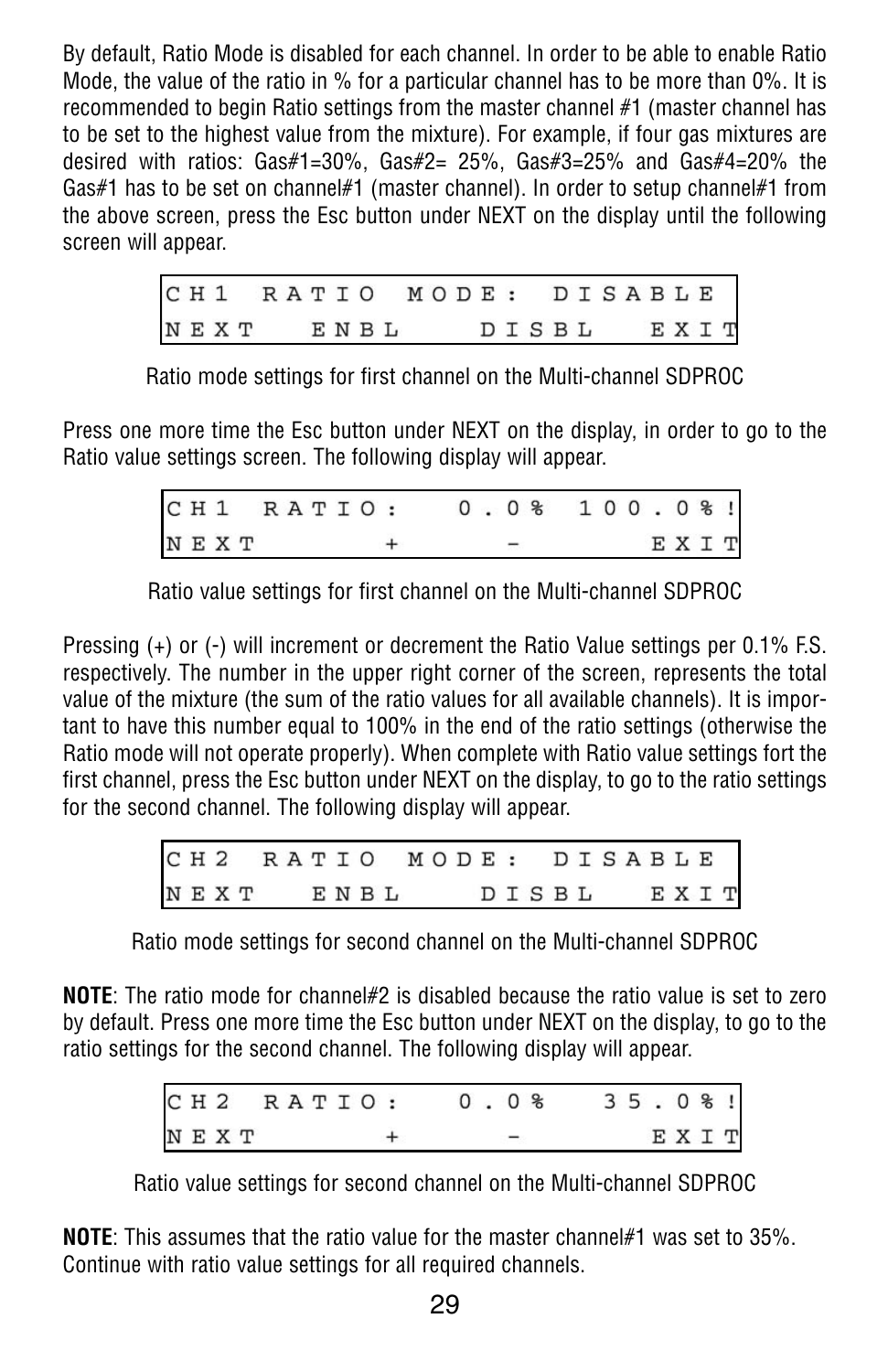By default, Ratio Mode is disabled for each channel. In order to be able to enable Ratio Mode, the value of the ratio in % for a particular channel has to be more than 0%. It is recommended to begin Ratio settings from the master channel #1 (master channel has to be set to the highest value from the mixture). For example, if four gas mixtures are desired with ratios: Gas#1=30%, Gas#2= 25%, Gas#3=25% and Gas#4=20% the Gas#1 has to be set on channel#1 (master channel). In order to setup channel#1 from the above screen, press the Esc button under NEXT on the display until the following screen will appear.

```
CH1 RATIO MODE: DISABLE
NEXT  ENBL    DISBL   EXIT
```

Ratio mode settings for first channel on the Multi-channel SDPROC

Press one more time the Esc button under NEXT on the display, in order to go to the Ratio value settings screen. The following display will appear.

```
CH1 RATIO:     0.0%  100.0%!
NEXT      +      -      EXIT
```

Ratio value settings for first channel on the Multi-channel SDPROC

Pressing (+) or (-) will increment or decrement the Ratio Value settings per 0.1% F.S. respectively. The number in the upper right corner of the screen, represents the total value of the mixture (the sum of the ratio values for all available channels). It is important to have this number equal to 100% in the end of the ratio settings (otherwise the Ratio mode will not operate properly). When complete with Ratio value settings fort the first channel, press the Esc button under NEXT on the display, to go to the ratio settings for the second channel. The following display will appear.

```
CH2 RATIO MODE: DISABLE
NEXT  ENBL    DISBL   EXIT
```

Ratio mode settings for second channel on the Multi-channel SDPROC

**NOTE**: The ratio mode for channel#2 is disabled because the ratio value is set to zero by default. Press one more time the Esc button under NEXT on the display, to go to the ratio settings for the second channel. The following display will appear.

```
CH2 RATIO:     0.0%   35.0%!
NEXT      +      -      EXIT
```

Ratio value settings for second channel on the Multi-channel SDPROC

**NOTE**: This assumes that the ratio value for the master channel#1 was set to 35%. Continue with ratio value settings for all required channels.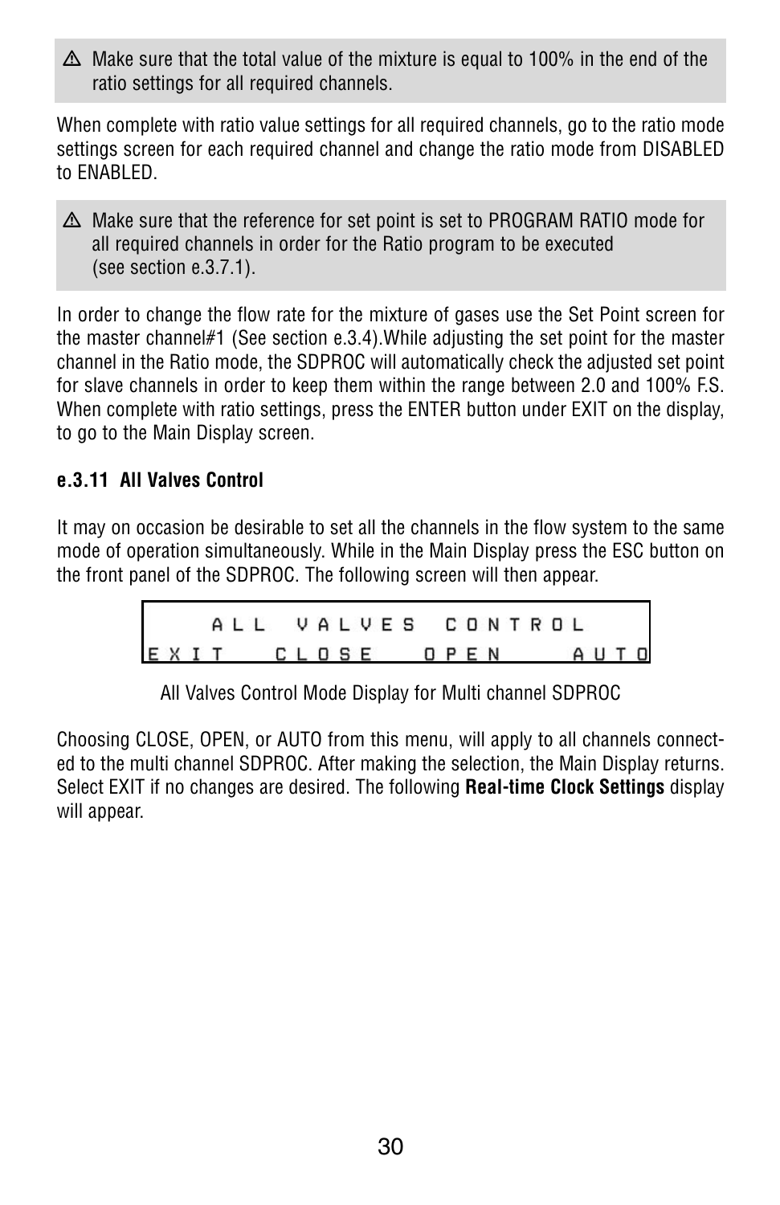> ⚠ Make sure that the total value of the mixture is equal to 100% in the end of the ratio settings for all required channels.

When complete with ratio value settings for all required channels, go to the ratio mode settings screen for each required channel and change the ratio mode from DISABLED to ENABLED.

> ⚠ Make sure that the reference for set point is set to PROGRAM RATIO mode for all required channels in order for the Ratio program to be executed (see section e.3.7.1).

In order to change the flow rate for the mixture of gases use the Set Point screen for the master channel#1 (See section e.3.4).While adjusting the set point for the master channel in the Ratio mode, the SDPROC will automatically check the adjusted set point for slave channels in order to keep them within the range between 2.0 and 100% F.S. When complete with ratio settings, press the ENTER button under EXIT on the display, to go to the Main Display screen.

**e.3.11 All Valves Control**

It may on occasion be desirable to set all the channels in the flow system to the same mode of operation simultaneously. While in the Main Display press the ESC button on the front panel of the SDPROC. The following screen will then appear.

```
   ALL VALVES CONTROL
EXIT   CLOSE   OPEN    AUTO
```

All Valves Control Mode Display for Multi channel SDPROC

Choosing CLOSE, OPEN, or AUTO from this menu, will apply to all channels connected to the multi channel SDPROC. After making the selection, the Main Display returns. Select EXIT if no changes are desired. The following **Real-time Clock Settings** display will appear.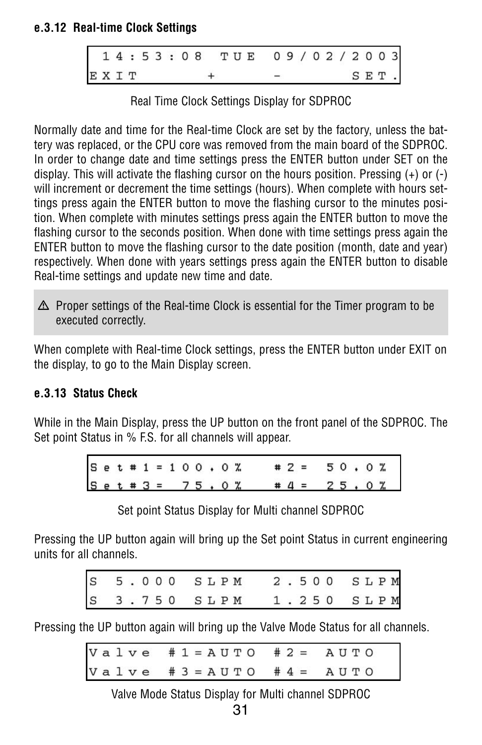#### e.3.12 Real-time Clock Settings

```
14:53:08  TUE  09/02/2003
EXIT      +     -     SET.
```

Real Time Clock Settings Display for SDPROC

Normally date and time for the Real-time Clock are set by the factory, unless the battery was replaced, or the CPU core was removed from the main board of the SDPROC. In order to change date and time settings press the ENTER button under SET on the display. This will activate the flashing cursor on the hours position. Pressing (+) or (-) will increment or decrement the time settings (hours). When complete with hours settings press again the ENTER button to move the flashing cursor to the minutes position. When complete with minutes settings press again the ENTER button to move the flashing cursor to the seconds position. When done with time settings press again the ENTER button to move the flashing cursor to the date position (month, date and year) respectively. When done with years settings press again the ENTER button to disable Real-time settings and update new time and date.

> ⚠ Proper settings of the Real-time Clock is essential for the Timer program to be executed correctly.

When complete with Real-time Clock settings, press the ENTER button under EXIT on the display, to go to the Main Display screen.

#### e.3.13 Status Check

While in the Main Display, press the UP button on the front panel of the SDPROC. The Set point Status in % F.S. for all channels will appear.

```
Set#1=100.0%   #2=  50.0%
Set#3=  75.0%  #4=  25.0%
```

Set point Status Display for Multi channel SDPROC

Pressing the UP button again will bring up the Set point Status in current engineering units for all channels.

```
S  5.000  SLPM   2.500  SLPM
S  3.750  SLPM   1.250  SLPM
```

Pressing the UP button again will bring up the Valve Mode Status for all channels.

```
Valve  #1=AUTO  #2=  AUTO
Valve  #3=AUTO  #4=  AUTO
```

Valve Mode Status Display for Multi channel SDPROC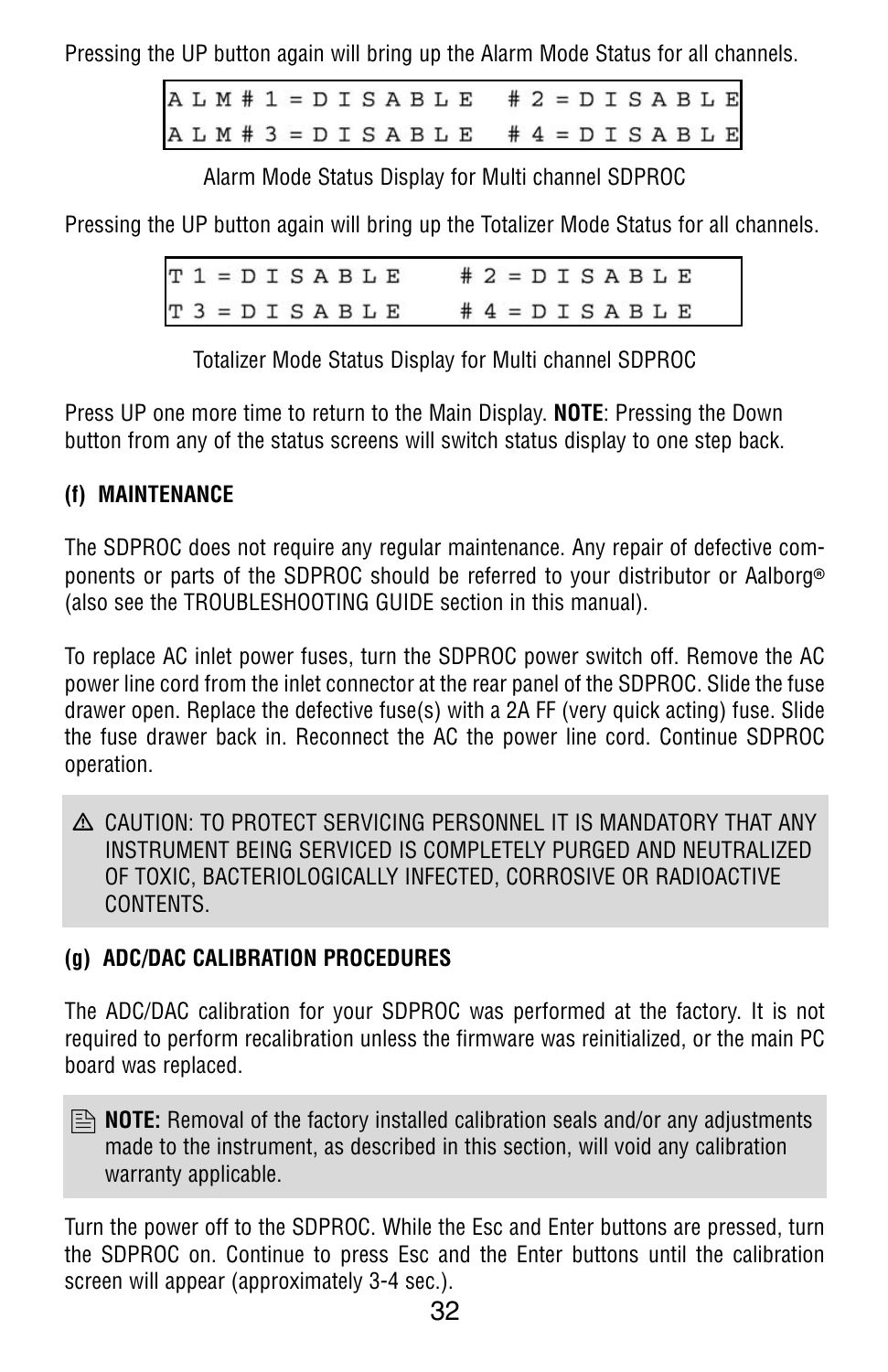Pressing the UP button again will bring up the Alarm Mode Status for all channels.

```
ALM#1=DISABLE  #2=DISABLE
ALM#3=DISABLE  #4=DISABLE
```

Alarm Mode Status Display for Multi channel SDPROC

Pressing the UP button again will bring up the Totalizer Mode Status for all channels.

```
T1=DISABLE   #2=DISABLE
T3=DISABLE   #4=DISABLE
```

Totalizer Mode Status Display for Multi channel SDPROC

Press UP one more time to return to the Main Display. **NOTE**: Pressing the Down button from any of the status screens will switch status display to one step back.

### (f) MAINTENANCE

The SDPROC does not require any regular maintenance. Any repair of defective components or parts of the SDPROC should be referred to your distributor or Aalborg® (also see the TROUBLESHOOTING GUIDE section in this manual).

To replace AC inlet power fuses, turn the SDPROC power switch off. Remove the AC power line cord from the inlet connector at the rear panel of the SDPROC. Slide the fuse drawer open. Replace the defective fuse(s) with a 2A FF (very quick acting) fuse. Slide the fuse drawer back in. Reconnect the AC the power line cord. Continue SDPROC operation.

⚠ CAUTION: TO PROTECT SERVICING PERSONNEL IT IS MANDATORY THAT ANY INSTRUMENT BEING SERVICED IS COMPLETELY PURGED AND NEUTRALIZED OF TOXIC, BACTERIOLOGICALLY INFECTED, CORROSIVE OR RADIOACTIVE CONTENTS.

### (g) ADC/DAC CALIBRATION PROCEDURES

The ADC/DAC calibration for your SDPROC was performed at the factory. It is not required to perform recalibration unless the firmware was reinitialized, or the main PC board was replaced.

**NOTE:** Removal of the factory installed calibration seals and/or any adjustments made to the instrument, as described in this section, will void any calibration warranty applicable.

Turn the power off to the SDPROC. While the Esc and Enter buttons are pressed, turn the SDPROC on. Continue to press Esc and the Enter buttons until the calibration screen will appear (approximately 3-4 sec.).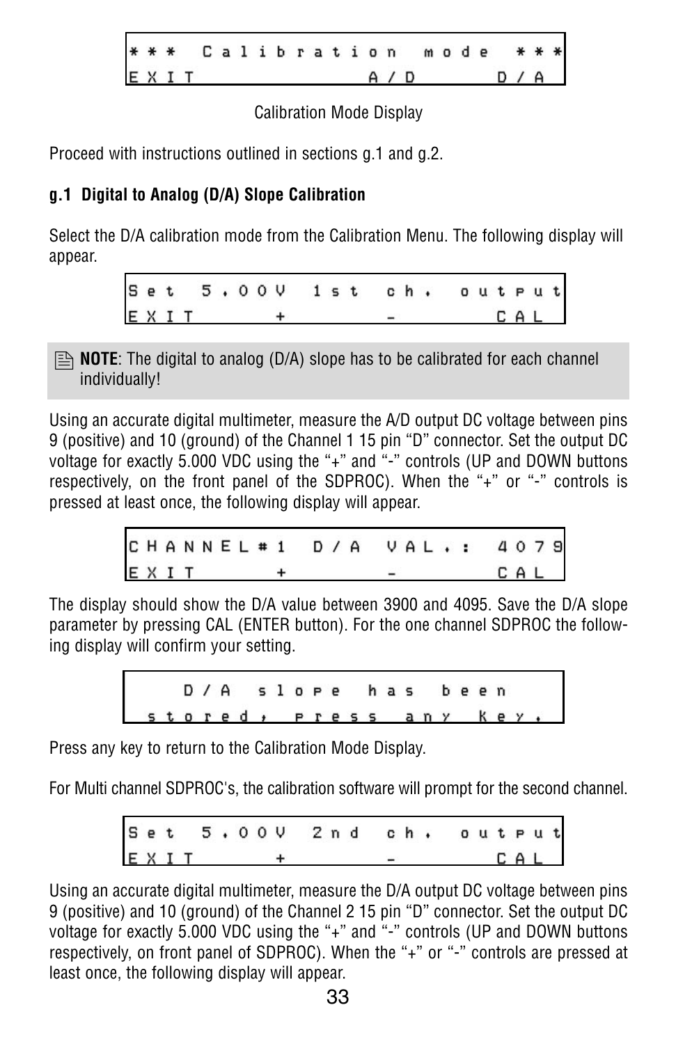```
*** Calibration mode ***
EXIT         A/D     D/A
```

Calibration Mode Display

Proceed with instructions outlined in sections g.1 and g.2.

**g.1 Digital to Analog (D/A) Slope Calibration**

Select the D/A calibration mode from the Calibration Menu. The following display will appear.

```
Set 5.00V 1st ch. output
EXIT     +      -     CAL
```

> **NOTE**: The digital to analog (D/A) slope has to be calibrated for each channel individually!

Using an accurate digital multimeter, measure the A/D output DC voltage between pins 9 (positive) and 10 (ground) of the Channel 1 15 pin “D” connector. Set the output DC voltage for exactly 5.000 VDC using the “+” and “-” controls (UP and DOWN buttons respectively, on the front panel of the SDPROC). When the “+” or “-” controls is pressed at least once, the following display will appear.

```
CHANNEL#1 D/A VAL.: 4079
EXIT     +      -     CAL
```

The display should show the D/A value between 3900 and 4095. Save the D/A slope parameter by pressing CAL (ENTER button). For the one channel SDPROC the following display will confirm your setting.

```
  D/A slope has been
 stored, press any key.
```

Press any key to return to the Calibration Mode Display.

For Multi channel SDPROC's, the calibration software will prompt for the second channel.

```
Set 5.00V 2nd ch. output
EXIT     +      -     CAL
```

Using an accurate digital multimeter, measure the D/A output DC voltage between pins 9 (positive) and 10 (ground) of the Channel 2 15 pin “D” connector. Set the output DC voltage for exactly 5.000 VDC using the “+” and “-” controls (UP and DOWN buttons respectively, on front panel of SDPROC). When the “+” or “-” controls are pressed at least once, the following display will appear.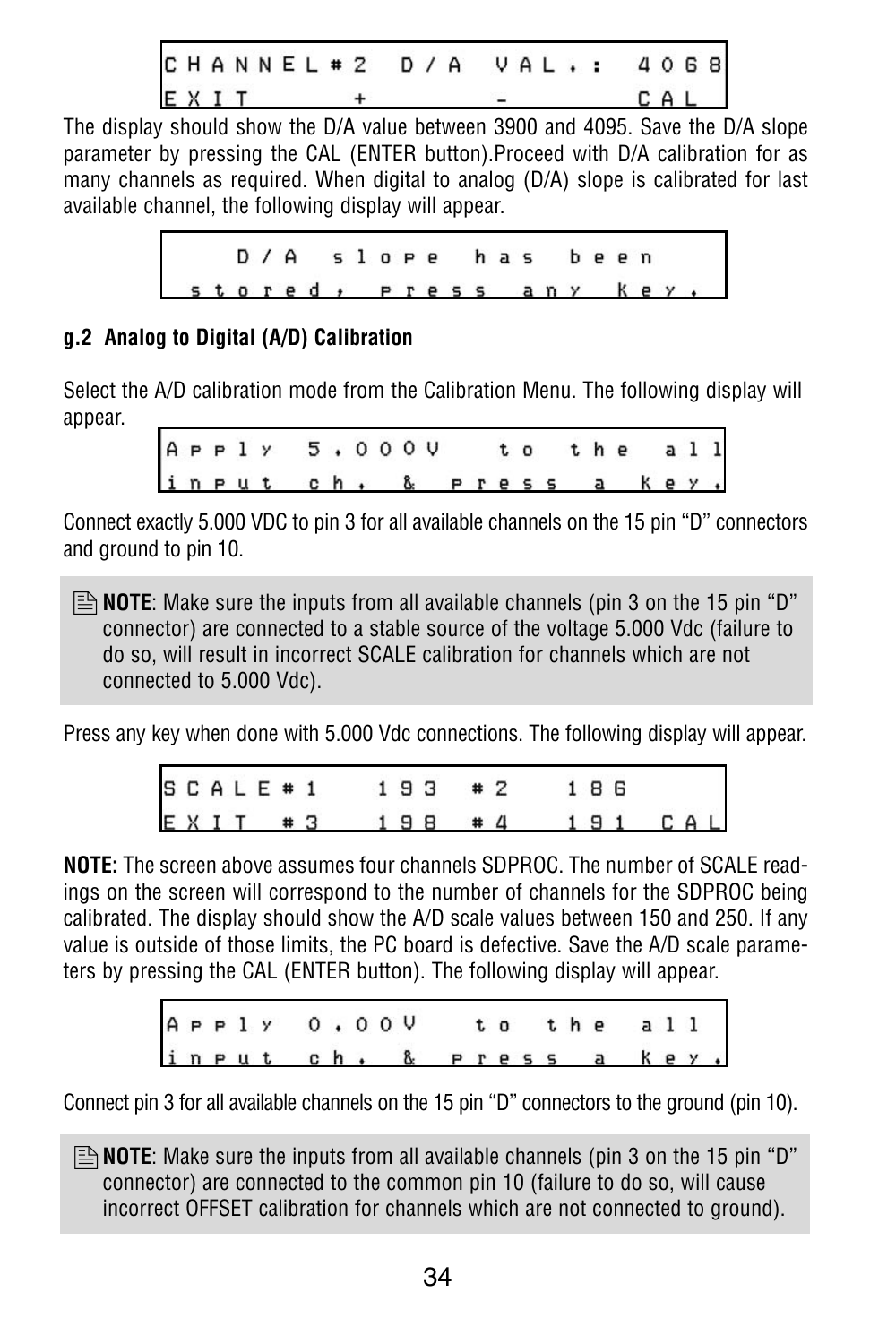```
CHANNEL#2 D/A VAL.: 4068
EXIT      +      -       CAL
```

The display should show the D/A value between 3900 and 4095. Save the D/A slope parameter by pressing the CAL (ENTER button).Proceed with D/A calibration for as many channels as required. When digital to analog (D/A) slope is calibrated for last available channel, the following display will appear.

```
   D/A slope has been
 stored, press any key.
```

**g.2 Analog to Digital (A/D) Calibration**

Select the A/D calibration mode from the Calibration Menu. The following display will appear.

```
Apply 5.000V  to the all
input ch. & press a key.
```

Connect exactly 5.000 VDC to pin 3 for all available channels on the 15 pin "D" connectors and ground to pin 10.

> **NOTE**: Make sure the inputs from all available channels (pin 3 on the 15 pin "D" connector) are connected to a stable source of the voltage 5.000 Vdc (failure to do so, will result in incorrect SCALE calibration for channels which are not connected to 5.000 Vdc).

Press any key when done with 5.000 Vdc connections. The following display will appear.

```
SCALE#1   193  #2   186
EXIT #3   198  #4   191  CAL
```

**NOTE:** The screen above assumes four channels SDPROC. The number of SCALE readings on the screen will correspond to the number of channels for the SDPROC being calibrated. The display should show the A/D scale values between 150 and 250. If any value is outside of those limits, the PC board is defective. Save the A/D scale parameters by pressing the CAL (ENTER button). The following display will appear.

```
Apply 0.00V  to the all
input ch. & press a key.
```

Connect pin 3 for all available channels on the 15 pin "D" connectors to the ground (pin 10).

> **NOTE**: Make sure the inputs from all available channels (pin 3 on the 15 pin "D" connector) are connected to the common pin 10 (failure to do so, will cause incorrect OFFSET calibration for channels which are not connected to ground).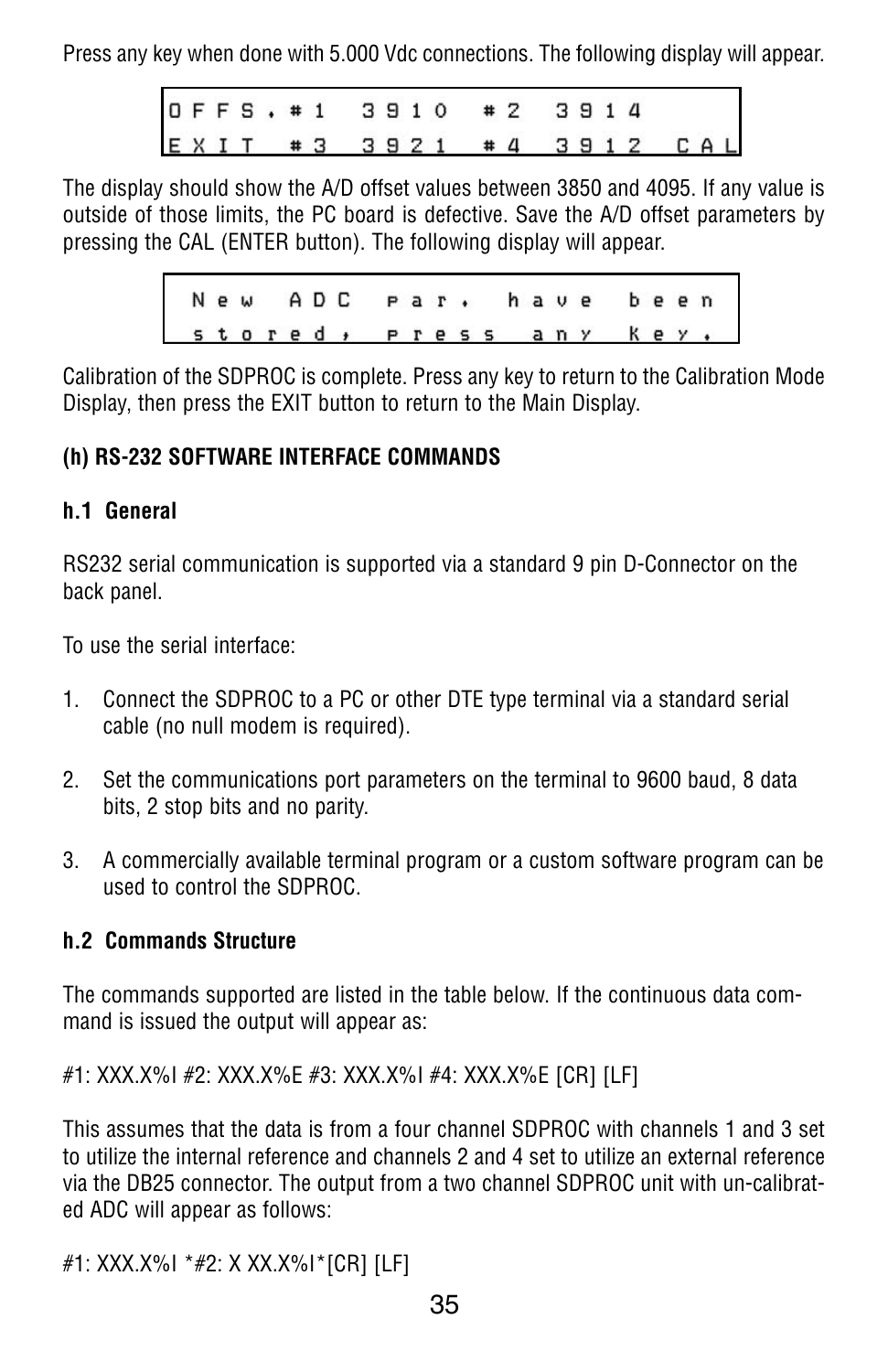Press any key when done with 5.000 Vdc connections. The following display will appear.

```
OFFS.#1  3910  #2  3914
EXIT #3  3921  #4  3912  CAL
```

The display should show the A/D offset values between 3850 and 4095. If any value is outside of those limits, the PC board is defective. Save the A/D offset parameters by pressing the CAL (ENTER button). The following display will appear.

```
New ADC par. have been
stored, press any key.
```

Calibration of the SDPROC is complete. Press any key to return to the Calibration Mode Display, then press the EXIT button to return to the Main Display.

**(h) RS-232 SOFTWARE INTERFACE COMMANDS**

**h.1 General**

RS232 serial communication is supported via a standard 9 pin D-Connector on the back panel.

To use the serial interface:

1. Connect the SDPROC to a PC or other DTE type terminal via a standard serial cable (no null modem is required).

2. Set the communications port parameters on the terminal to 9600 baud, 8 data bits, 2 stop bits and no parity.

3. A commercially available terminal program or a custom software program can be used to control the SDPROC.

**h.2 Commands Structure**

The commands supported are listed in the table below. If the continuous data command is issued the output will appear as:

#1: XXX.X%I #2: XXX.X%E #3: XXX.X%I #4: XXX.X%E [CR] [LF]

This assumes that the data is from a four channel SDPROC with channels 1 and 3 set to utilize the internal reference and channels 2 and 4 set to utilize an external reference via the DB25 connector. The output from a two channel SDPROC unit with un-calibrated ADC will appear as follows:

#1: XXX.X%I *#2: X XX.X%I*[CR] [LF]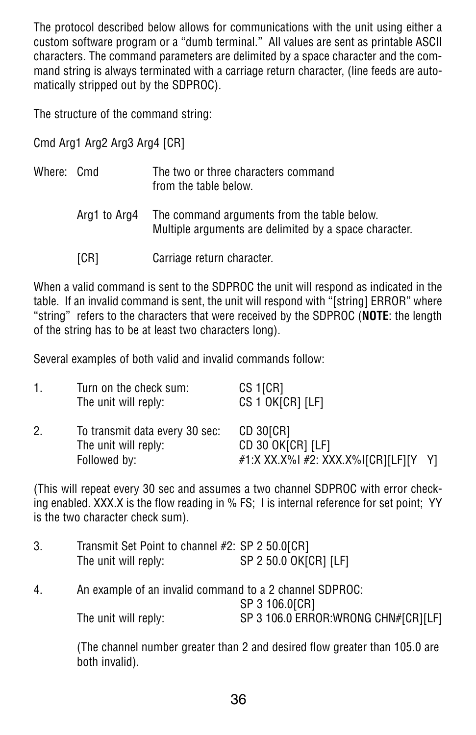The protocol described below allows for communications with the unit using either a custom software program or a "dumb terminal." All values are sent as printable ASCII characters. The command parameters are delimited by a space character and the command string is always terminated with a carriage return character, (line feeds are automatically stripped out by the SDPROC).

The structure of the command string:

Cmd Arg1 Arg2 Arg3 Arg4 [CR]

Where:

| | |
|---|---|
| Cmd | The two or three characters command from the table below. |
| Arg1 to Arg4 | The command arguments from the table below. Multiple arguments are delimited by a space character. |
| [CR] | Carriage return character. |

When a valid command is sent to the SDPROC the unit will respond as indicated in the table. If an invalid command is sent, the unit will respond with "[string] ERROR" where "string" refers to the characters that were received by the SDPROC (**NOTE**: the length of the string has to be at least two characters long).

Several examples of both valid and invalid commands follow:

1. Turn on the check sum: CS 1[CR]
   The unit will reply: CS 1 OK[CR] [LF]

2. To transmit data every 30 sec: CD 30[CR]
   The unit will reply: CD 30 OK[CR] [LF]
   Followed by: #1:X XX.X%I #2: XXX.X%I[CR][LF][Y Y]

(This will repeat every 30 sec and assumes a two channel SDPROC with error checking enabled. XXX.X is the flow reading in % FS; I is internal reference for set point; YY is the two character check sum).

3. Transmit Set Point to channel #2: SP 2 50.0[CR]
   The unit will reply: SP 2 50.0 OK[CR] [LF]

4. An example of an invalid command to a 2 channel SDPROC:
   SP 3 106.0[CR]
   The unit will reply: SP 3 106.0 ERROR:WRONG CHN#[CR][LF]

   (The channel number greater than 2 and desired flow greater than 105.0 are both invalid).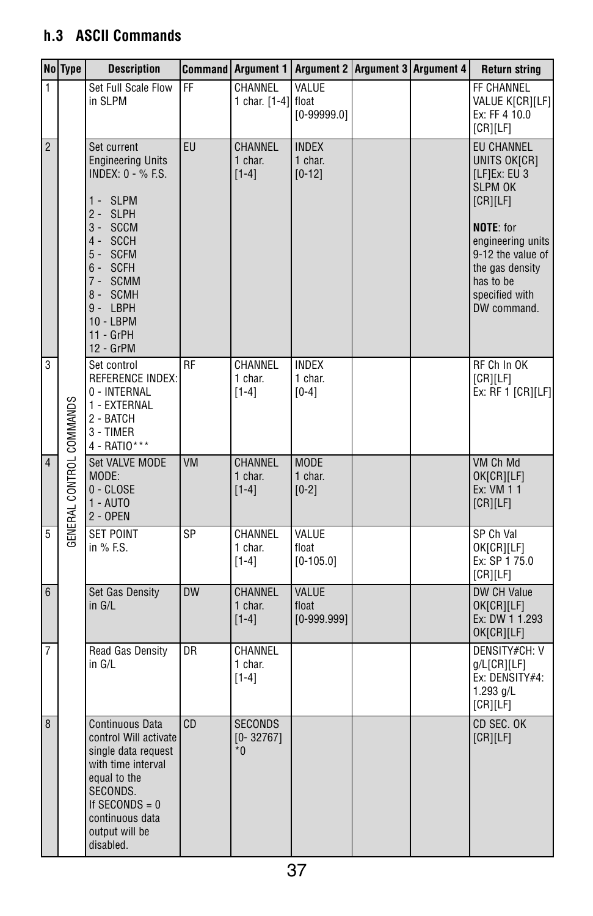### h.3 ASCII Commands

| No | Type | Description | Command | Argument 1 | Argument 2 | Argument 3 | Argument 4 | Return string |
|---|---|---|---|---|---|---|---|---|
| 1 | GENERAL CONTROL COMMANDS | Set Full Scale Flow in SLPM | FF | CHANNEL 1 char. [1-4] | VALUE float [0-99999.0] | | | FF CHANNEL VALUE K[CR][LF] Ex: FF 4 10.0 [CR][LF] |
| 2 | | Set current Engineering Units INDEX: 0 - % F.S.<br><br>1 - SLPM<br>2 - SLPH<br>3 - SCCM<br>4 - SCCH<br>5 - SCFM<br>6 - SCFH<br>7 - SCMM<br>8 - SCMH<br>9 - LBPH<br>10 - LBPM<br>11 - GrPH<br>12 - GrPM | EU | CHANNEL 1 char. [1-4] | INDEX 1 char. [0-12] | | | EU CHANNEL UNITS OK[CR][LF]Ex: EU 3 SLPM OK [CR][LF]<br><br>**NOTE**: for engineering units 9-12 the value of the gas density has to be specified with DW command. |
| 3 | | Set control REFERENCE INDEX:<br>0 - INTERNAL<br>1 - EXTERNAL<br>2 - BATCH<br>3 - TIMER<br>4 - RATIO*** | RF | CHANNEL 1 char. [1-4] | INDEX 1 char. [0-4] | | | RF Ch In OK [CR][LF] Ex: RF 1 [CR][LF] |
| 4 | | Set VALVE MODE MODE:<br>0 - CLOSE<br>1 - AUTO<br>2 - OPEN | VM | CHANNEL 1 char. [1-4] | MODE 1 char. [0-2] | | | VM Ch Md OK[CR][LF] Ex: VM 1 1 [CR][LF] |
| 5 | | SET POINT in % F.S. | SP | CHANNEL 1 char. [1-4] | VALUE float [0-105.0] | | | SP Ch Val OK[CR][LF] Ex: SP 1 75.0 [CR][LF] |
| 6 | | Set Gas Density in G/L | DW | CHANNEL 1 char. [1-4] | VALUE float [0-999.999] | | | DW CH Value OK[CR][LF] Ex: DW 1 1.293 OK[CR][LF] |
| 7 | | Read Gas Density in G/L | DR | CHANNEL 1 char. [1-4] | | | | DENSITY#CH: V g/L[CR][LF] Ex: DENSITY#4: 1.293 g/L [CR][LF] |
| 8 | | Continuous Data control Will activate single data request with time interval equal to the SECONDS.<br>If SECONDS = 0 continuous data output will be disabled. | CD | SECONDS [0- 32767] *0 | | | | CD SEC. OK [CR][LF] |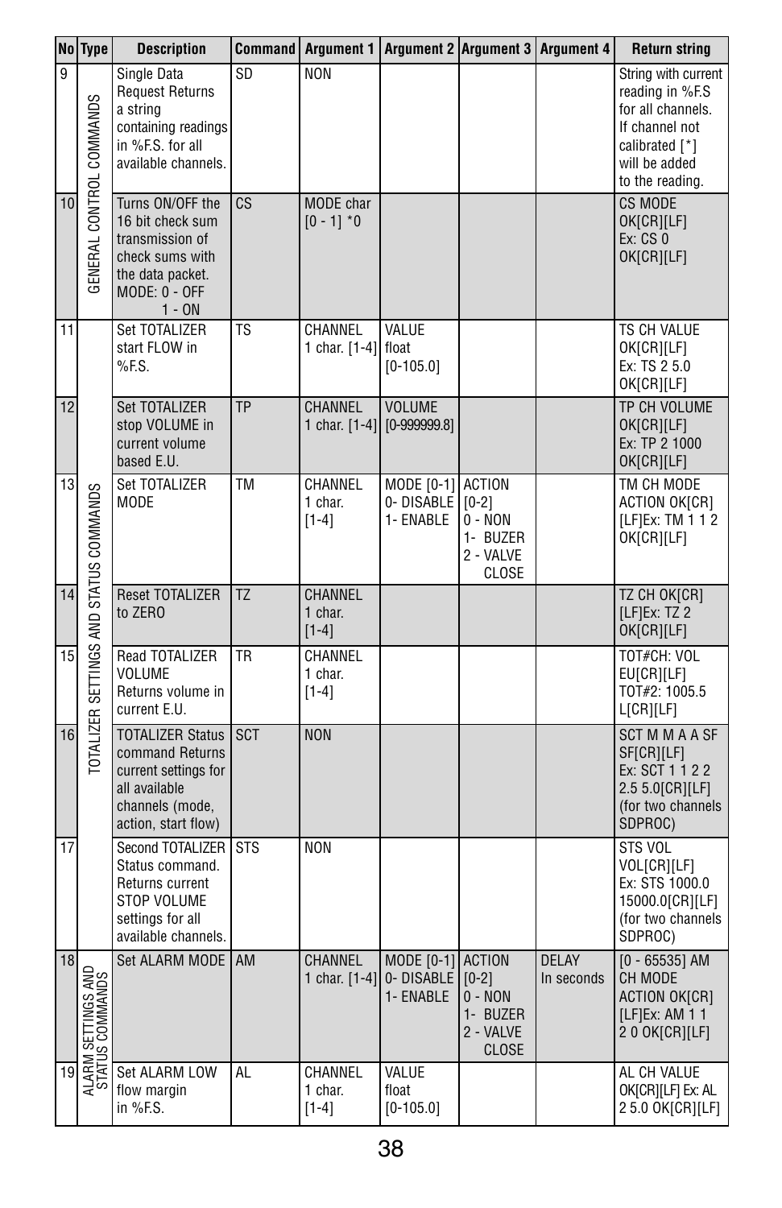| No | Type | Description | Command | Argument 1 | Argument 2 | Argument 3 | Argument 4 | Return string |
|---|---|---|---|---|---|---|---|---|
| 9 | GENERAL CONTROL COMMANDS | Single Data Request Returns a string containing readings in %F.S. for all available channels. | SD | NON | | | | String with current reading in %F.S for all channels. If channel not calibrated [*] will be added to the reading. |
| 10 | GENERAL CONTROL COMMANDS | Turns ON/OFF the 16 bit check sum transmission of check sums with the data packet. MODE: 0 - OFF 1 - ON | CS | MODE char [0 - 1] *0 | | | | CS MODE OK[CR][LF] Ex: CS 0 OK[CR][LF] |
| 11 | TOTALIZER SETTINGS AND STATUS COMMANDS | Set TOTALIZER start FLOW in %F.S. | TS | CHANNEL 1 char. [1-4] | VALUE float [0-105.0] | | | TS CH VALUE OK[CR][LF] Ex: TS 2 5.0 OK[CR][LF] |
| 12 | TOTALIZER SETTINGS AND STATUS COMMANDS | Set TOTALIZER stop VOLUME in current volume based E.U. | TP | CHANNEL 1 char. [1-4] | VOLUME [0-999999.8] | | | TP CH VOLUME OK[CR][LF] Ex: TP 2 1000 OK[CR][LF] |
| 13 | TOTALIZER SETTINGS AND STATUS COMMANDS | Set TOTALIZER MODE | TM | CHANNEL 1 char. [1-4] | MODE [0-1] 0- DISABLE 1- ENABLE | ACTION [0-2] 0 - NON 1- BUZER 2 - VALVE CLOSE | | TM CH MODE ACTION OK[CR][LF]Ex: TM 1 1 2 OK[CR][LF] |
| 14 | TOTALIZER SETTINGS AND STATUS COMMANDS | Reset TOTALIZER to ZERO | TZ | CHANNEL 1 char. [1-4] | | | | TZ CH OK[CR][LF]Ex: TZ 2 OK[CR][LF] |
| 15 | TOTALIZER SETTINGS AND STATUS COMMANDS | Read TOTALIZER VOLUME Returns volume in current E.U. | TR | CHANNEL 1 char. [1-4] | | | | TOT#CH: VOL EU[CR][LF] TOT#2: 1005.5 L[CR][LF] |
| 16 | TOTALIZER SETTINGS AND STATUS COMMANDS | TOTALIZER Status command Returns current settings for all available channels (mode, action, start flow) | SCT | NON | | | | SCT M M A A SF SF[CR][LF] Ex: SCT 1 1 2 2 2.5 5.0[CR][LF] (for two channels SDPROC) |
| 17 | TOTALIZER SETTINGS AND STATUS COMMANDS | Second TOTALIZER Status command. Returns current STOP VOLUME settings for all available channels. | STS | NON | | | | STS VOL VOL[CR][LF] Ex: STS 1000.0 15000.0[CR][LF] (for two channels SDPROC) |
| 18 | ALARM SETTINGS AND STATUS COMMANDS | Set ALARM MODE | AM | CHANNEL 1 char. [1-4] | MODE [0-1] 0- DISABLE 1- ENABLE | ACTION [0-2] 0 - NON 1- BUZER 2 - VALVE CLOSE | DELAY In seconds | [0 - 65535] AM CH MODE ACTION OK[CR][LF]Ex: AM 1 1 2 0 OK[CR][LF] |
| 19 | ALARM SETTINGS AND STATUS COMMANDS | Set ALARM LOW flow margin in %F.S. | AL | CHANNEL 1 char. [1-4] | VALUE float [0-105.0] | | | AL CH VALUE OK[CR][LF] Ex: AL 2 5.0 OK[CR][LF] |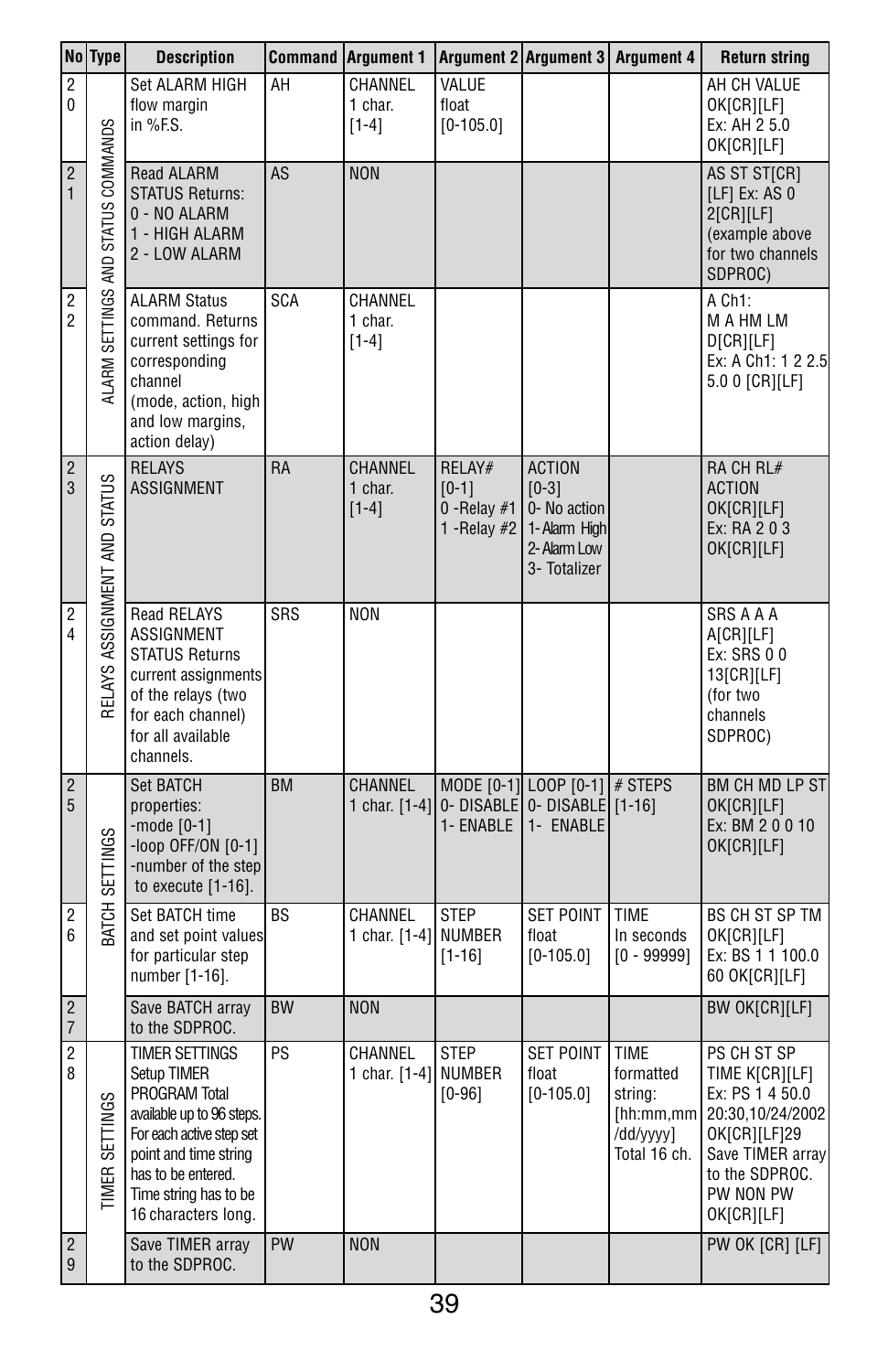| No | Type | Description | Command | Argument 1 | Argument 2 | Argument 3 | Argument 4 | Return string |
|---|---|---|---|---|---|---|---|---|
| 20 | ALARM SETTINGS AND STATUS COMMANDS | Set ALARM HIGH flow margin in %F.S. | AH | CHANNEL 1 char. [1-4] | VALUE float [0-105.0] | | | AH CH VALUE OK[CR][LF] Ex: AH 2 5.0 OK[CR][LF] |
| 21 | | Read ALARM STATUS Returns: 0 - NO ALARM 1 - HIGH ALARM 2 - LOW ALARM | AS | NON | | | | AS ST ST[CR][LF] Ex: AS 0 2[CR][LF] (example above for two channels SDPROC) |
| 22 | | ALARM Status command. Returns current settings for corresponding channel (mode, action, high and low margins, action delay) | SCA | CHANNEL 1 char. [1-4] | | | | A Ch1: M A HM LM D[CR][LF] Ex: A Ch1: 1 2 2.5 5.0 0 [CR][LF] |
| 23 | RELAYS ASSIGNMENT AND STATUS | RELAYS ASSIGNMENT | RA | CHANNEL 1 char. [1-4] | RELAY# [0-1] 0 -Relay #1 1 -Relay #2 | ACTION [0-3] 0- No action 1- Alarm High 2- Alarm Low 3- Totalizer | | RA CH RL# ACTION OK[CR][LF] Ex: RA 2 0 3 OK[CR][LF] |
| 24 | | Read RELAYS ASSIGNMENT STATUS Returns current assignments of the relays (two for each channel) for all available channels. | SRS | NON | | | | SRS A A A A[CR][LF] Ex: SRS 0 0 13[CR][LF] (for two channels SDPROC) |
| 25 | BATCH SETTINGS | Set BATCH properties: -mode [0-1] -loop OFF/ON [0-1] -number of the step to execute [1-16]. | BM | CHANNEL 1 char. [1-4] | MODE [0-1] 0- DISABLE 1- ENABLE | LOOP [0-1] 0- DISABLE 1- ENABLE | # STEPS [1-16] | BM CH MD LP ST OK[CR][LF] Ex: BM 2 0 0 10 OK[CR][LF] |
| 26 | | Set BATCH time and set point values for particular step number [1-16]. | BS | CHANNEL 1 char. [1-4] | STEP NUMBER [1-16] | SET POINT float [0-105.0] | TIME In seconds [0 - 99999] | BS CH ST SP TM OK[CR][LF] Ex: BS 1 1 100.0 60 OK[CR][LF] |
| 27 | | Save BATCH array to the SDPROC. | BW | NON | | | | BW OK[CR][LF] |
| 28 | TIMER SETTINGS | TIMER SETTINGS Setup TIMER PROGRAM Total available up to 96 steps. For each active step set point and time string has to be entered. Time string has to be 16 characters long. | PS | CHANNEL 1 char. [1-4] | STEP NUMBER [0-96] | SET POINT float [0-105.0] | TIME formatted string: [hh:mm,mm/dd/yyyy] Total 16 ch. | PS CH ST SP TIME K[CR][LF] Ex: PS 1 4 50.0 20:30,10/24/2002 OK[CR][LF]29 Save TIMER array to the SDPROC. PW NON PW OK[CR][LF] |
| 29 | | Save TIMER array to the SDPROC. | PW | NON | | | | PW OK [CR] [LF] |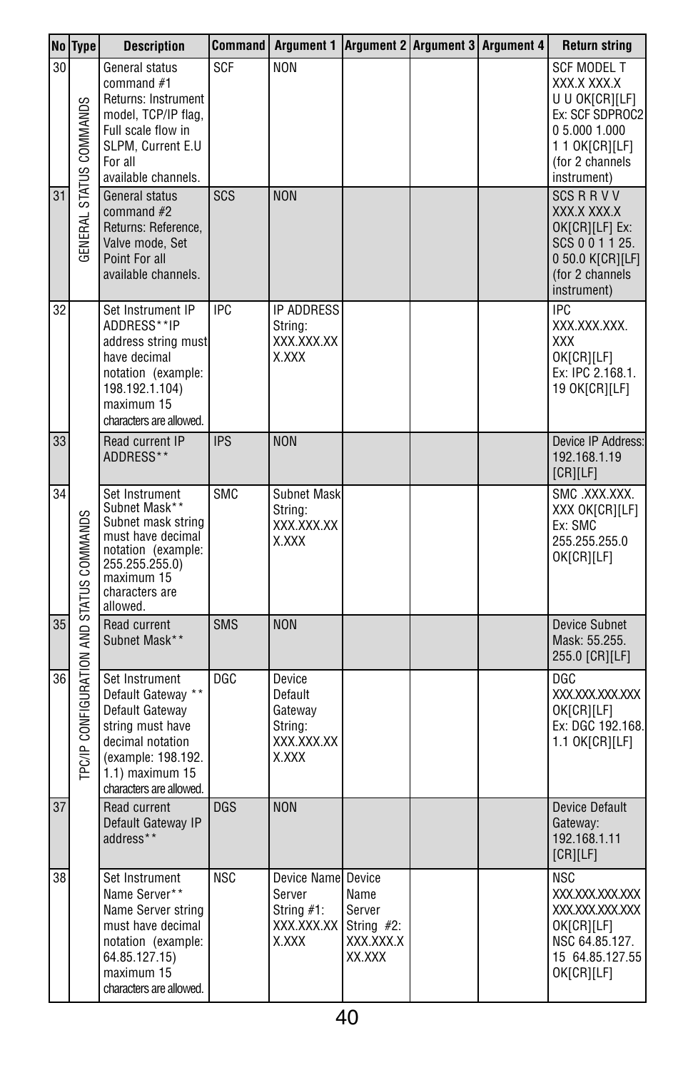| No | Type | Description | Command | Argument 1 | Argument 2 | Argument 3 | Argument 4 | Return string |
|---|---|---|---|---|---|---|---|---|
| 30 | GENERAL STATUS COMMANDS | General status command #1 Returns: Instrument model, TCP/IP flag, Full scale flow in SLPM, Current E.U For all available channels. | SCF | NON | | | | SCF MODEL T XXX.X XXX.X U U OK[CR][LF] Ex: SCF SDPROC2 0 5.000 1.000 1 1 OK[CR][LF] (for 2 channels instrument) |
| 31 | | General status command #2 Returns: Reference, Valve mode, Set Point For all available channels. | SCS | NON | | | | SCS R R V V XXX.X XXX.X OK[CR][LF] Ex: SCS 0 0 1 1 25. 0 50.0 K[CR][LF] (for 2 channels instrument) |
| 32 | TPC/IP CONFIGURATION AND STATUS COMMANDS | Set Instrument IP ADDRESS**IP address string must have decimal notation (example: 198.192.1.104) maximum 15 characters are allowed. | IPC | IP ADDRESS String: XXX.XXX.XXX.XXX | | | | IPC XXX.XXX.XXX. XXX OK[CR][LF] Ex: IPC 2.168.1. 19 OK[CR][LF] |
| 33 | | Read current IP ADDRESS** | IPS | NON | | | | Device IP Address: 192.168.1.19 [CR][LF] |
| 34 | | Set Instrument Subnet Mask** Subnet mask string must have decimal notation (example: 255.255.255.0) maximum 15 characters are allowed. | SMC | Subnet Mask String: XXX.XXX.XXX.XXX | | | | SMC .XXX.XXX. XXX OK[CR][LF] Ex: SMC 255.255.255.0 OK[CR][LF] |
| 35 | | Read current Subnet Mask** | SMS | NON | | | | Device Subnet Mask: 55.255. 255.0 [CR][LF] |
| 36 | | Set Instrument Default Gateway ** Default Gateway string must have decimal notation (example: 198.192. 1.1) maximum 15 characters are allowed. | DGC | Device Default Gateway String: XXX.XXX.XXX.XXX | | | | DGC XXX.XXX.XXX.XXX OK[CR][LF] Ex: DGC 192.168. 1.1 OK[CR][LF] |
| 37 | | Read current Default Gateway IP address** | DGS | NON | | | | Device Default Gateway: 192.168.1.11 [CR][LF] |
| 38 | | Set Instrument Name Server** Name Server string must have decimal notation (example: 64.85.127.15) maximum 15 characters are allowed. | NSC | Device Name Server String #1: XXX.XXX.XXX.XXX | Device Name Server String #2: XXX.XXX.XXX.XXX | | | NSC XXX.XXX.XXX.XXX XXX.XXX.XXX.XXX OK[CR][LF] NSC 64.85.127. 15 64.85.127.55 OK[CR][LF] |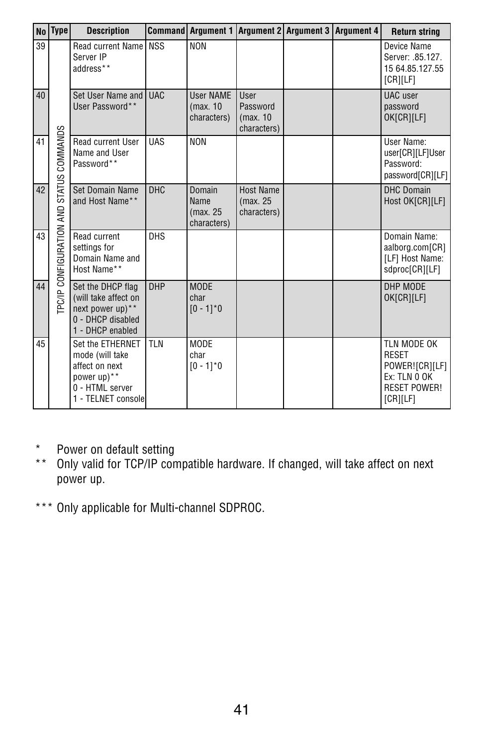| No | Type | Description | Command | Argument 1 | Argument 2 | Argument 3 | Argument 4 | Return string |
|---|---|---|---|---|---|---|---|---|
| 39 | TPC/IP CONFIGURATION AND STATUS COMMANDS | Read current Name Server IP address** | NSS | NON | | | | Device Name Server: .85.127. 15 64.85.127.55 [CR][LF] |
| 40 | | Set User Name and User Password** | UAC | User NAME (max. 10 characters) | User Password (max. 10 characters) | | | UAC user password OK[CR][LF] |
| 41 | | Read current User Name and User Password** | UAS | NON | | | | User Name: user[CR][LF]User Password: password[CR][LF] |
| 42 | | Set Domain Name and Host Name** | DHC | Domain Name (max. 25 characters) | Host Name (max. 25 characters) | | | DHC Domain Host OK[CR][LF] |
| 43 | | Read current settings for Domain Name and Host Name** | DHS | | | | | Domain Name: aalborg.com[CR][LF] Host Name: sdproc[CR][LF] |
| 44 | | Set the DHCP flag (will take affect on next power up)** 0 - DHCP disabled 1 - DHCP enabled | DHP | MODE char [0 - 1]*0 | | | | DHP MODE OK[CR][LF] |
| 45 | | Set the ETHERNET mode (will take affect on next power up)** 0 - HTML server 1 - TELNET console | TLN | MODE char [0 - 1]*0 | | | | TLN MODE OK RESET POWER![CR][LF] Ex: TLN 0 OK RESET POWER! [CR][LF] |

\* Power on default setting

\*\* Only valid for TCP/IP compatible hardware. If changed, will take affect on next power up.

\*\*\* Only applicable for Multi-channel SDPROC.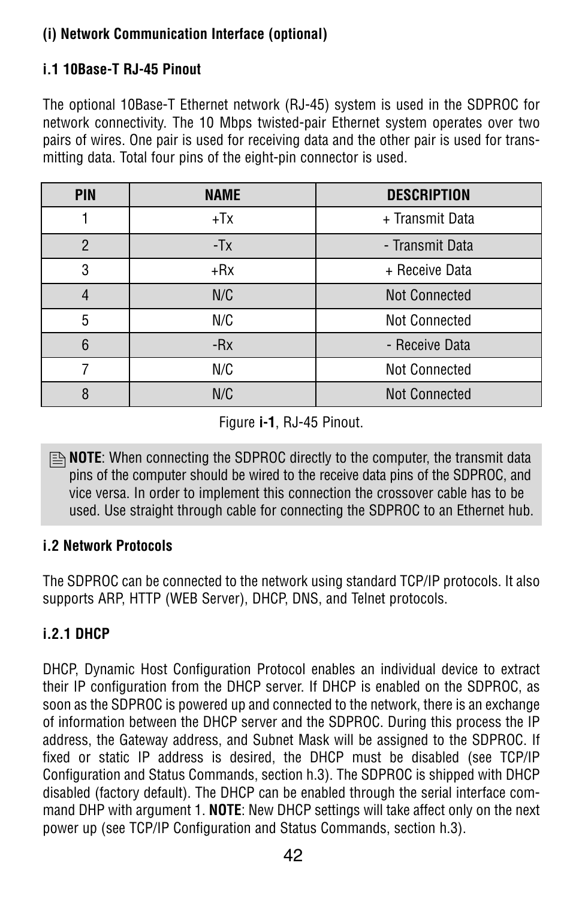**(i) Network Communication Interface (optional)**

**i.1 10Base-T RJ-45 Pinout**

The optional 10Base-T Ethernet network (RJ-45) system is used in the SDPROC for network connectivity. The 10 Mbps twisted-pair Ethernet system operates over two pairs of wires. One pair is used for receiving data and the other pair is used for transmitting data. Total four pins of the eight-pin connector is used.

| PIN | NAME | DESCRIPTION |
|---|---|---|
| 1 | +Tx | + Transmit Data |
| 2 | -Tx | - Transmit Data |
| 3 | +Rx | + Receive Data |
| 4 | N/C | Not Connected |
| 5 | N/C | Not Connected |
| 6 | -Rx | - Receive Data |
| 7 | N/C | Not Connected |
| 8 | N/C | Not Connected |

Figure **i-1**, RJ-45 Pinout.

**NOTE**: When connecting the SDPROC directly to the computer, the transmit data pins of the computer should be wired to the receive data pins of the SDPROC, and vice versa. In order to implement this connection the crossover cable has to be used. Use straight through cable for connecting the SDPROC to an Ethernet hub.

**i.2 Network Protocols**

The SDPROC can be connected to the network using standard TCP/IP protocols. It also supports ARP, HTTP (WEB Server), DHCP, DNS, and Telnet protocols.

**i.2.1 DHCP**

DHCP, Dynamic Host Configuration Protocol enables an individual device to extract their IP configuration from the DHCP server. If DHCP is enabled on the SDPROC, as soon as the SDPROC is powered up and connected to the network, there is an exchange of information between the DHCP server and the SDPROC. During this process the IP address, the Gateway address, and Subnet Mask will be assigned to the SDPROC. If fixed or static IP address is desired, the DHCP must be disabled (see TCP/IP Configuration and Status Commands, section h.3). The SDPROC is shipped with DHCP disabled (factory default). The DHCP can be enabled through the serial interface command DHP with argument 1. **NOTE**: New DHCP settings will take affect only on the next power up (see TCP/IP Configuration and Status Commands, section h.3).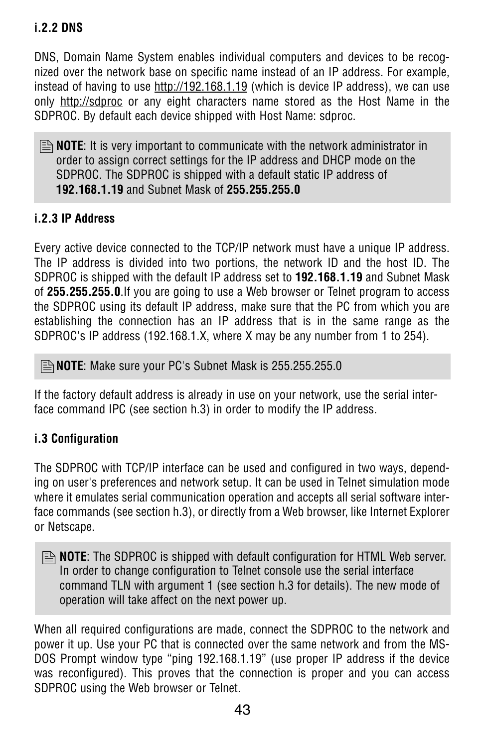#### i.2.2 DNS

DNS, Domain Name System enables individual computers and devices to be recognized over the network base on specific name instead of an IP address. For example, instead of having to use http://192.168.1.19 (which is device IP address), we can use only http://sdproc or any eight characters name stored as the Host Name in the SDPROC. By default each device shipped with Host Name: sdproc.

> **NOTE**: It is very important to communicate with the network administrator in order to assign correct settings for the IP address and DHCP mode on the SDPROC. The SDPROC is shipped with a default static IP address of **192.168.1.19** and Subnet Mask of **255.255.255.0**

#### i.2.3 IP Address

Every active device connected to the TCP/IP network must have a unique IP address. The IP address is divided into two portions, the network ID and the host ID. The SDPROC is shipped with the default IP address set to **192.168.1.19** and Subnet Mask of **255.255.255.0**.If you are going to use a Web browser or Telnet program to access the SDPROC using its default IP address, make sure that the PC from which you are establishing the connection has an IP address that is in the same range as the SDPROC's IP address (192.168.1.X, where X may be any number from 1 to 254).

> **NOTE**: Make sure your PC's Subnet Mask is 255.255.255.0

If the factory default address is already in use on your network, use the serial interface command IPC (see section h.3) in order to modify the IP address.

#### i.3 Configuration

The SDPROC with TCP/IP interface can be used and configured in two ways, depending on user's preferences and network setup. It can be used in Telnet simulation mode where it emulates serial communication operation and accepts all serial software interface commands (see section h.3), or directly from a Web browser, like Internet Explorer or Netscape.

> **NOTE**: The SDPROC is shipped with default configuration for HTML Web server. In order to change configuration to Telnet console use the serial interface command TLN with argument 1 (see section h.3 for details). The new mode of operation will take affect on the next power up.

When all required configurations are made, connect the SDPROC to the network and power it up. Use your PC that is connected over the same network and from the MS-DOS Prompt window type “ping 192.168.1.19” (use proper IP address if the device was reconfigured). This proves that the connection is proper and you can access SDPROC using the Web browser or Telnet.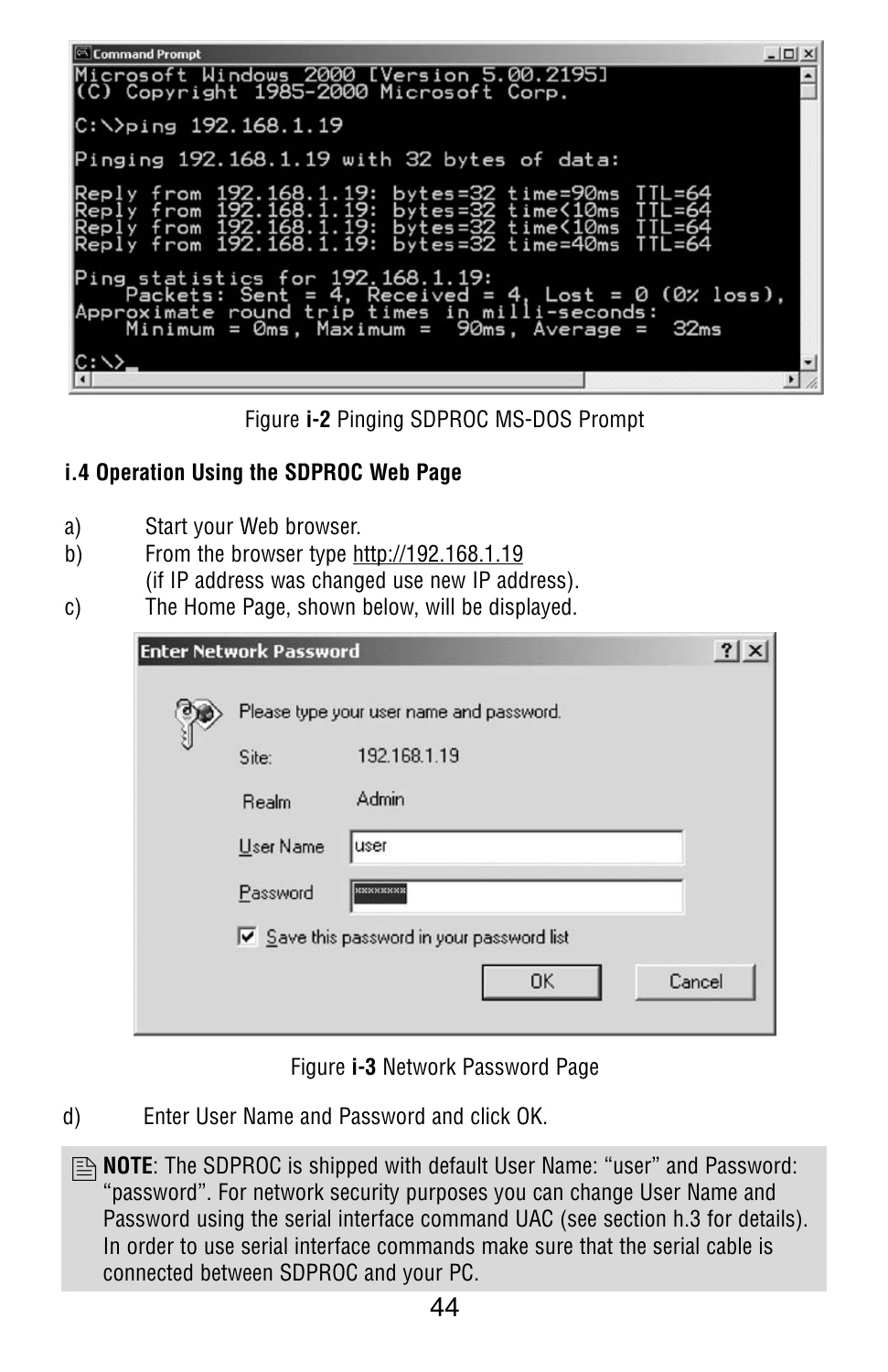```
Microsoft Windows 2000 [Version 5.00.2195]
(C) Copyright 1985-2000 Microsoft Corp.

C:\>ping 192.168.1.19

Pinging 192.168.1.19 with 32 bytes of data:

Reply from 192.168.1.19: bytes=32 time=90ms TTL=64
Reply from 192.168.1.19: bytes=32 time<10ms TTL=64
Reply from 192.168.1.19: bytes=32 time<10ms TTL=64
Reply from 192.168.1.19: bytes=32 time=40ms TTL=64

Ping statistics for 192.168.1.19:
    Packets: Sent = 4, Received = 4, Lost = 0 (0% loss),
Approximate round trip times in milli-seconds:
    Minimum = 0ms, Maximum =  90ms, Average =  32ms

C:\>
```

Figure **i-2** Pinging SDPROC MS-DOS Prompt

**i.4 Operation Using the SDPROC Web Page**

a) Start your Web browser.

b) From the browser type http://192.168.1.19 (if IP address was changed use new IP address).

c) The Home Page, shown below, will be displayed.

Enter Network Password

Please type your user name and password.

| | |
|---|---|
| Site: | 192.168.1.19 |
| Realm | Admin |
| User Name | user |
| Password | ********* |

☑ Save this password in your password list

OK | Cancel

Figure **i-3** Network Password Page

d) Enter User Name and Password and click OK.

**NOTE**: The SDPROC is shipped with default User Name: "user" and Password: "password". For network security purposes you can change User Name and Password using the serial interface command UAC (see section h.3 for details). In order to use serial interface commands make sure that the serial cable is connected between SDPROC and your PC.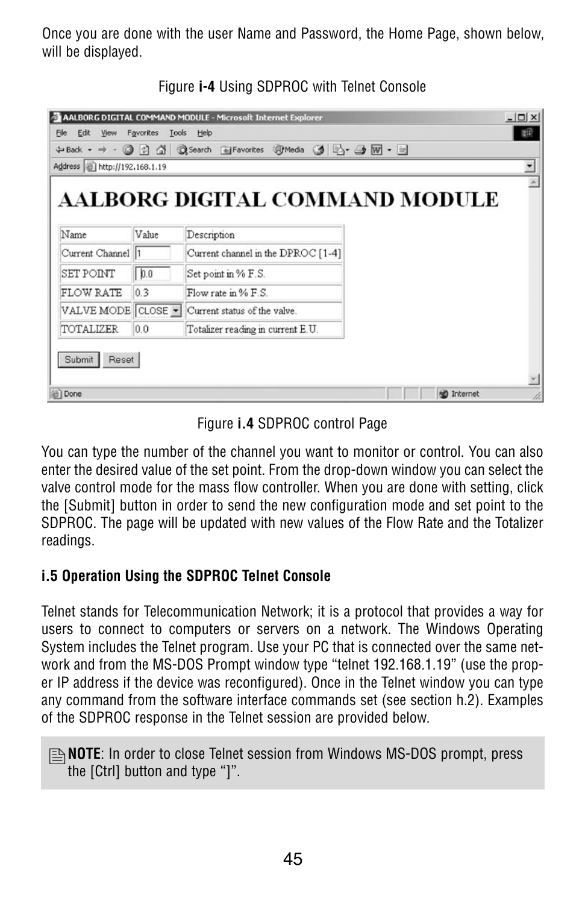Once you are done with the user Name and Password, the Home Page, shown below, will be displayed.

Figure **i-4** Using SDPROC with Telnet Console

Figure **i.4** SDPROC control Page

You can type the number of the channel you want to monitor or control. You can also enter the desired value of the set point. From the drop-down window you can select the valve control mode for the mass flow controller. When you are done with setting, click the [Submit] button in order to send the new configuration mode and set point to the SDPROC. The page will be updated with new values of the Flow Rate and the Totalizer readings.

### i.5 Operation Using the SDPROC Telnet Console

Telnet stands for Telecommunication Network; it is a protocol that provides a way for users to connect to computers or servers on a network. The Windows Operating System includes the Telnet program. Use your PC that is connected over the same network and from the MS-DOS Prompt window type "telnet 192.168.1.19" (use the proper IP address if the device was reconfigured). Once in the Telnet window you can type any command from the software interface commands set (see section h.2). Examples of the SDPROC response in the Telnet session are provided below.

> **NOTE**: In order to close Telnet session from Windows MS-DOS prompt, press the [Ctrl] button and type "]".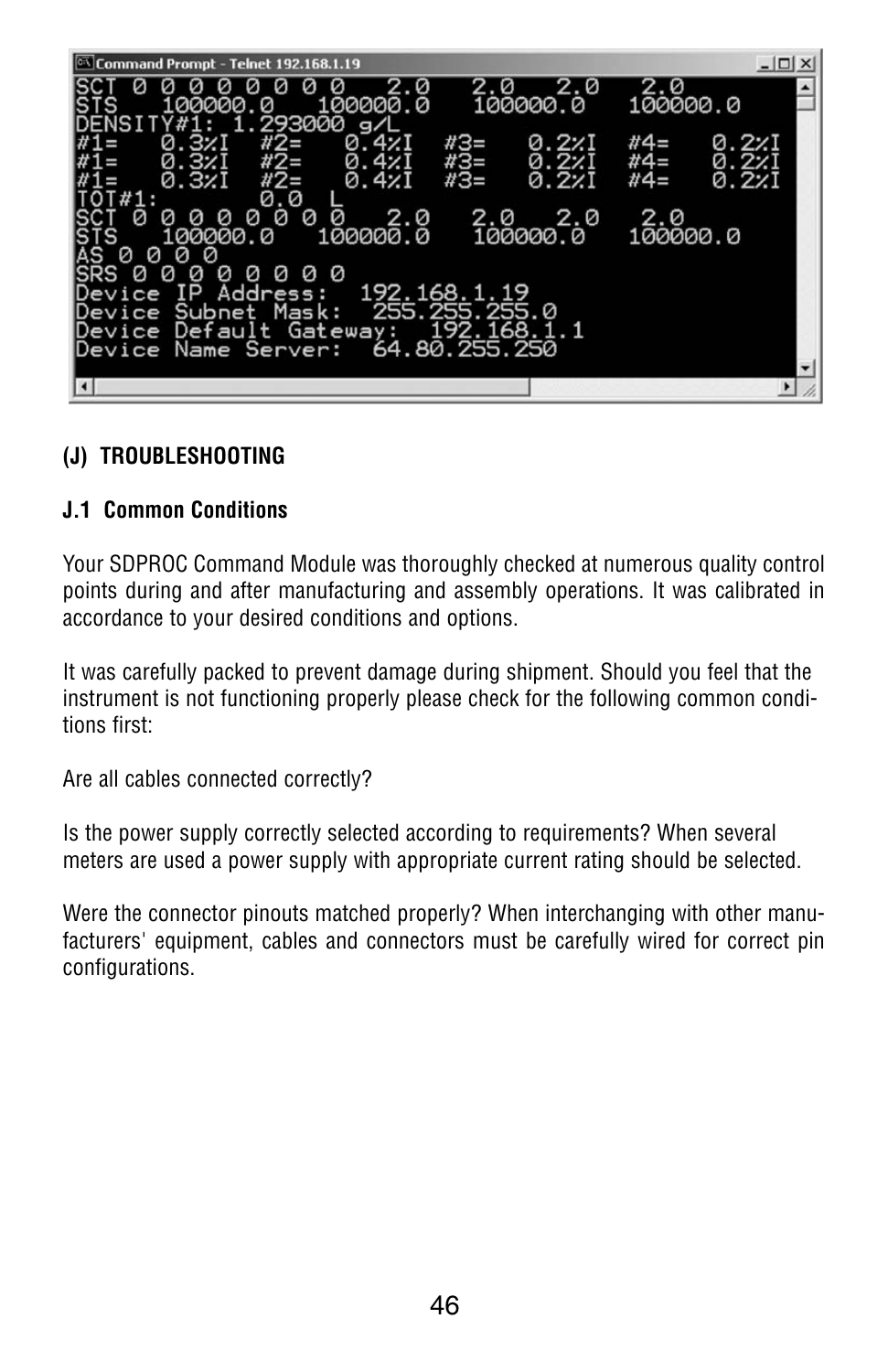```
SCT 0 0 0 0 0 0 0 0   2.0   2.0   2.0   2.0
STS   100000.0   100000.0   100000.0   100000.0
DENSITY#1: 1.293000 g/L
#1=   0.3%I   #2=   0.4%I   #3=   0.2%I   #4=   0.2%I
#1=   0.3%I   #2=   0.4%I   #3=   0.2%I   #4=   0.2%I
#1=   0.3%I   #2=   0.4%I   #3=   0.2%I   #4=   0.2%I
TOT#1:        0.0  L
SCT 0 0 0 0 0 0 0 0   2.0   2.0   2.0   2.0
STS   100000.0   100000.0   100000.0   100000.0
AS 0 0 0 0
SRS 0 0 0 0 0 0 0 0
Device IP Address:  192.168.1.19
Device Subnet Mask:  255.255.255.0
Device Default Gateway:  192.168.1.1
Device Name Server:  64.80.255.250
```

## (J) TROUBLESHOOTING

### J.1 Common Conditions

Your SDPROC Command Module was thoroughly checked at numerous quality control points during and after manufacturing and assembly operations. It was calibrated in accordance to your desired conditions and options.

It was carefully packed to prevent damage during shipment. Should you feel that the instrument is not functioning properly please check for the following common conditions first:

Are all cables connected correctly?

Is the power supply correctly selected according to requirements? When several meters are used a power supply with appropriate current rating should be selected.

Were the connector pinouts matched properly? When interchanging with other manufacturers' equipment, cables and connectors must be carefully wired for correct pin configurations.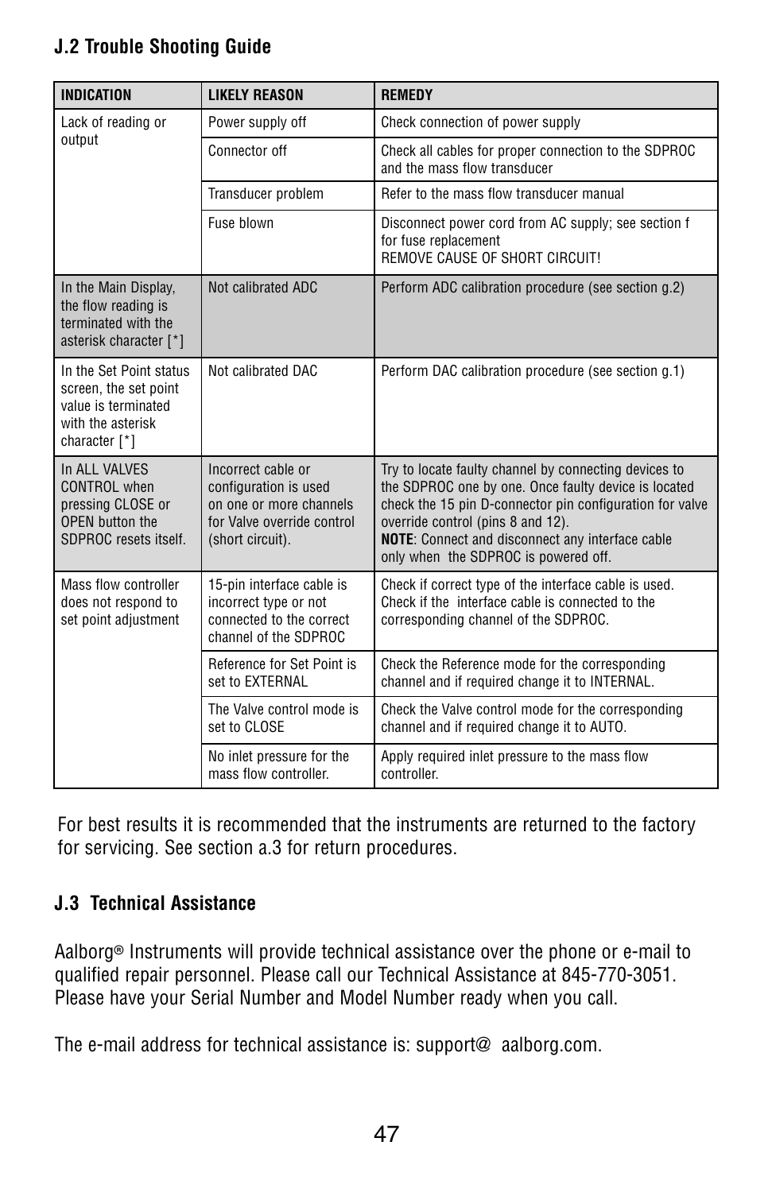### J.2 Trouble Shooting Guide

| INDICATION | LIKELY REASON | REMEDY |
| --- | --- | --- |
| Lack of reading or output | Power supply off | Check connection of power supply |
| | Connector off | Check all cables for proper connection to the SDPROC and the mass flow transducer |
| | Transducer problem | Refer to the mass flow transducer manual |
| | Fuse blown | Disconnect power cord from AC supply; see section f for fuse replacement<br>REMOVE CAUSE OF SHORT CIRCUIT! |
| In the Main Display, the flow reading is terminated with the asterisk character [*] | Not calibrated ADC | Perform ADC calibration procedure (see section g.2) |
| In the Set Point status screen, the set point value is terminated with the asterisk character [*] | Not calibrated DAC | Perform DAC calibration procedure (see section g.1) |
| In ALL VALVES CONTROL when pressing CLOSE or OPEN button the SDPROC resets itself. | Incorrect cable or configuration is used on one or more channels for Valve override control (short circuit). | Try to locate faulty channel by connecting devices to the SDPROC one by one. Once faulty device is located check the 15 pin D-connector pin configuration for valve override control (pins 8 and 12).<br>**NOTE**: Connect and disconnect any interface cable only when the SDPROC is powered off. |
| Mass flow controller does not respond to set point adjustment | 15-pin interface cable is incorrect type or not connected to the correct channel of the SDPROC | Check if correct type of the interface cable is used. Check if the interface cable is connected to the corresponding channel of the SDPROC. |
| | Reference for Set Point is set to EXTERNAL | Check the Reference mode for the corresponding channel and if required change it to INTERNAL. |
| | The Valve control mode is set to CLOSE | Check the Valve control mode for the corresponding channel and if required change it to AUTO. |
| | No inlet pressure for the mass flow controller. | Apply required inlet pressure to the mass flow controller. |

For best results it is recommended that the instruments are returned to the factory for servicing. See section a.3 for return procedures.

### J.3 Technical Assistance

Aalborg® Instruments will provide technical assistance over the phone or e-mail to qualified repair personnel. Please call our Technical Assistance at 845-770-3051. Please have your Serial Number and Model Number ready when you call.

The e-mail address for technical assistance is: support@ aalborg.com.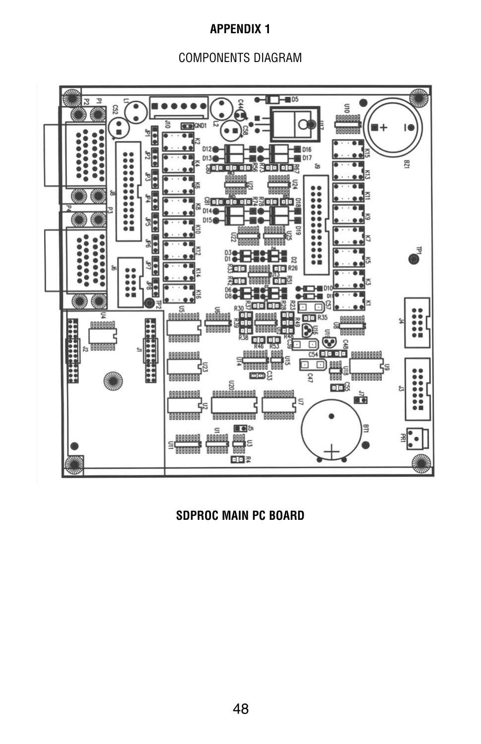**APPENDIX 1**

COMPONENTS DIAGRAM

**SDPROC MAIN PC BOARD**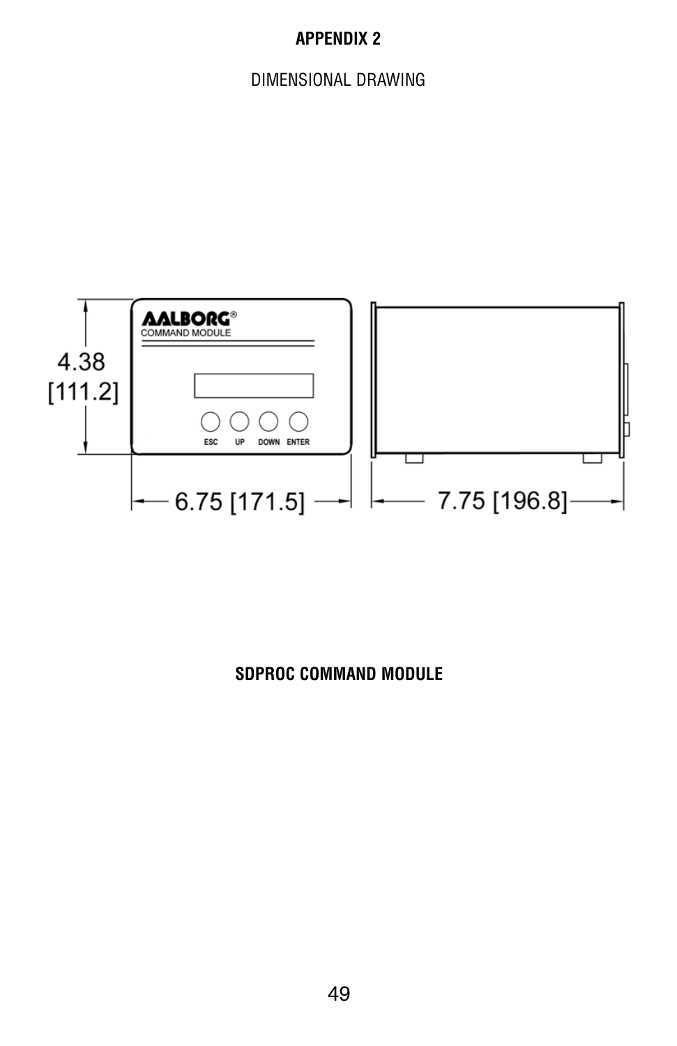# APPENDIX 2

DIMENSIONAL DRAWING

4.38 [111.2]

6.75 [171.5]

7.75 [196.8]

**SDPROC COMMAND MODULE**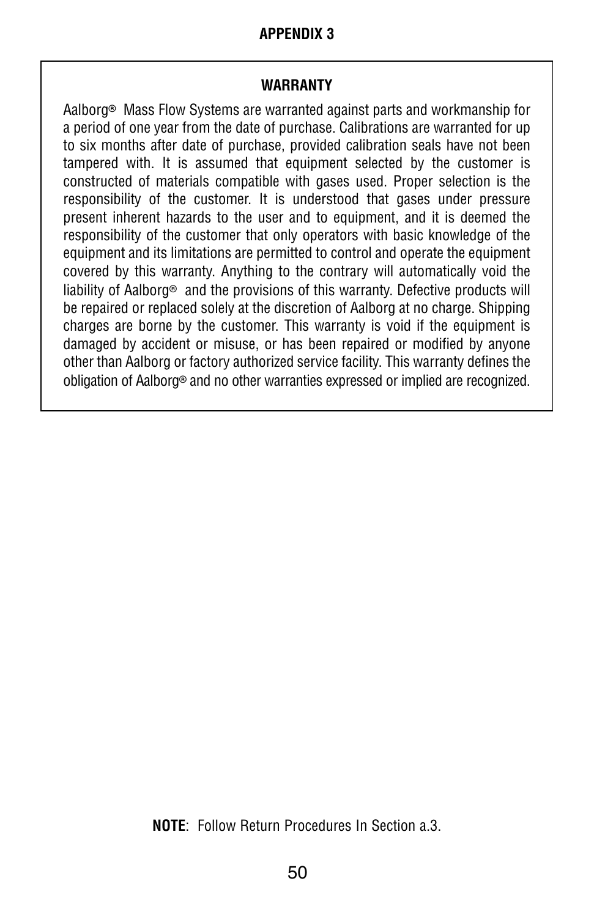## APPENDIX 3

### WARRANTY

Aalborg® Mass Flow Systems are warranted against parts and workmanship for a period of one year from the date of purchase. Calibrations are warranted for up to six months after date of purchase, provided calibration seals have not been tampered with. It is assumed that equipment selected by the customer is constructed of materials compatible with gases used. Proper selection is the responsibility of the customer. It is understood that gases under pressure present inherent hazards to the user and to equipment, and it is deemed the responsibility of the customer that only operators with basic knowledge of the equipment and its limitations are permitted to control and operate the equipment covered by this warranty. Anything to the contrary will automatically void the liability of Aalborg® and the provisions of this warranty. Defective products will be repaired or replaced solely at the discretion of Aalborg at no charge. Shipping charges are borne by the customer. This warranty is void if the equipment is damaged by accident or misuse, or has been repaired or modified by anyone other than Aalborg or factory authorized service facility. This warranty defines the obligation of Aalborg® and no other warranties expressed or implied are recognized.

**NOTE**: Follow Return Procedures In Section a.3.